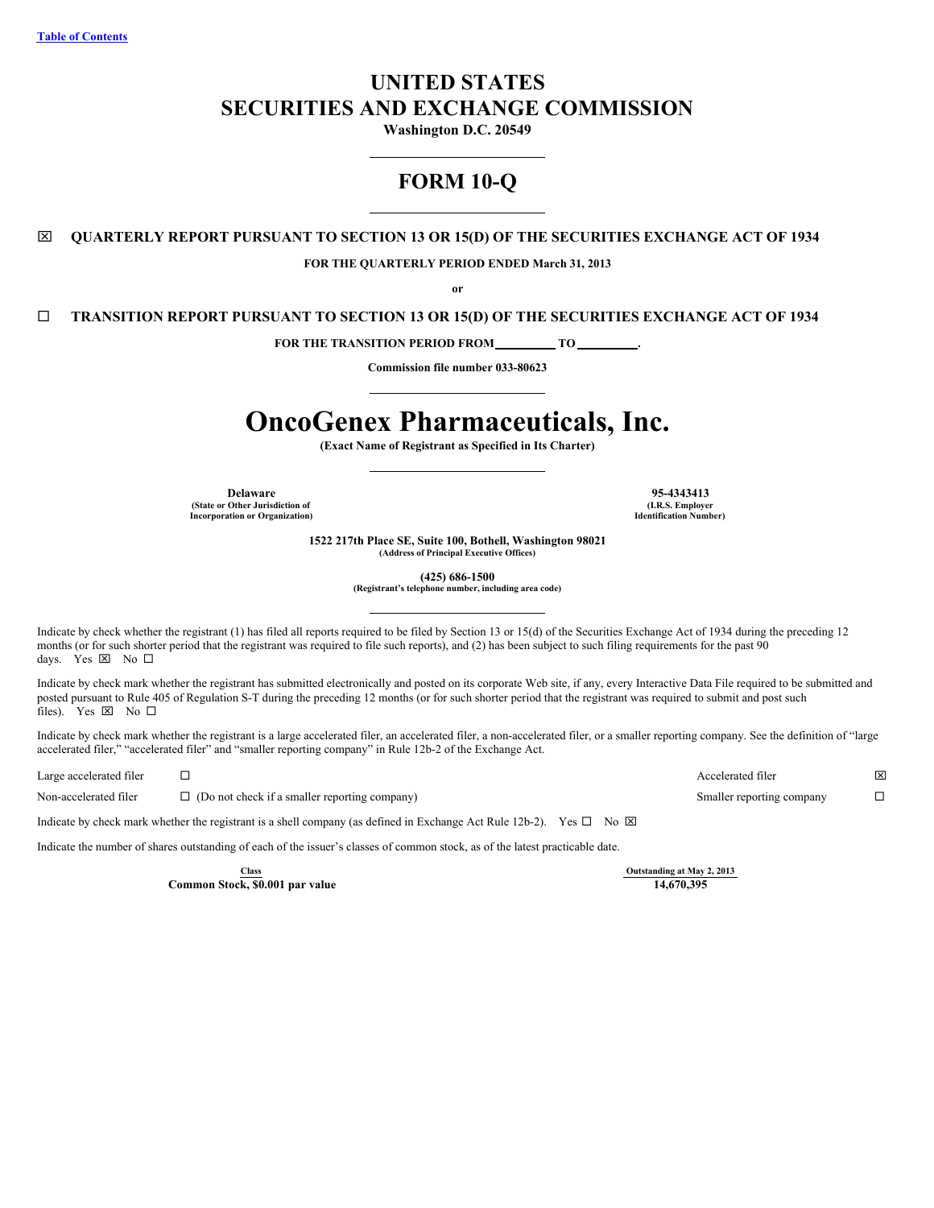Table of Contents

# UNITED STATES
# SECURITIES AND EXCHANGE COMMISSION

**Washington D.C. 20549**

# FORM 10-Q

☒ **QUARTERLY REPORT PURSUANT TO SECTION 13 OR 15(D) OF THE SECURITIES EXCHANGE ACT OF 1934**

**FOR THE QUARTERLY PERIOD ENDED March 31, 2013**

**or**

☐ **TRANSITION REPORT PURSUANT TO SECTION 13 OR 15(D) OF THE SECURITIES EXCHANGE ACT OF 1934**

**FOR THE TRANSITION PERIOD FROM \_\_\_\_\_\_\_\_\_ TO \_\_\_\_\_\_\_\_\_.**

**Commission file number 033-80623**

# OncoGenex Pharmaceuticals, Inc.

**(Exact Name of Registrant as Specified in Its Charter)**

| **Delaware** | **95-4343413** |
|---|---|
| **(State or Other Jurisdiction of Incorporation or Organization)** | **(I.R.S. Employer Identification Number)** |

**1522 217th Place SE, Suite 100, Bothell, Washington 98021**
**(Address of Principal Executive Offices)**

**(425) 686-1500**
**(Registrant's telephone number, including area code)**

Indicate by check whether the registrant (1) has filed all reports required to be filed by Section 13 or 15(d) of the Securities Exchange Act of 1934 during the preceding 12 months (or for such shorter period that the registrant was required to file such reports), and (2) has been subject to such filing requirements for the past 90 days. Yes ☒ No ☐

Indicate by check mark whether the registrant has submitted electronically and posted on its corporate Web site, if any, every Interactive Data File required to be submitted and posted pursuant to Rule 405 of Regulation S-T during the preceding 12 months (or for such shorter period that the registrant was required to submit and post such files). Yes ☒ No ☐

Indicate by check mark whether the registrant is a large accelerated filer, an accelerated filer, a non-accelerated filer, or a smaller reporting company. See the definition of "large accelerated filer," "accelerated filer" and "smaller reporting company" in Rule 12b-2 of the Exchange Act.

| | | | |
|---|---|---|---|
| Large accelerated filer | ☐ | Accelerated filer | ☒ |
| Non-accelerated filer | ☐ (Do not check if a smaller reporting company) | Smaller reporting company | ☐ |

Indicate by check mark whether the registrant is a shell company (as defined in Exchange Act Rule 12b-2). Yes ☐ No ☒

Indicate the number of shares outstanding of each of the issuer's classes of common stock, as of the latest practicable date.

| Class | Outstanding at May 2, 2013 |
|---|---|
| **Common Stock, $0.001 par value** | **14,670,395** |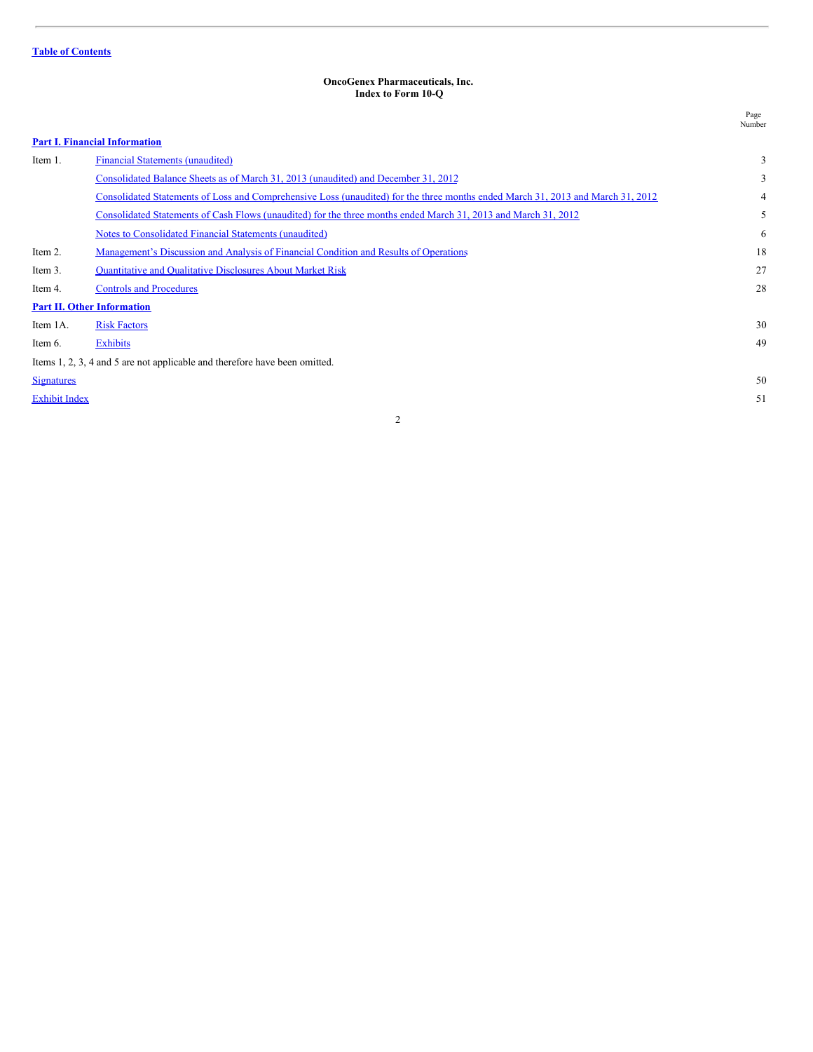Table of Contents

**OncoGenex Pharmaceuticals, Inc.**
**Index to Form 10-Q**

| | | Page Number |
|---|---|---|
| **Part I. Financial Information** | | |
| Item 1. | Financial Statements (unaudited) | 3 |
| | Consolidated Balance Sheets as of March 31, 2013 (unaudited) and December 31, 2012 | 3 |
| | Consolidated Statements of Loss and Comprehensive Loss (unaudited) for the three months ended March 31, 2013 and March 31, 2012 | 4 |
| | Consolidated Statements of Cash Flows (unaudited) for the three months ended March 31, 2013 and March 31, 2012 | 5 |
| | Notes to Consolidated Financial Statements (unaudited) | 6 |
| Item 2. | Management's Discussion and Analysis of Financial Condition and Results of Operations | 18 |
| Item 3. | Quantitative and Qualitative Disclosures About Market Risk | 27 |
| Item 4. | Controls and Procedures | 28 |
| **Part II. Other Information** | | |
| Item 1A. | Risk Factors | 30 |
| Item 6. | Exhibits | 49 |
| Items 1, 2, 3, 4 and 5 are not applicable and therefore have been omitted. | | |
| Signatures | | 50 |
| Exhibit Index | | 51 |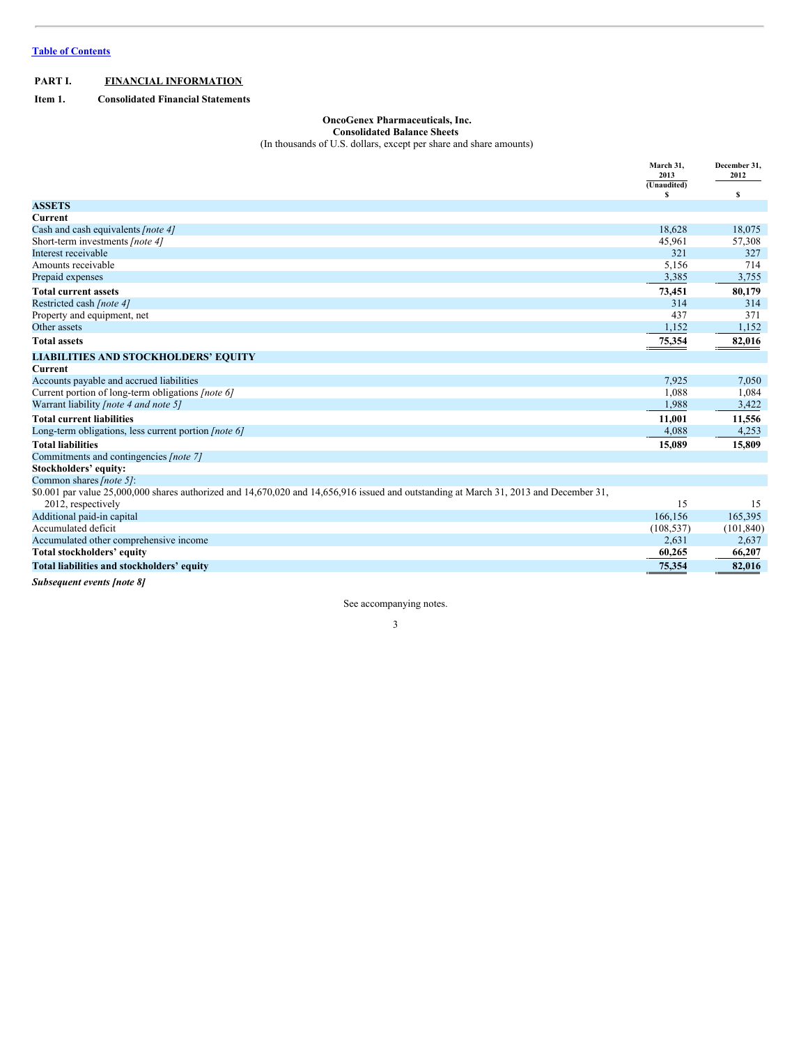[Table of Contents]

**PART I. FINANCIAL INFORMATION**

**Item 1. Consolidated Financial Statements**

**OncoGenex Pharmaceuticals, Inc.**
**Consolidated Balance Sheets**
(In thousands of U.S. dollars, except per share and share amounts)

| | March 31, 2013 (Unaudited) $ | December 31, 2012 $ |
|---|---|---|
| **ASSETS** | | |
| **Current** | | |
| Cash and cash equivalents *[note 4]* | 18,628 | 18,075 |
| Short-term investments *[note 4]* | 45,961 | 57,308 |
| Interest receivable | 321 | 327 |
| Amounts receivable | 5,156 | 714 |
| Prepaid expenses | 3,385 | 3,755 |
| **Total current assets** | **73,451** | **80,179** |
| Restricted cash *[note 4]* | 314 | 314 |
| Property and equipment, net | 437 | 371 |
| Other assets | 1,152 | 1,152 |
| **Total assets** | **75,354** | **82,016** |
| **LIABILITIES AND STOCKHOLDERS' EQUITY** | | |
| **Current** | | |
| Accounts payable and accrued liabilities | 7,925 | 7,050 |
| Current portion of long-term obligations *[note 6]* | 1,088 | 1,084 |
| Warrant liability *[note 4 and note 5]* | 1,988 | 3,422 |
| **Total current liabilities** | **11,001** | **11,556** |
| Long-term obligations, less current portion *[note 6]* | 4,088 | 4,253 |
| **Total liabilities** | **15,089** | **15,809** |
| Commitments and contingencies *[note 7]* | | |
| **Stockholders' equity:** | | |
| Common shares *[note 5]*: | | |
| $0.001 par value 25,000,000 shares authorized and 14,670,020 and 14,656,916 issued and outstanding at March 31, 2013 and December 31, 2012, respectively | 15 | 15 |
| Additional paid-in capital | 166,156 | 165,395 |
| Accumulated deficit | (108,537) | (101,840) |
| Accumulated other comprehensive income | 2,631 | 2,637 |
| **Total stockholders' equity** | **60,265** | **66,207** |
| **Total liabilities and stockholders' equity** | **75,354** | **82,016** |

***Subsequent events [note 8]***

See accompanying notes.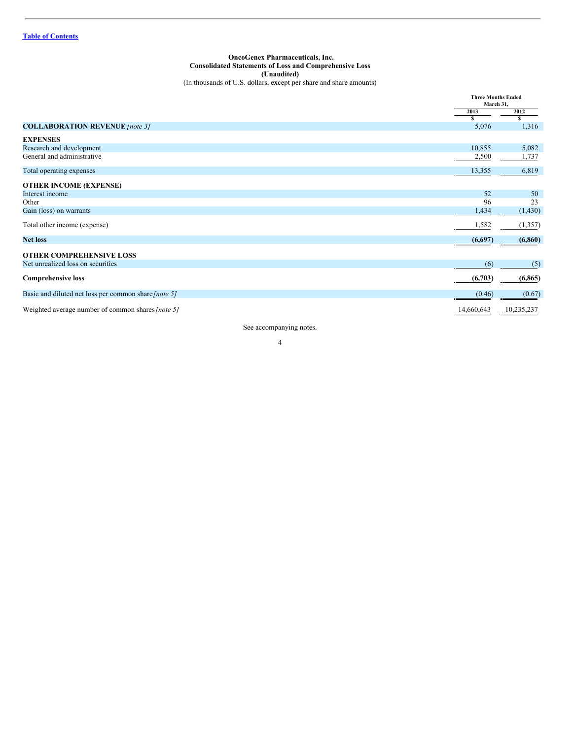[Table of Contents](#)

**OncoGenex Pharmaceuticals, Inc.**
**Consolidated Statements of Loss and Comprehensive Loss**
**(Unaudited)**
(In thousands of U.S. dollars, except per share and share amounts)

| | Three Months Ended March 31, | |
|---|---|---|
| | 2013 | 2012 |
| | $ | $ |
| **COLLABORATION REVENUE** *[note 3]* | 5,076 | 1,316 |
| **EXPENSES** | | |
| Research and development | 10,855 | 5,082 |
| General and administrative | 2,500 | 1,737 |
| Total operating expenses | 13,355 | 6,819 |
| **OTHER INCOME (EXPENSE)** | | |
| Interest income | 52 | 50 |
| Other | 96 | 23 |
| Gain (loss) on warrants | 1,434 | (1,430) |
| Total other income (expense) | 1,582 | (1,357) |
| **Net loss** | **(6,697)** | **(6,860)** |
| **OTHER COMPREHENSIVE LOSS** | | |
| Net unrealized loss on securities | (6) | (5) |
| **Comprehensive loss** | **(6,703)** | **(6,865)** |
| Basic and diluted net loss per common share *[note 5]* | (0.46) | (0.67) |
| Weighted average number of common shares *[note 5]* | 14,660,643 | 10,235,237 |

See accompanying notes.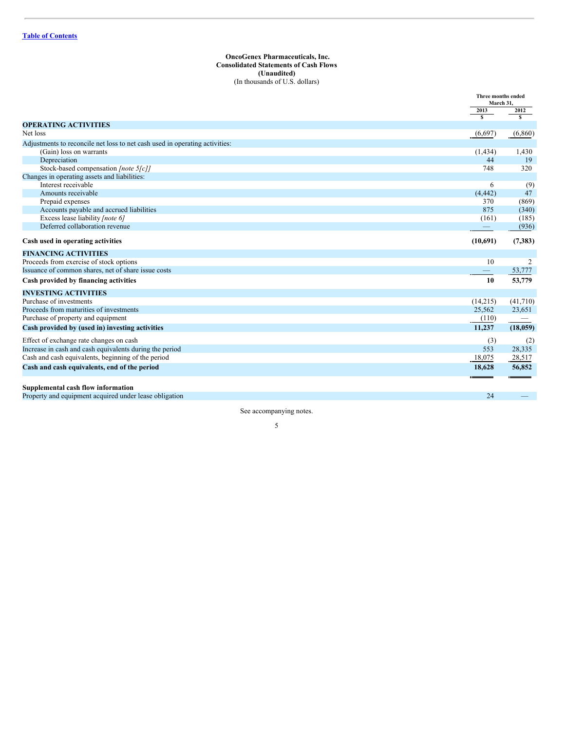Table of Contents

**OncoGenex Pharmaceuticals, Inc.**
**Consolidated Statements of Cash Flows**
**(Unaudited)**
(In thousands of U.S. dollars)

| | Three months ended March 31, 2013 | Three months ended March 31, 2012 |
|---|---|---|
| | $ | $ |
| **OPERATING ACTIVITIES** | | |
| Net loss | (6,697) | (6,860) |
| Adjustments to reconcile net loss to net cash used in operating activities: | | |
| (Gain) loss on warrants | (1,434) | 1,430 |
| Depreciation | 44 | 19 |
| Stock-based compensation *[note 5[c]]* | 748 | 320 |
| Changes in operating assets and liabilities: | | |
| Interest receivable | 6 | (9) |
| Amounts receivable | (4,442) | 47 |
| Prepaid expenses | 370 | (869) |
| Accounts payable and accrued liabilities | 875 | (340) |
| Excess lease liability *[note 6]* | (161) | (185) |
| Deferred collaboration revenue | — | (936) |
| **Cash used in operating activities** | **(10,691)** | **(7,383)** |
| **FINANCING ACTIVITIES** | | |
| Proceeds from exercise of stock options | 10 | 2 |
| Issuance of common shares, net of share issue costs | — | 53,777 |
| **Cash provided by financing activities** | **10** | **53,779** |
| **INVESTING ACTIVITIES** | | |
| Purchase of investments | (14,215) | (41,710) |
| Proceeds from maturities of investments | 25,562 | 23,651 |
| Purchase of property and equipment | (110) | — |
| **Cash provided by (used in) investing activities** | **11,237** | **(18,059)** |
| Effect of exchange rate changes on cash | (3) | (2) |
| Increase in cash and cash equivalents during the period | 553 | 28,335 |
| Cash and cash equivalents, beginning of the period | 18,075 | 28,517 |
| **Cash and cash equivalents, end of the period** | **18,628** | **56,852** |
| **Supplemental cash flow information** | | |
| Property and equipment acquired under lease obligation | 24 | — |

See accompanying notes.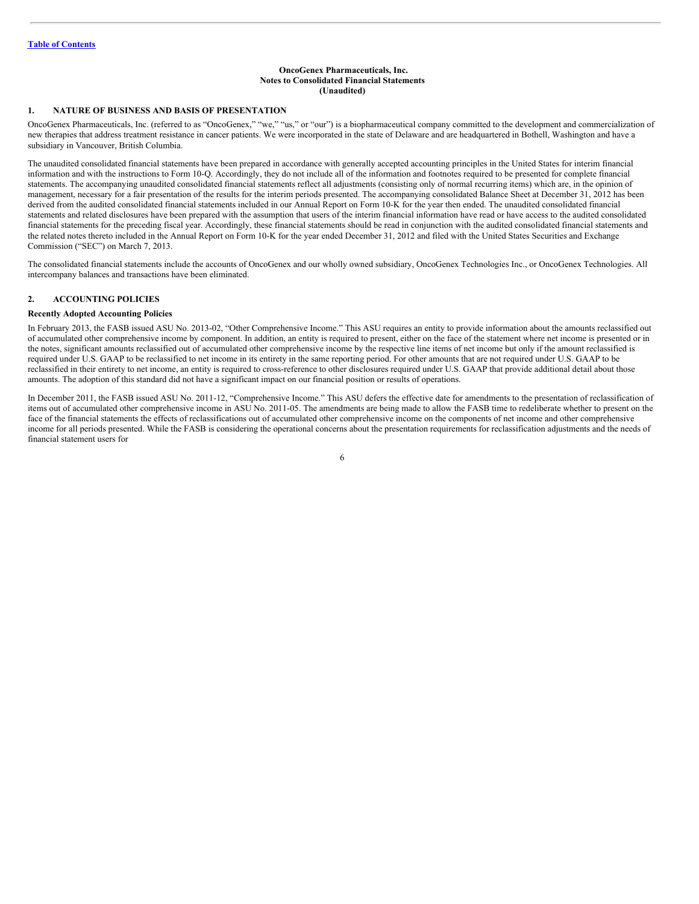**OncoGenex Pharmaceuticals, Inc.**
**Notes to Consolidated Financial Statements**
**(Unaudited)**

## 1. NATURE OF BUSINESS AND BASIS OF PRESENTATION

OncoGenex Pharmaceuticals, Inc. (referred to as "OncoGenex," "we," "us," or "our") is a biopharmaceutical company committed to the development and commercialization of new therapies that address treatment resistance in cancer patients. We were incorporated in the state of Delaware and are headquartered in Bothell, Washington and have a subsidiary in Vancouver, British Columbia.

The unaudited consolidated financial statements have been prepared in accordance with generally accepted accounting principles in the United States for interim financial information and with the instructions to Form 10-Q. Accordingly, they do not include all of the information and footnotes required to be presented for complete financial statements. The accompanying unaudited consolidated financial statements reflect all adjustments (consisting only of normal recurring items) which are, in the opinion of management, necessary for a fair presentation of the results for the interim periods presented. The accompanying consolidated Balance Sheet at December 31, 2012 has been derived from the audited consolidated financial statements included in our Annual Report on Form 10-K for the year then ended. The unaudited consolidated financial statements and related disclosures have been prepared with the assumption that users of the interim financial information have read or have access to the audited consolidated financial statements for the preceding fiscal year. Accordingly, these financial statements should be read in conjunction with the audited consolidated financial statements and the related notes thereto included in the Annual Report on Form 10-K for the year ended December 31, 2012 and filed with the United States Securities and Exchange Commission ("SEC") on March 7, 2013.

The consolidated financial statements include the accounts of OncoGenex and our wholly owned subsidiary, OncoGenex Technologies Inc., or OncoGenex Technologies. All intercompany balances and transactions have been eliminated.

## 2. ACCOUNTING POLICIES

### Recently Adopted Accounting Policies

In February 2013, the FASB issued ASU No. 2013-02, "Other Comprehensive Income." This ASU requires an entity to provide information about the amounts reclassified out of accumulated other comprehensive income by component. In addition, an entity is required to present, either on the face of the statement where net income is presented or in the notes, significant amounts reclassified out of accumulated other comprehensive income by the respective line items of net income but only if the amount reclassified is required under U.S. GAAP to be reclassified to net income in its entirety in the same reporting period. For other amounts that are not required under U.S. GAAP to be reclassified in their entirety to net income, an entity is required to cross-reference to other disclosures required under U.S. GAAP that provide additional detail about those amounts. The adoption of this standard did not have a significant impact on our financial position or results of operations.

In December 2011, the FASB issued ASU No. 2011-12, "Comprehensive Income." This ASU defers the effective date for amendments to the presentation of reclassification of items out of accumulated other comprehensive income in ASU No. 2011-05. The amendments are being made to allow the FASB time to redeliberate whether to present on the face of the financial statements the effects of reclassifications out of accumulated other comprehensive income on the components of net income and other comprehensive income for all periods presented. While the FASB is considering the operational concerns about the presentation requirements for reclassification adjustments and the needs of financial statement users for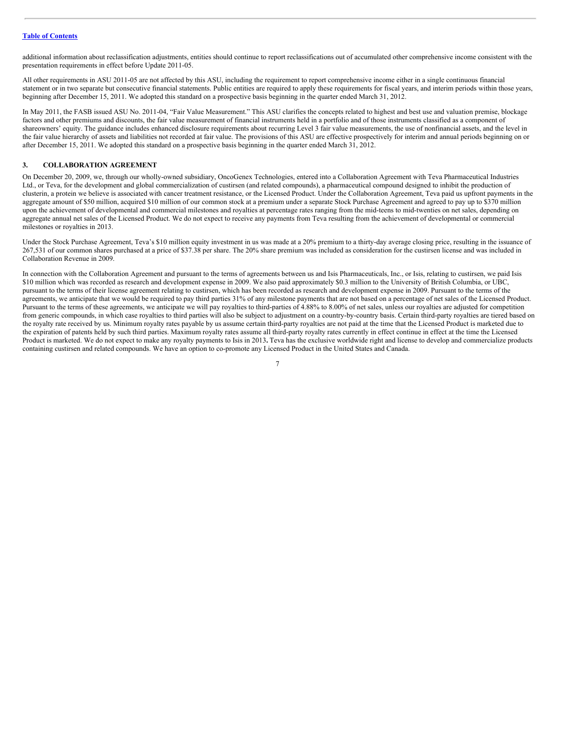additional information about reclassification adjustments, entities should continue to report reclassifications out of accumulated other comprehensive income consistent with the presentation requirements in effect before Update 2011-05.

All other requirements in ASU 2011-05 are not affected by this ASU, including the requirement to report comprehensive income either in a single continuous financial statement or in two separate but consecutive financial statements. Public entities are required to apply these requirements for fiscal years, and interim periods within those years, beginning after December 15, 2011. We adopted this standard on a prospective basis beginning in the quarter ended March 31, 2012.

In May 2011, the FASB issued ASU No. 2011-04, "Fair Value Measurement." This ASU clarifies the concepts related to highest and best use and valuation premise, blockage factors and other premiums and discounts, the fair value measurement of financial instruments held in a portfolio and of those instruments classified as a component of shareowners' equity. The guidance includes enhanced disclosure requirements about recurring Level 3 fair value measurements, the use of nonfinancial assets, and the level in the fair value hierarchy of assets and liabilities not recorded at fair value. The provisions of this ASU are effective prospectively for interim and annual periods beginning on or after December 15, 2011. We adopted this standard on a prospective basis beginning in the quarter ended March 31, 2012.

## 3. COLLABORATION AGREEMENT

On December 20, 2009, we, through our wholly-owned subsidiary, OncoGenex Technologies, entered into a Collaboration Agreement with Teva Pharmaceutical Industries Ltd., or Teva, for the development and global commercialization of custirsen (and related compounds), a pharmaceutical compound designed to inhibit the production of clusterin, a protein we believe is associated with cancer treatment resistance, or the Licensed Product. Under the Collaboration Agreement, Teva paid us upfront payments in the aggregate amount of $50 million, acquired $10 million of our common stock at a premium under a separate Stock Purchase Agreement and agreed to pay up to $370 million upon the achievement of developmental and commercial milestones and royalties at percentage rates ranging from the mid-teens to mid-twenties on net sales, depending on aggregate annual net sales of the Licensed Product. We do not expect to receive any payments from Teva resulting from the achievement of developmental or commercial milestones or royalties in 2013.

Under the Stock Purchase Agreement, Teva's $10 million equity investment in us was made at a 20% premium to a thirty-day average closing price, resulting in the issuance of 267,531 of our common shares purchased at a price of $37.38 per share. The 20% share premium was included as consideration for the custirsen license and was included in Collaboration Revenue in 2009.

In connection with the Collaboration Agreement and pursuant to the terms of agreements between us and Isis Pharmaceuticals, Inc., or Isis, relating to custirsen, we paid Isis $10 million which was recorded as research and development expense in 2009. We also paid approximately $0.3 million to the University of British Columbia, or UBC, pursuant to the terms of their license agreement relating to custirsen, which has been recorded as research and development expense in 2009. Pursuant to the terms of the agreements, we anticipate that we would be required to pay third parties 31% of any milestone payments that are not based on a percentage of net sales of the Licensed Product. Pursuant to the terms of these agreements, we anticipate we will pay royalties to third-parties of 4.88% to 8.00% of net sales, unless our royalties are adjusted for competition from generic compounds, in which case royalties to third parties will also be subject to adjustment on a country-by-country basis. Certain third-party royalties are tiered based on the royalty rate received by us. Minimum royalty rates payable by us assume certain third-party royalties are not paid at the time that the Licensed Product is marketed due to the expiration of patents held by such third parties. Maximum royalty rates assume all third-party royalty rates currently in effect continue in effect at the time the Licensed Product is marketed. We do not expect to make any royalty payments to Isis in 2013**.** Teva has the exclusive worldwide right and license to develop and commercialize products containing custirsen and related compounds. We have an option to co-promote any Licensed Product in the United States and Canada.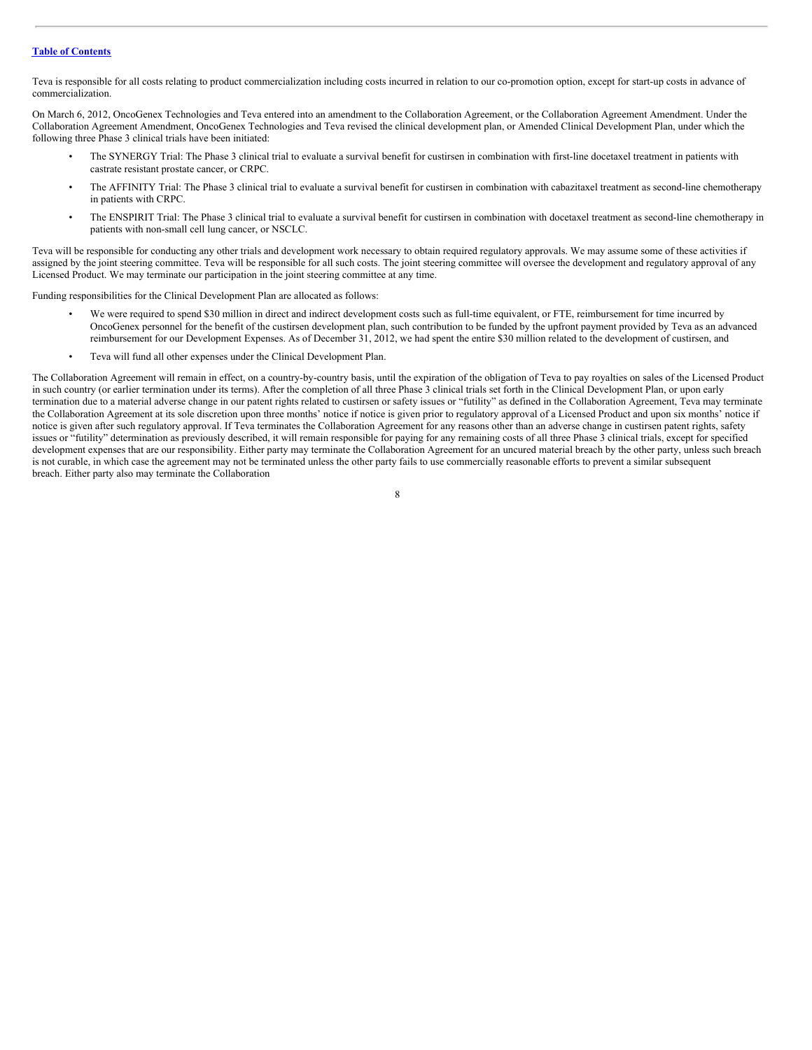Teva is responsible for all costs relating to product commercialization including costs incurred in relation to our co-promotion option, except for start-up costs in advance of commercialization.

On March 6, 2012, OncoGenex Technologies and Teva entered into an amendment to the Collaboration Agreement, or the Collaboration Agreement Amendment. Under the Collaboration Agreement Amendment, OncoGenex Technologies and Teva revised the clinical development plan, or Amended Clinical Development Plan, under which the following three Phase 3 clinical trials have been initiated:

- The SYNERGY Trial: The Phase 3 clinical trial to evaluate a survival benefit for custirsen in combination with first-line docetaxel treatment in patients with castrate resistant prostate cancer, or CRPC.
- The AFFINITY Trial: The Phase 3 clinical trial to evaluate a survival benefit for custirsen in combination with cabazitaxel treatment as second-line chemotherapy in patients with CRPC.
- The ENSPIRIT Trial: The Phase 3 clinical trial to evaluate a survival benefit for custirsen in combination with docetaxel treatment as second-line chemotherapy in patients with non-small cell lung cancer, or NSCLC.

Teva will be responsible for conducting any other trials and development work necessary to obtain required regulatory approvals. We may assume some of these activities if assigned by the joint steering committee. Teva will be responsible for all such costs. The joint steering committee will oversee the development and regulatory approval of any Licensed Product. We may terminate our participation in the joint steering committee at any time.

Funding responsibilities for the Clinical Development Plan are allocated as follows:

- We were required to spend $30 million in direct and indirect development costs such as full-time equivalent, or FTE, reimbursement for time incurred by OncoGenex personnel for the benefit of the custirsen development plan, such contribution to be funded by the upfront payment provided by Teva as an advanced reimbursement for our Development Expenses. As of December 31, 2012, we had spent the entire $30 million related to the development of custirsen, and
- Teva will fund all other expenses under the Clinical Development Plan.

The Collaboration Agreement will remain in effect, on a country-by-country basis, until the expiration of the obligation of Teva to pay royalties on sales of the Licensed Product in such country (or earlier termination under its terms). After the completion of all three Phase 3 clinical trials set forth in the Clinical Development Plan, or upon early termination due to a material adverse change in our patent rights related to custirsen or safety issues or "futility" as defined in the Collaboration Agreement, Teva may terminate the Collaboration Agreement at its sole discretion upon three months' notice if notice is given prior to regulatory approval of a Licensed Product and upon six months' notice if notice is given after such regulatory approval. If Teva terminates the Collaboration Agreement for any reasons other than an adverse change in custirsen patent rights, safety issues or "futility" determination as previously described, it will remain responsible for paying for any remaining costs of all three Phase 3 clinical trials, except for specified development expenses that are our responsibility. Either party may terminate the Collaboration Agreement for an uncured material breach by the other party, unless such breach is not curable, in which case the agreement may not be terminated unless the other party fails to use commercially reasonable efforts to prevent a similar subsequent breach. Either party also may terminate the Collaboration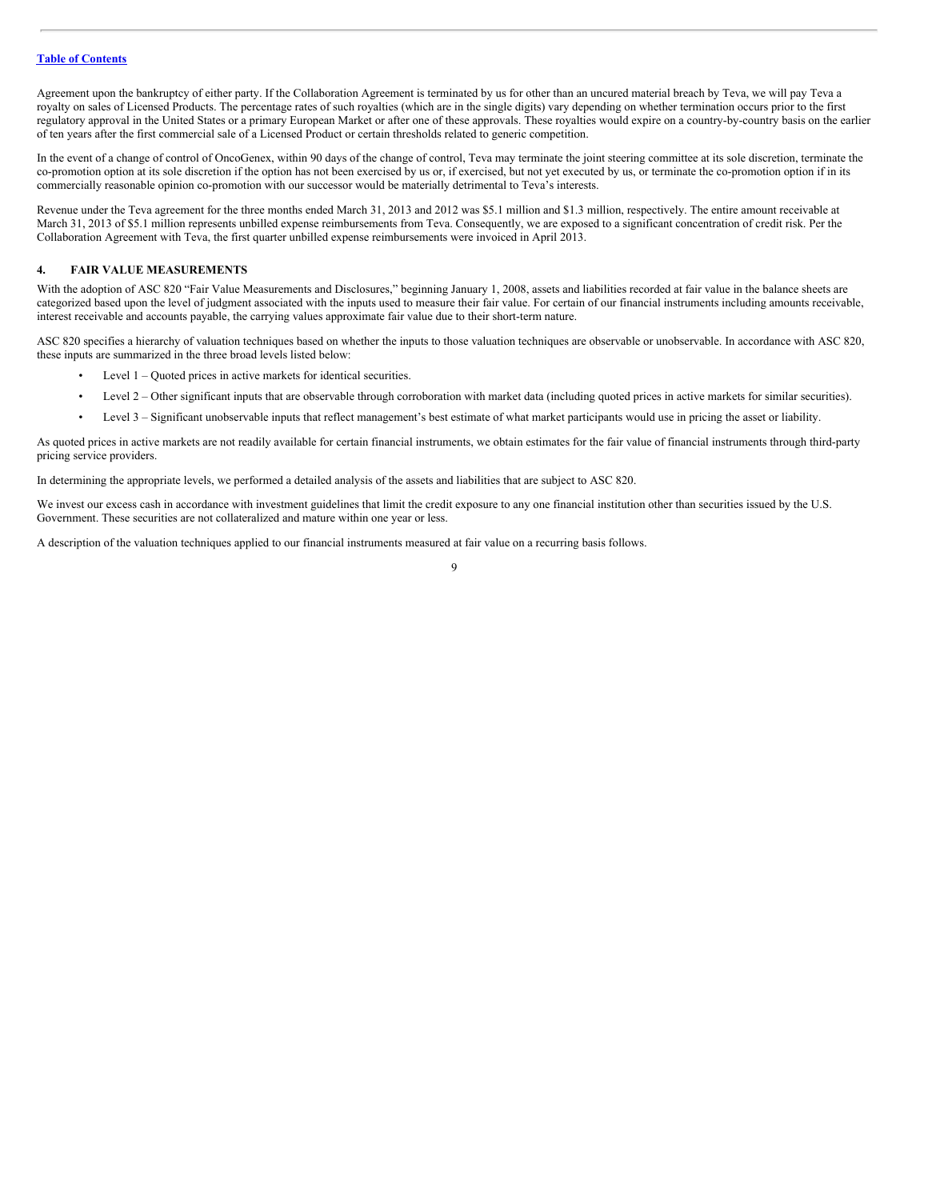Agreement upon the bankruptcy of either party. If the Collaboration Agreement is terminated by us for other than an uncured material breach by Teva, we will pay Teva a royalty on sales of Licensed Products. The percentage rates of such royalties (which are in the single digits) vary depending on whether termination occurs prior to the first regulatory approval in the United States or a primary European Market or after one of these approvals. These royalties would expire on a country-by-country basis on the earlier of ten years after the first commercial sale of a Licensed Product or certain thresholds related to generic competition.

In the event of a change of control of OncoGenex, within 90 days of the change of control, Teva may terminate the joint steering committee at its sole discretion, terminate the co-promotion option at its sole discretion if the option has not been exercised by us or, if exercised, but not yet executed by us, or terminate the co-promotion option if in its commercially reasonable opinion co-promotion with our successor would be materially detrimental to Teva's interests.

Revenue under the Teva agreement for the three months ended March 31, 2013 and 2012 was $5.1 million and $1.3 million, respectively. The entire amount receivable at March 31, 2013 of $5.1 million represents unbilled expense reimbursements from Teva. Consequently, we are exposed to a significant concentration of credit risk. Per the Collaboration Agreement with Teva, the first quarter unbilled expense reimbursements were invoiced in April 2013.

## 4. FAIR VALUE MEASUREMENTS

With the adoption of ASC 820 "Fair Value Measurements and Disclosures," beginning January 1, 2008, assets and liabilities recorded at fair value in the balance sheets are categorized based upon the level of judgment associated with the inputs used to measure their fair value. For certain of our financial instruments including amounts receivable, interest receivable and accounts payable, the carrying values approximate fair value due to their short-term nature.

ASC 820 specifies a hierarchy of valuation techniques based on whether the inputs to those valuation techniques are observable or unobservable. In accordance with ASC 820, these inputs are summarized in the three broad levels listed below:

- Level 1 – Quoted prices in active markets for identical securities.
- Level 2 – Other significant inputs that are observable through corroboration with market data (including quoted prices in active markets for similar securities).
- Level 3 – Significant unobservable inputs that reflect management's best estimate of what market participants would use in pricing the asset or liability.

As quoted prices in active markets are not readily available for certain financial instruments, we obtain estimates for the fair value of financial instruments through third-party pricing service providers.

In determining the appropriate levels, we performed a detailed analysis of the assets and liabilities that are subject to ASC 820.

We invest our excess cash in accordance with investment guidelines that limit the credit exposure to any one financial institution other than securities issued by the U.S. Government. These securities are not collateralized and mature within one year or less.

A description of the valuation techniques applied to our financial instruments measured at fair value on a recurring basis follows.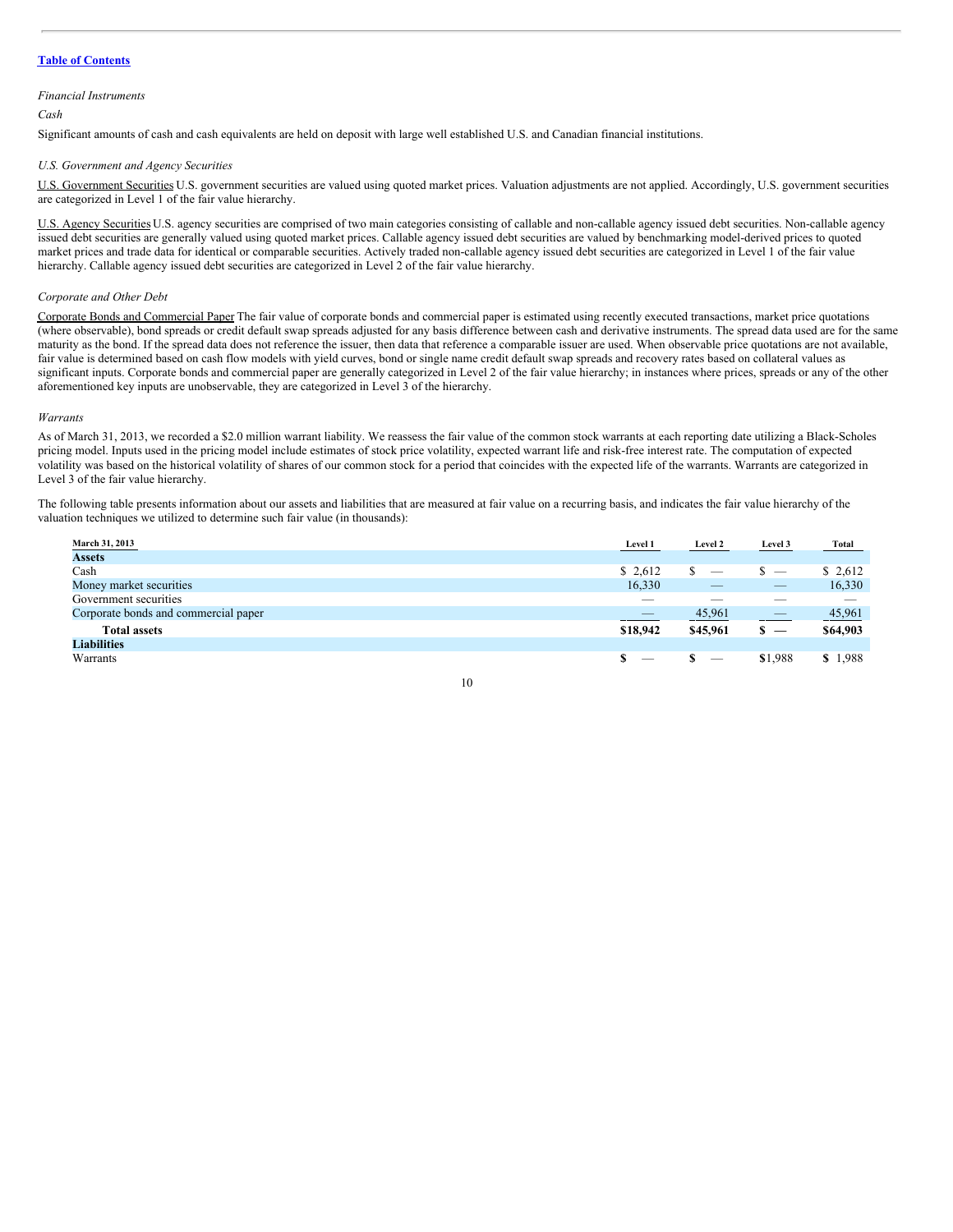[Table of Contents](#)

*Financial Instruments*

*Cash*

Significant amounts of cash and cash equivalents are held on deposit with large well established U.S. and Canadian financial institutions.

*U.S. Government and Agency Securities*

U.S. Government Securities U.S. government securities are valued using quoted market prices. Valuation adjustments are not applied. Accordingly, U.S. government securities are categorized in Level 1 of the fair value hierarchy.

U.S. Agency Securities U.S. agency securities are comprised of two main categories consisting of callable and non-callable agency issued debt securities. Non-callable agency issued debt securities are generally valued using quoted market prices. Callable agency issued debt securities are valued by benchmarking model-derived prices to quoted market prices and trade data for identical or comparable securities. Actively traded non-callable agency issued debt securities are categorized in Level 1 of the fair value hierarchy. Callable agency issued debt securities are categorized in Level 2 of the fair value hierarchy.

*Corporate and Other Debt*

Corporate Bonds and Commercial Paper The fair value of corporate bonds and commercial paper is estimated using recently executed transactions, market price quotations (where observable), bond spreads or credit default swap spreads adjusted for any basis difference between cash and derivative instruments. The spread data used are for the same maturity as the bond. If the spread data does not reference the issuer, then data that reference a comparable issuer are used. When observable price quotations are not available, fair value is determined based on cash flow models with yield curves, bond or single name credit default swap spreads and recovery rates based on collateral values as significant inputs. Corporate bonds and commercial paper are generally categorized in Level 2 of the fair value hierarchy; in instances where prices, spreads or any of the other aforementioned key inputs are unobservable, they are categorized in Level 3 of the hierarchy.

*Warrants*

As of March 31, 2013, we recorded a $2.0 million warrant liability. We reassess the fair value of the common stock warrants at each reporting date utilizing a Black-Scholes pricing model. Inputs used in the pricing model include estimates of stock price volatility, expected warrant life and risk-free interest rate. The computation of expected volatility was based on the historical volatility of shares of our common stock for a period that coincides with the expected life of the warrants. Warrants are categorized in Level 3 of the fair value hierarchy.

The following table presents information about our assets and liabilities that are measured at fair value on a recurring basis, and indicates the fair value hierarchy of the valuation techniques we utilized to determine such fair value (in thousands):

| March 31, 2013 | Level 1 | Level 2 | Level 3 | Total |
|---|---|---|---|---|
| **Assets** | | | | |
| Cash | $ 2,612 | $ — | $ — | $ 2,612 |
| Money market securities | 16,330 | — | — | 16,330 |
| Government securities | — | — | — | — |
| Corporate bonds and commercial paper | — | 45,961 | — | 45,961 |
| **Total assets** | **$18,942** | **$45,961** | **$ —** | **$64,903** |
| **Liabilities** | | | | |
| Warrants | **$** — | **$** — | $1,988 | **$** 1,988 |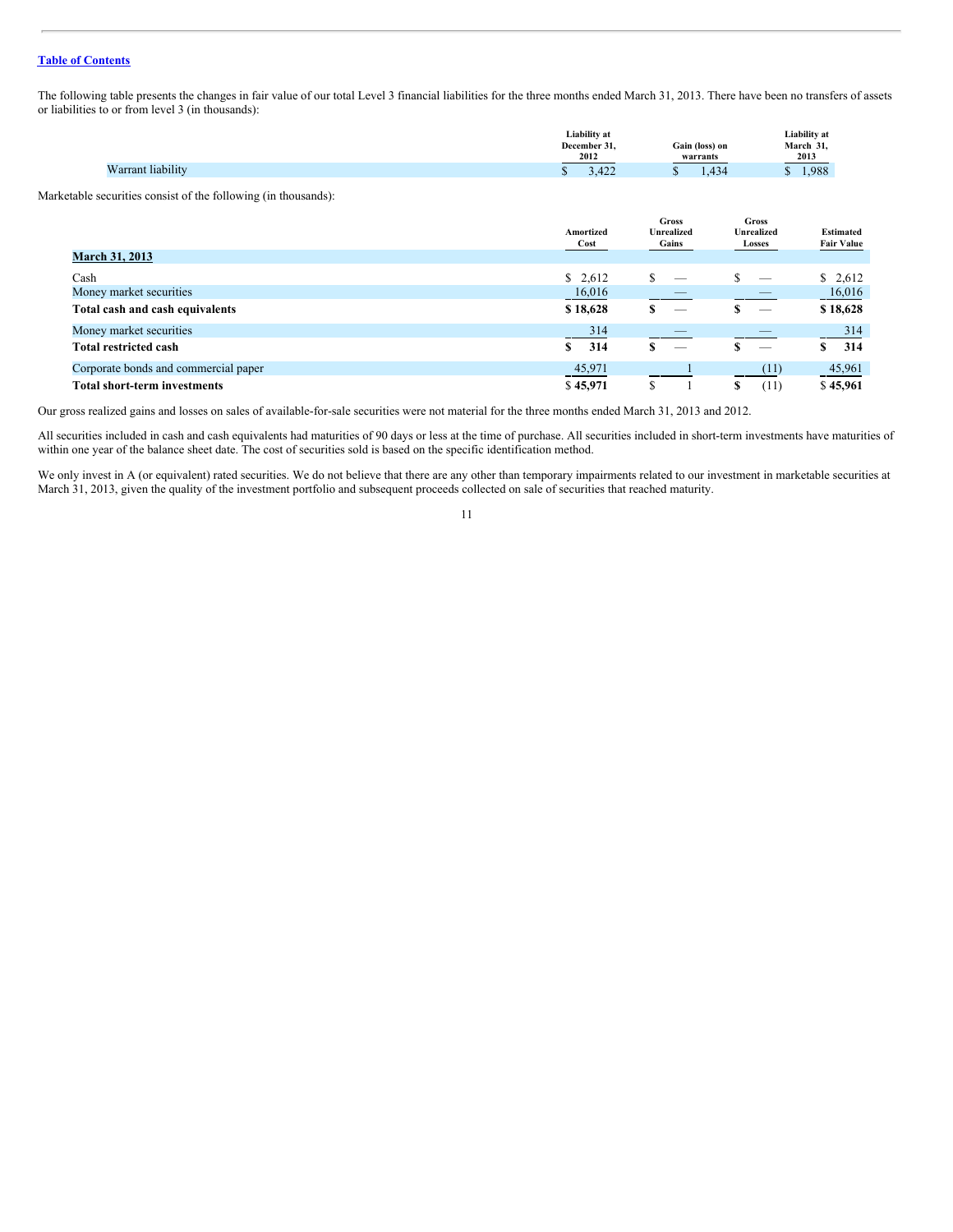The following table presents the changes in fair value of our total Level 3 financial liabilities for the three months ended March 31, 2013. There have been no transfers of assets or liabilities to or from level 3 (in thousands):

| | Liability at December 31, 2012 | Gain (loss) on warrants | Liability at March 31, 2013 |
|---|---|---|---|
| Warrant liability | $ 3,422 | $ 1,434 | $ 1,988 |

Marketable securities consist of the following (in thousands):

| | Amortized Cost | Gross Unrealized Gains | Gross Unrealized Losses | Estimated Fair Value |
|---|---|---|---|---|
| **March 31, 2013** | | | | |
| Cash | $ 2,612 | $ — | $ — | $ 2,612 |
| Money market securities | 16,016 | — | — | 16,016 |
| **Total cash and cash equivalents** | **$ 18,628** | **$ —** | **$ —** | **$ 18,628** |
| Money market securities | 314 | — | — | 314 |
| **Total restricted cash** | **$ 314** | **$ —** | **$ —** | **$ 314** |
| Corporate bonds and commercial paper | 45,971 | 1 | (11) | 45,961 |
| **Total short-term investments** | **$ 45,971** | $ 1 | **$** (11) | **$ 45,961** |

Our gross realized gains and losses on sales of available-for-sale securities were not material for the three months ended March 31, 2013 and 2012.

All securities included in cash and cash equivalents had maturities of 90 days or less at the time of purchase. All securities included in short-term investments have maturities of within one year of the balance sheet date. The cost of securities sold is based on the specific identification method.

We only invest in A (or equivalent) rated securities. We do not believe that there are any other than temporary impairments related to our investment in marketable securities at March 31, 2013, given the quality of the investment portfolio and subsequent proceeds collected on sale of securities that reached maturity.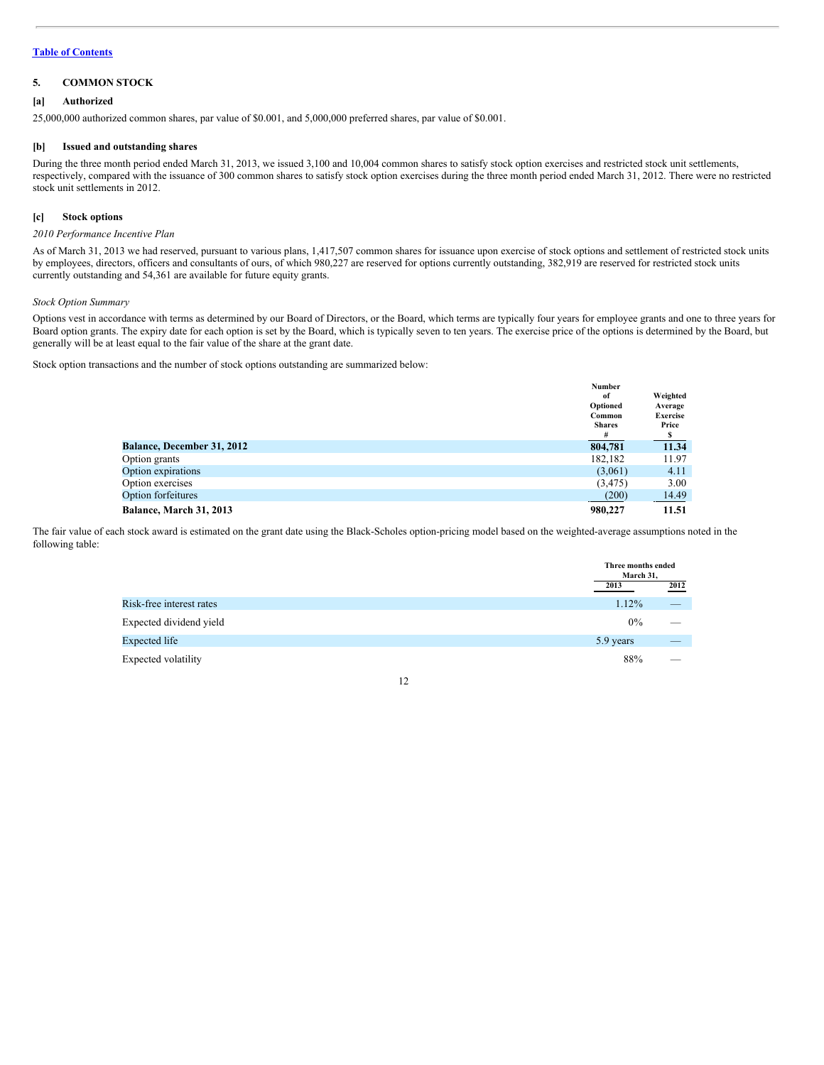[Table of Contents](#)

## 5. COMMON STOCK

### [a] Authorized

25,000,000 authorized common shares, par value of $0.001, and 5,000,000 preferred shares, par value of $0.001.

### [b] Issued and outstanding shares

During the three month period ended March 31, 2013, we issued 3,100 and 10,004 common shares to satisfy stock option exercises and restricted stock unit settlements, respectively, compared with the issuance of 300 common shares to satisfy stock option exercises during the three month period ended March 31, 2012. There were no restricted stock unit settlements in 2012.

### [c] Stock options

*2010 Performance Incentive Plan*

As of March 31, 2013 we had reserved, pursuant to various plans, 1,417,507 common shares for issuance upon exercise of stock options and settlement of restricted stock units by employees, directors, officers and consultants of ours, of which 980,227 are reserved for options currently outstanding, 382,919 are reserved for restricted stock units currently outstanding and 54,361 are available for future equity grants.

*Stock Option Summary*

Options vest in accordance with terms as determined by our Board of Directors, or the Board, which terms are typically four years for employee grants and one to three years for Board option grants. The expiry date for each option is set by the Board, which is typically seven to ten years. The exercise price of the options is determined by the Board, but generally will be at least equal to the fair value of the share at the grant date.

Stock option transactions and the number of stock options outstanding are summarized below:

| | Number of Optioned Common Shares # | Weighted Average Exercise Price $ |
|---|---|---|
| **Balance, December 31, 2012** | **804,781** | **11.34** |
| Option grants | 182,182 | 11.97 |
| Option expirations | (3,061) | 4.11 |
| Option exercises | (3,475) | 3.00 |
| Option forfeitures | (200) | 14.49 |
| **Balance, March 31, 2013** | **980,227** | **11.51** |

The fair value of each stock award is estimated on the grant date using the Black-Scholes option-pricing model based on the weighted-average assumptions noted in the following table:

| | Three months ended March 31, 2013 | Three months ended March 31, 2012 |
|---|---|---|
| Risk-free interest rates | 1.12% | — |
| Expected dividend yield | 0% | — |
| Expected life | 5.9 years | — |
| Expected volatility | 88% | — |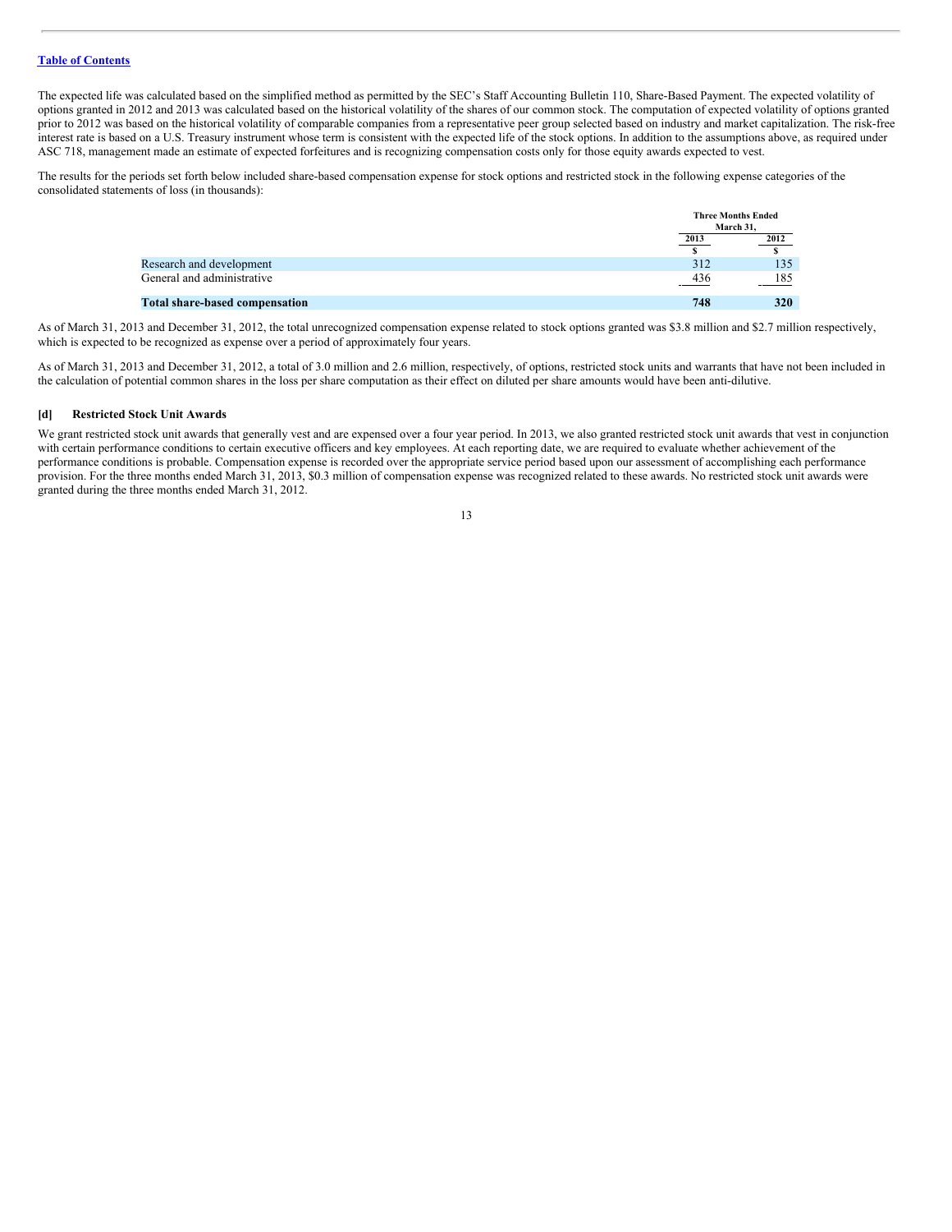The expected life was calculated based on the simplified method as permitted by the SEC's Staff Accounting Bulletin 110, Share-Based Payment. The expected volatility of options granted in 2012 and 2013 was calculated based on the historical volatility of the shares of our common stock. The computation of expected volatility of options granted prior to 2012 was based on the historical volatility of comparable companies from a representative peer group selected based on industry and market capitalization. The risk-free interest rate is based on a U.S. Treasury instrument whose term is consistent with the expected life of the stock options. In addition to the assumptions above, as required under ASC 718, management made an estimate of expected forfeitures and is recognizing compensation costs only for those equity awards expected to vest.

The results for the periods set forth below included share-based compensation expense for stock options and restricted stock in the following expense categories of the consolidated statements of loss (in thousands):

| | Three Months Ended March 31, | |
|---|---|---|
| | 2013 | 2012 |
| | $ | $ |
| Research and development | 312 | 135 |
| General and administrative | 436 | 185 |
| **Total share-based compensation** | **748** | **320** |

As of March 31, 2013 and December 31, 2012, the total unrecognized compensation expense related to stock options granted was $3.8 million and $2.7 million respectively, which is expected to be recognized as expense over a period of approximately four years.

As of March 31, 2013 and December 31, 2012, a total of 3.0 million and 2.6 million, respectively, of options, restricted stock units and warrants that have not been included in the calculation of potential common shares in the loss per share computation as their effect on diluted per share amounts would have been anti-dilutive.

**[d] Restricted Stock Unit Awards**

We grant restricted stock unit awards that generally vest and are expensed over a four year period. In 2013, we also granted restricted stock unit awards that vest in conjunction with certain performance conditions to certain executive officers and key employees. At each reporting date, we are required to evaluate whether achievement of the performance conditions is probable. Compensation expense is recorded over the appropriate service period based upon our assessment of accomplishing each performance provision. For the three months ended March 31, 2013, $0.3 million of compensation expense was recognized related to these awards. No restricted stock unit awards were granted during the three months ended March 31, 2012.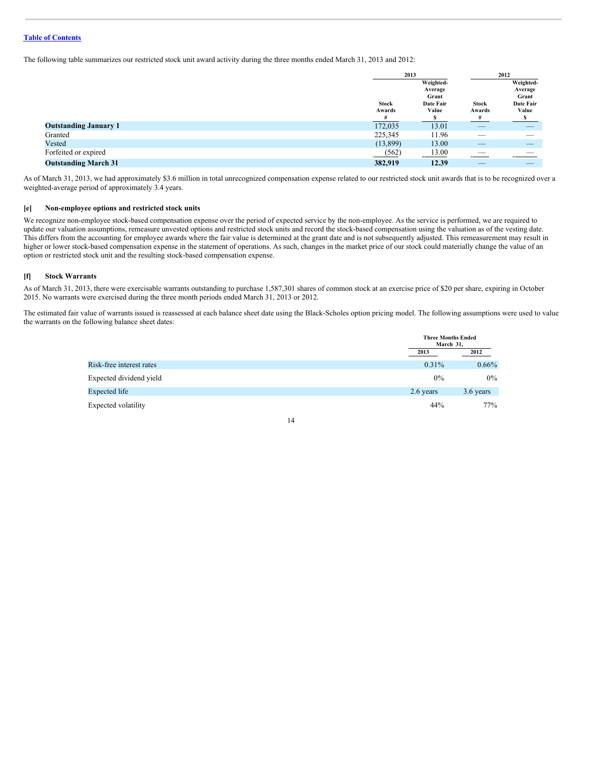Table of Contents

The following table summarizes our restricted stock unit award activity during the three months ended March 31, 2013 and 2012:

| | 2013 | | 2012 | |
|---|---|---|---|---|
| | Stock Awards # | Weighted-Average Grant Date Fair Value $ | Stock Awards # | Weighted-Average Grant Date Fair Value $ |
| **Outstanding January 1** | 172,035 | 13.01 | — | — |
| Granted | 225,345 | 11.96 | — | — |
| Vested | (13,899) | 13.00 | — | — |
| Forfeited or expired | (562) | 13.00 | — | — |
| **Outstanding March 31** | **382,919** | **12.39** | — | — |

As of March 31, 2013, we had approximately $3.6 million in total unrecognized compensation expense related to our restricted stock unit awards that is to be recognized over a weighted-average period of approximately 3.4 years.

### [e] Non-employee options and restricted stock units

We recognize non-employee stock-based compensation expense over the period of expected service by the non-employee. As the service is performed, we are required to update our valuation assumptions, remeasure unvested options and restricted stock units and record the stock-based compensation using the valuation as of the vesting date. This differs from the accounting for employee awards where the fair value is determined at the grant date and is not subsequently adjusted. This remeasurement may result in higher or lower stock-based compensation expense in the statement of operations. As such, changes in the market price of our stock could materially change the value of an option or restricted stock unit and the resulting stock-based compensation expense.

### [f] Stock Warrants

As of March 31, 2013, there were exercisable warrants outstanding to purchase 1,587,301 shares of common stock at an exercise price of $20 per share, expiring in October 2015. No warrants were exercised during the three month periods ended March 31, 2013 or 2012.

The estimated fair value of warrants issued is reassessed at each balance sheet date using the Black-Scholes option pricing model. The following assumptions were used to value the warrants on the following balance sheet dates:

| | Three Months Ended March 31, | |
|---|---|---|
| | 2013 | 2012 |
| Risk-free interest rates | 0.31% | 0.66% |
| Expected dividend yield | 0% | 0% |
| Expected life | 2.6 years | 3.6 years |
| Expected volatility | 44% | 77% |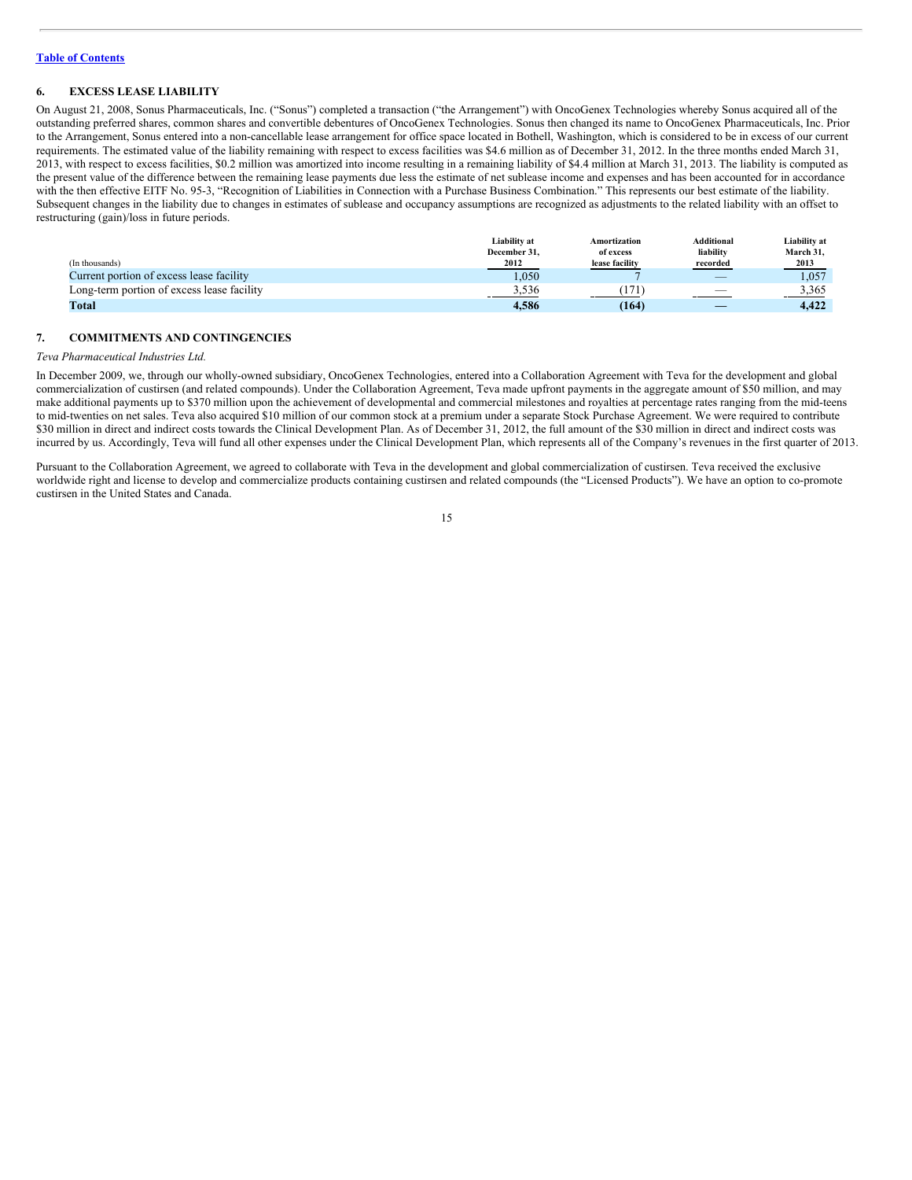[Table of Contents](#)

## 6. EXCESS LEASE LIABILITY

On August 21, 2008, Sonus Pharmaceuticals, Inc. ("Sonus") completed a transaction ("the Arrangement") with OncoGenex Technologies whereby Sonus acquired all of the outstanding preferred shares, common shares and convertible debentures of OncoGenex Technologies. Sonus then changed its name to OncoGenex Pharmaceuticals, Inc. Prior to the Arrangement, Sonus entered into a non-cancellable lease arrangement for office space located in Bothell, Washington, which is considered to be in excess of our current requirements. The estimated value of the liability remaining with respect to excess facilities was $4.6 million as of December 31, 2012. In the three months ended March 31, 2013, with respect to excess facilities, $0.2 million was amortized into income resulting in a remaining liability of $4.4 million at March 31, 2013. The liability is computed as the present value of the difference between the remaining lease payments due less the estimate of net sublease income and expenses and has been accounted for in accordance with the then effective EITF No. 95-3, "Recognition of Liabilities in Connection with a Purchase Business Combination." This represents our best estimate of the liability. Subsequent changes in the liability due to changes in estimates of sublease and occupancy assumptions are recognized as adjustments to the related liability with an offset to restructuring (gain)/loss in future periods.

| (In thousands) | Liability at December 31, 2012 | Amortization of excess lease facility | Additional liability recorded | Liability at March 31, 2013 |
|---|---|---|---|---|
| Current portion of excess lease facility | 1,050 | 7 | — | 1,057 |
| Long-term portion of excess lease facility | 3,536 | (171) | — | 3,365 |
| **Total** | **4,586** | **(164)** | **—** | **4,422** |

## 7. COMMITMENTS AND CONTINGENCIES

*Teva Pharmaceutical Industries Ltd.*

In December 2009, we, through our wholly-owned subsidiary, OncoGenex Technologies, entered into a Collaboration Agreement with Teva for the development and global commercialization of custirsen (and related compounds). Under the Collaboration Agreement, Teva made upfront payments in the aggregate amount of $50 million, and may make additional payments up to $370 million upon the achievement of developmental and commercial milestones and royalties at percentage rates ranging from the mid-teens to mid-twenties on net sales. Teva also acquired $10 million of our common stock at a premium under a separate Stock Purchase Agreement. We were required to contribute $30 million in direct and indirect costs towards the Clinical Development Plan. As of December 31, 2012, the full amount of the $30 million in direct and indirect costs was incurred by us. Accordingly, Teva will fund all other expenses under the Clinical Development Plan, which represents all of the Company's revenues in the first quarter of 2013.

Pursuant to the Collaboration Agreement, we agreed to collaborate with Teva in the development and global commercialization of custirsen. Teva received the exclusive worldwide right and license to develop and commercialize products containing custirsen and related compounds (the "Licensed Products"). We have an option to co-promote custirsen in the United States and Canada.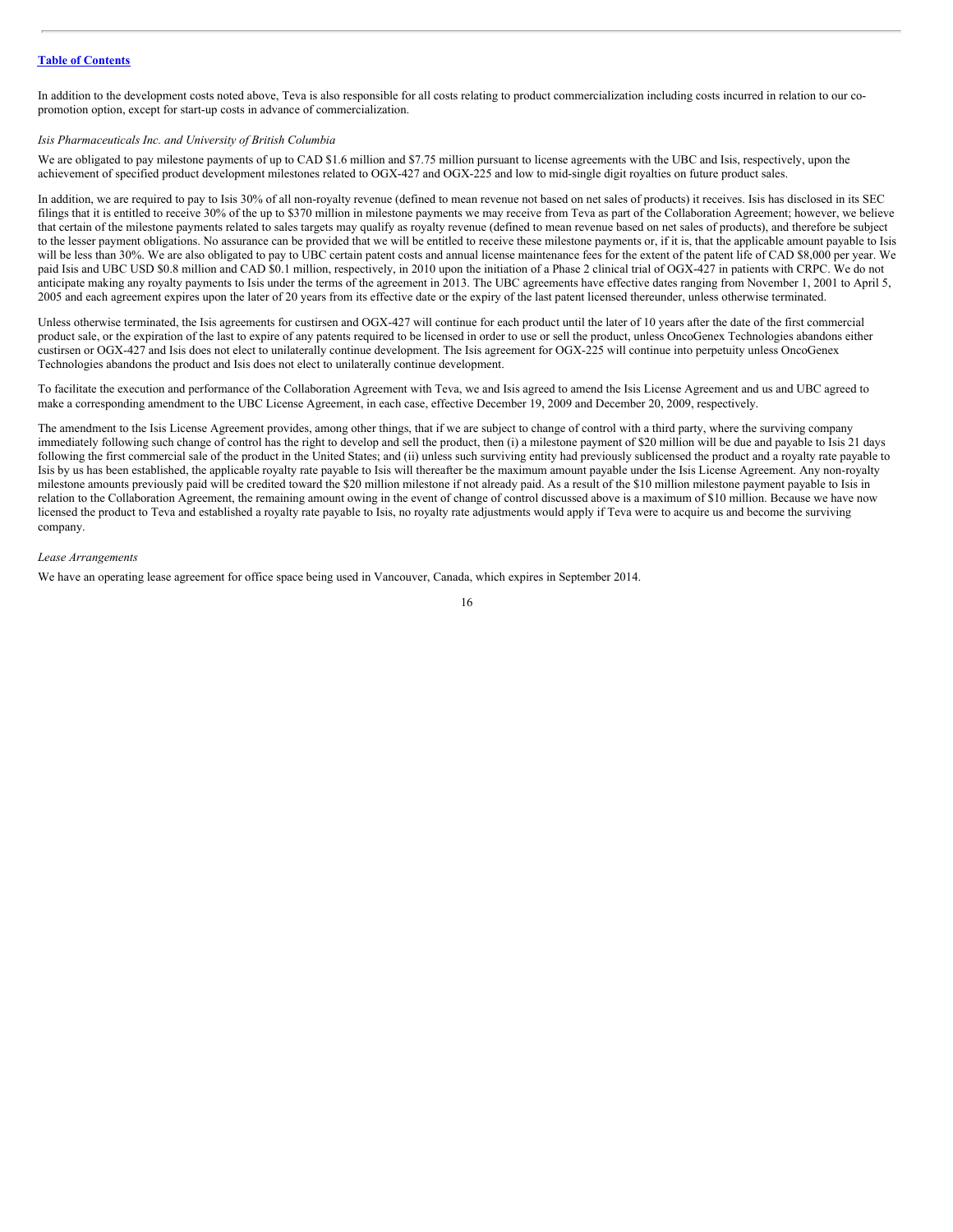In addition to the development costs noted above, Teva is also responsible for all costs relating to product commercialization including costs incurred in relation to our co-promotion option, except for start-up costs in advance of commercialization.

*Isis Pharmaceuticals Inc. and University of British Columbia*

We are obligated to pay milestone payments of up to CAD $1.6 million and $7.75 million pursuant to license agreements with the UBC and Isis, respectively, upon the achievement of specified product development milestones related to OGX-427 and OGX-225 and low to mid-single digit royalties on future product sales.

In addition, we are required to pay to Isis 30% of all non-royalty revenue (defined to mean revenue not based on net sales of products) it receives. Isis has disclosed in its SEC filings that it is entitled to receive 30% of the up to $370 million in milestone payments we may receive from Teva as part of the Collaboration Agreement; however, we believe that certain of the milestone payments related to sales targets may qualify as royalty revenue (defined to mean revenue based on net sales of products), and therefore be subject to the lesser payment obligations. No assurance can be provided that we will be entitled to receive these milestone payments or, if it is, that the applicable amount payable to Isis will be less than 30%. We are also obligated to pay to UBC certain patent costs and annual license maintenance fees for the extent of the patent life of CAD $8,000 per year. We paid Isis and UBC USD $0.8 million and CAD $0.1 million, respectively, in 2010 upon the initiation of a Phase 2 clinical trial of OGX-427 in patients with CRPC. We do not anticipate making any royalty payments to Isis under the terms of the agreement in 2013. The UBC agreements have effective dates ranging from November 1, 2001 to April 5, 2005 and each agreement expires upon the later of 20 years from its effective date or the expiry of the last patent licensed thereunder, unless otherwise terminated.

Unless otherwise terminated, the Isis agreements for custirsen and OGX-427 will continue for each product until the later of 10 years after the date of the first commercial product sale, or the expiration of the last to expire of any patents required to be licensed in order to use or sell the product, unless OncoGenex Technologies abandons either custirsen or OGX-427 and Isis does not elect to unilaterally continue development. The Isis agreement for OGX-225 will continue into perpetuity unless OncoGenex Technologies abandons the product and Isis does not elect to unilaterally continue development.

To facilitate the execution and performance of the Collaboration Agreement with Teva, we and Isis agreed to amend the Isis License Agreement and us and UBC agreed to make a corresponding amendment to the UBC License Agreement, in each case, effective December 19, 2009 and December 20, 2009, respectively.

The amendment to the Isis License Agreement provides, among other things, that if we are subject to change of control with a third party, where the surviving company immediately following such change of control has the right to develop and sell the product, then (i) a milestone payment of $20 million will be due and payable to Isis 21 days following the first commercial sale of the product in the United States; and (ii) unless such surviving entity had previously sublicensed the product and a royalty rate payable to Isis by us has been established, the applicable royalty rate payable to Isis will thereafter be the maximum amount payable under the Isis License Agreement. Any non-royalty milestone amounts previously paid will be credited toward the $20 million milestone if not already paid. As a result of the $10 million milestone payment payable to Isis in relation to the Collaboration Agreement, the remaining amount owing in the event of change of control discussed above is a maximum of $10 million. Because we have now licensed the product to Teva and established a royalty rate payable to Isis, no royalty rate adjustments would apply if Teva were to acquire us and become the surviving company.

*Lease Arrangements*

We have an operating lease agreement for office space being used in Vancouver, Canada, which expires in September 2014.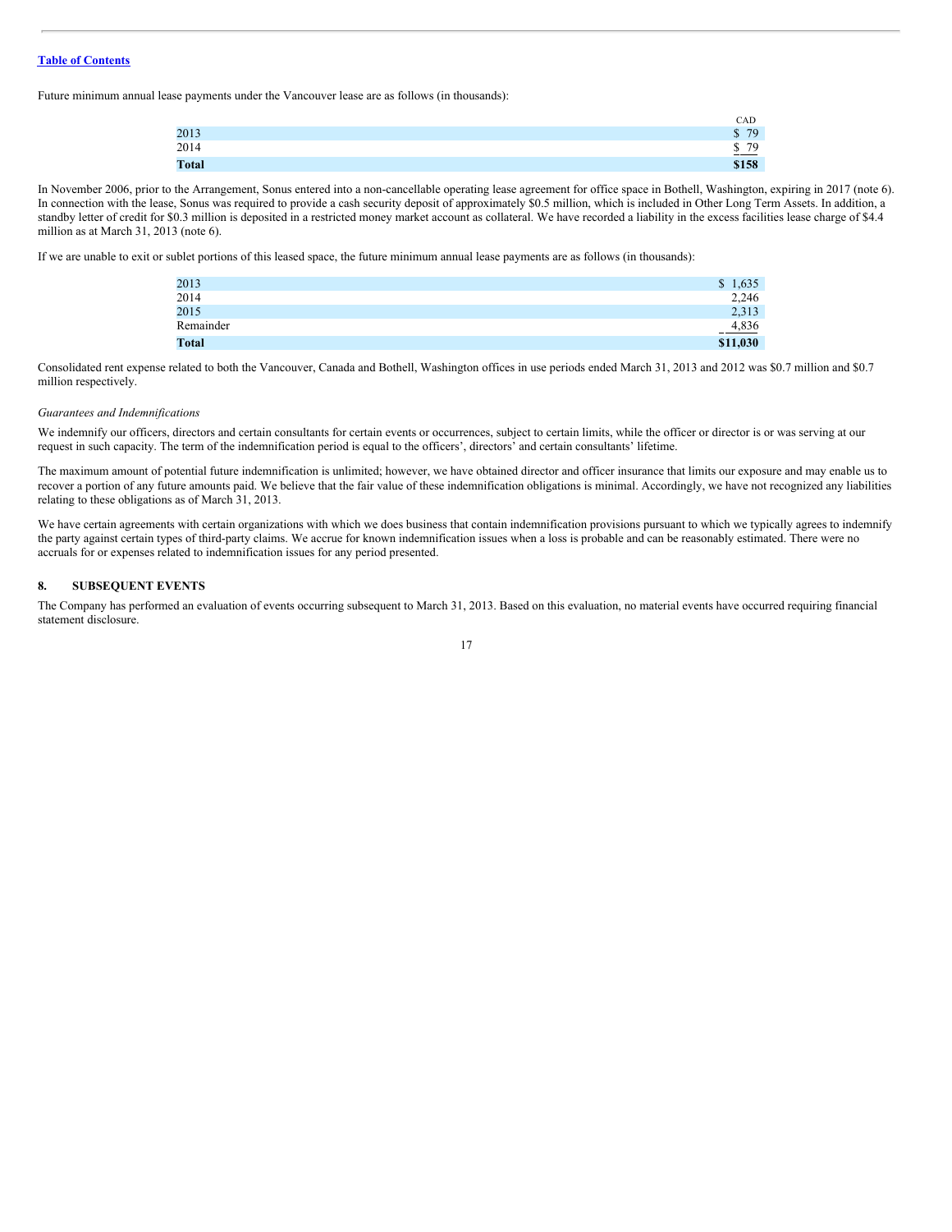Future minimum annual lease payments under the Vancouver lease are as follows (in thousands):

| | CAD |
|---|---|
| 2013 | $ 79 |
| 2014 | $ 79 |
| **Total** | **$158** |

In November 2006, prior to the Arrangement, Sonus entered into a non-cancellable operating lease agreement for office space in Bothell, Washington, expiring in 2017 (note 6). In connection with the lease, Sonus was required to provide a cash security deposit of approximately $0.5 million, which is included in Other Long Term Assets. In addition, a standby letter of credit for $0.3 million is deposited in a restricted money market account as collateral. We have recorded a liability in the excess facilities lease charge of $4.4 million as at March 31, 2013 (note 6).

If we are unable to exit or sublet portions of this leased space, the future minimum annual lease payments are as follows (in thousands):

| | |
|---|---|
| 2013 | $ 1,635 |
| 2014 | 2,246 |
| 2015 | 2,313 |
| Remainder | 4,836 |
| **Total** | **$11,030** |

Consolidated rent expense related to both the Vancouver, Canada and Bothell, Washington offices in use periods ended March 31, 2013 and 2012 was $0.7 million and $0.7 million respectively.

*Guarantees and Indemnifications*

We indemnify our officers, directors and certain consultants for certain events or occurrences, subject to certain limits, while the officer or director is or was serving at our request in such capacity. The term of the indemnification period is equal to the officers', directors' and certain consultants' lifetime.

The maximum amount of potential future indemnification is unlimited; however, we have obtained director and officer insurance that limits our exposure and may enable us to recover a portion of any future amounts paid. We believe that the fair value of these indemnification obligations is minimal. Accordingly, we have not recognized any liabilities relating to these obligations as of March 31, 2013.

We have certain agreements with certain organizations with which we does business that contain indemnification provisions pursuant to which we typically agrees to indemnify the party against certain types of third-party claims. We accrue for known indemnification issues when a loss is probable and can be reasonably estimated. There were no accruals for or expenses related to indemnification issues for any period presented.

## 8. SUBSEQUENT EVENTS

The Company has performed an evaluation of events occurring subsequent to March 31, 2013. Based on this evaluation, no material events have occurred requiring financial statement disclosure.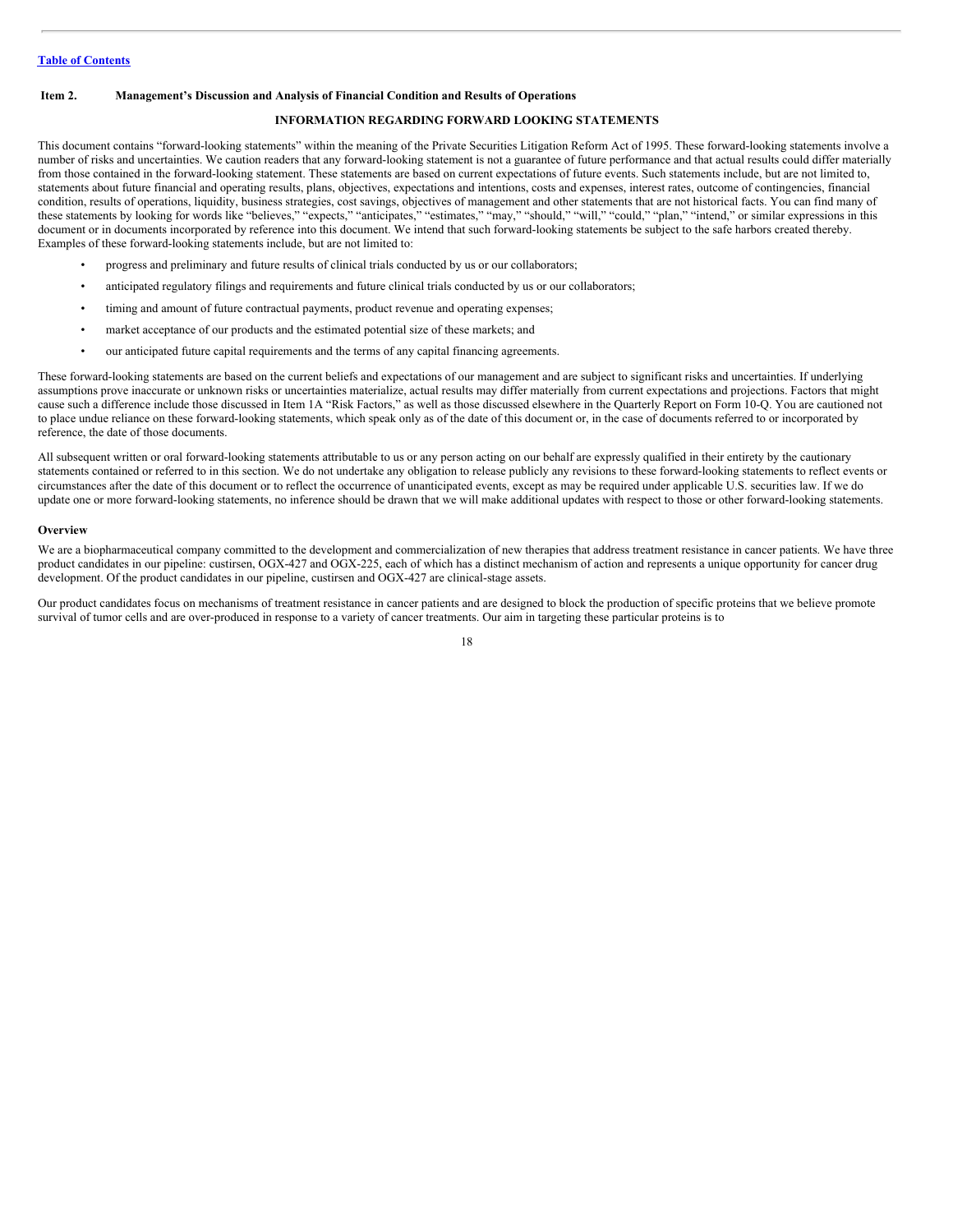[Table of Contents](#)

## Item 2. Management's Discussion and Analysis of Financial Condition and Results of Operations

### INFORMATION REGARDING FORWARD LOOKING STATEMENTS

This document contains "forward-looking statements" within the meaning of the Private Securities Litigation Reform Act of 1995. These forward-looking statements involve a number of risks and uncertainties. We caution readers that any forward-looking statement is not a guarantee of future performance and that actual results could differ materially from those contained in the forward-looking statement. These statements are based on current expectations of future events. Such statements include, but are not limited to, statements about future financial and operating results, plans, objectives, expectations and intentions, costs and expenses, interest rates, outcome of contingencies, financial condition, results of operations, liquidity, business strategies, cost savings, objectives of management and other statements that are not historical facts. You can find many of these statements by looking for words like "believes," "expects," "anticipates," "estimates," "may," "should," "will," "could," "plan," "intend," or similar expressions in this document or in documents incorporated by reference into this document. We intend that such forward-looking statements be subject to the safe harbors created thereby. Examples of these forward-looking statements include, but are not limited to:

- progress and preliminary and future results of clinical trials conducted by us or our collaborators;
- anticipated regulatory filings and requirements and future clinical trials conducted by us or our collaborators;
- timing and amount of future contractual payments, product revenue and operating expenses;
- market acceptance of our products and the estimated potential size of these markets; and
- our anticipated future capital requirements and the terms of any capital financing agreements.

These forward-looking statements are based on the current beliefs and expectations of our management and are subject to significant risks and uncertainties. If underlying assumptions prove inaccurate or unknown risks or uncertainties materialize, actual results may differ materially from current expectations and projections. Factors that might cause such a difference include those discussed in Item 1A "Risk Factors," as well as those discussed elsewhere in the Quarterly Report on Form 10-Q. You are cautioned not to place undue reliance on these forward-looking statements, which speak only as of the date of this document or, in the case of documents referred to or incorporated by reference, the date of those documents.

All subsequent written or oral forward-looking statements attributable to us or any person acting on our behalf are expressly qualified in their entirety by the cautionary statements contained or referred to in this section. We do not undertake any obligation to release publicly any revisions to these forward-looking statements to reflect events or circumstances after the date of this document or to reflect the occurrence of unanticipated events, except as may be required under applicable U.S. securities law. If we do update one or more forward-looking statements, no inference should be drawn that we will make additional updates with respect to those or other forward-looking statements.

### Overview

We are a biopharmaceutical company committed to the development and commercialization of new therapies that address treatment resistance in cancer patients. We have three product candidates in our pipeline: custirsen, OGX-427 and OGX-225, each of which has a distinct mechanism of action and represents a unique opportunity for cancer drug development. Of the product candidates in our pipeline, custirsen and OGX-427 are clinical-stage assets.

Our product candidates focus on mechanisms of treatment resistance in cancer patients and are designed to block the production of specific proteins that we believe promote survival of tumor cells and are over-produced in response to a variety of cancer treatments. Our aim in targeting these particular proteins is to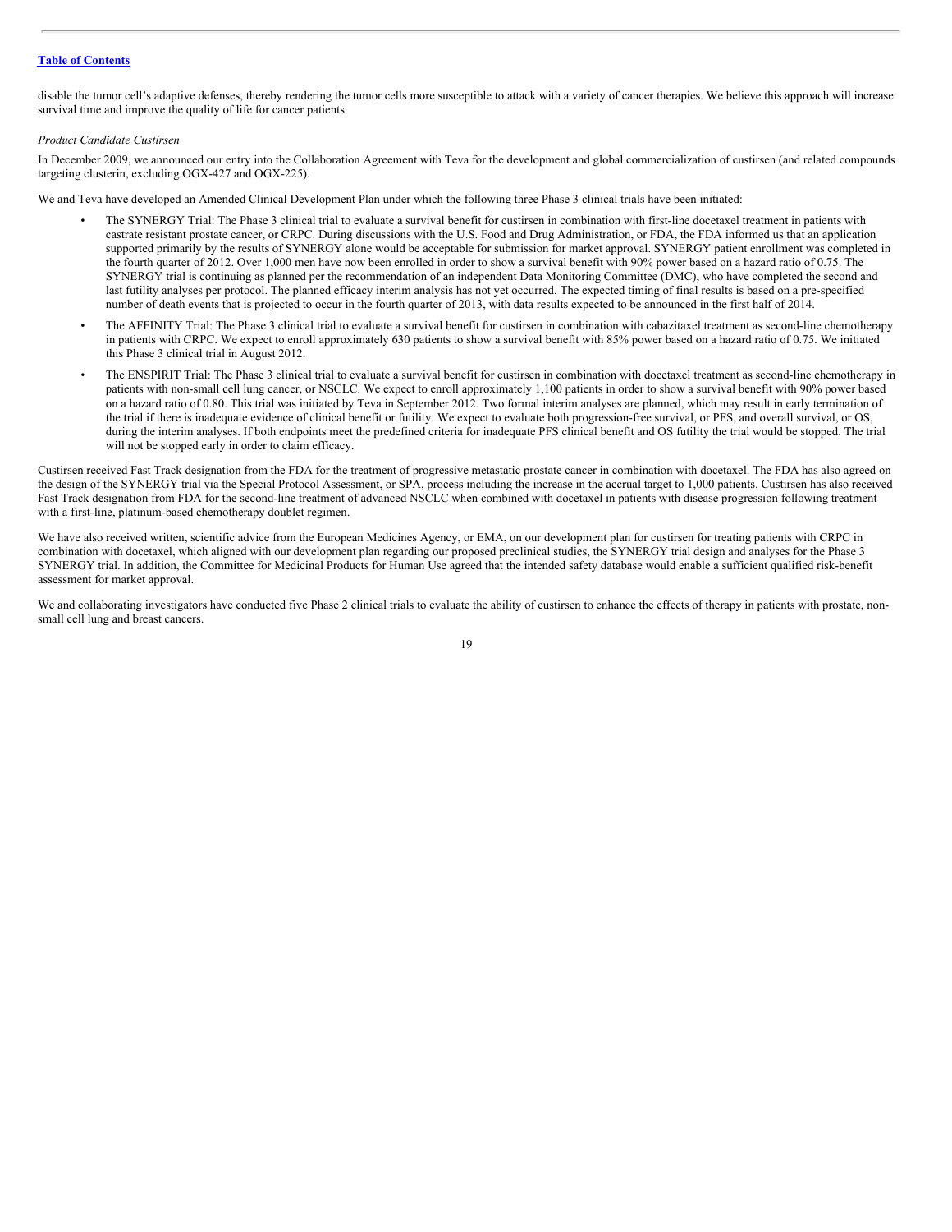disable the tumor cell's adaptive defenses, thereby rendering the tumor cells more susceptible to attack with a variety of cancer therapies. We believe this approach will increase survival time and improve the quality of life for cancer patients.

*Product Candidate Custirsen*

In December 2009, we announced our entry into the Collaboration Agreement with Teva for the development and global commercialization of custirsen (and related compounds targeting clusterin, excluding OGX-427 and OGX-225).

We and Teva have developed an Amended Clinical Development Plan under which the following three Phase 3 clinical trials have been initiated:

- The SYNERGY Trial: The Phase 3 clinical trial to evaluate a survival benefit for custirsen in combination with first-line docetaxel treatment in patients with castrate resistant prostate cancer, or CRPC. During discussions with the U.S. Food and Drug Administration, or FDA, the FDA informed us that an application supported primarily by the results of SYNERGY alone would be acceptable for submission for market approval. SYNERGY patient enrollment was completed in the fourth quarter of 2012. Over 1,000 men have now been enrolled in order to show a survival benefit with 90% power based on a hazard ratio of 0.75. The SYNERGY trial is continuing as planned per the recommendation of an independent Data Monitoring Committee (DMC), who have completed the second and last futility analyses per protocol. The planned efficacy interim analysis has not yet occurred. The expected timing of final results is based on a pre-specified number of death events that is projected to occur in the fourth quarter of 2013, with data results expected to be announced in the first half of 2014.
- The AFFINITY Trial: The Phase 3 clinical trial to evaluate a survival benefit for custirsen in combination with cabazitaxel treatment as second-line chemotherapy in patients with CRPC. We expect to enroll approximately 630 patients to show a survival benefit with 85% power based on a hazard ratio of 0.75. We initiated this Phase 3 clinical trial in August 2012.
- The ENSPIRIT Trial: The Phase 3 clinical trial to evaluate a survival benefit for custirsen in combination with docetaxel treatment as second-line chemotherapy in patients with non-small cell lung cancer, or NSCLC. We expect to enroll approximately 1,100 patients in order to show a survival benefit with 90% power based on a hazard ratio of 0.80. This trial was initiated by Teva in September 2012. Two formal interim analyses are planned, which may result in early termination of the trial if there is inadequate evidence of clinical benefit or futility. We expect to evaluate both progression-free survival, or PFS, and overall survival, or OS, during the interim analyses. If both endpoints meet the predefined criteria for inadequate PFS clinical benefit and OS futility the trial would be stopped. The trial will not be stopped early in order to claim efficacy.

Custirsen received Fast Track designation from the FDA for the treatment of progressive metastatic prostate cancer in combination with docetaxel. The FDA has also agreed on the design of the SYNERGY trial via the Special Protocol Assessment, or SPA, process including the increase in the accrual target to 1,000 patients. Custirsen has also received Fast Track designation from FDA for the second-line treatment of advanced NSCLC when combined with docetaxel in patients with disease progression following treatment with a first-line, platinum-based chemotherapy doublet regimen.

We have also received written, scientific advice from the European Medicines Agency, or EMA, on our development plan for custirsen for treating patients with CRPC in combination with docetaxel, which aligned with our development plan regarding our proposed preclinical studies, the SYNERGY trial design and analyses for the Phase 3 SYNERGY trial. In addition, the Committee for Medicinal Products for Human Use agreed that the intended safety database would enable a sufficient qualified risk-benefit assessment for market approval.

We and collaborating investigators have conducted five Phase 2 clinical trials to evaluate the ability of custirsen to enhance the effects of therapy in patients with prostate, non-small cell lung and breast cancers.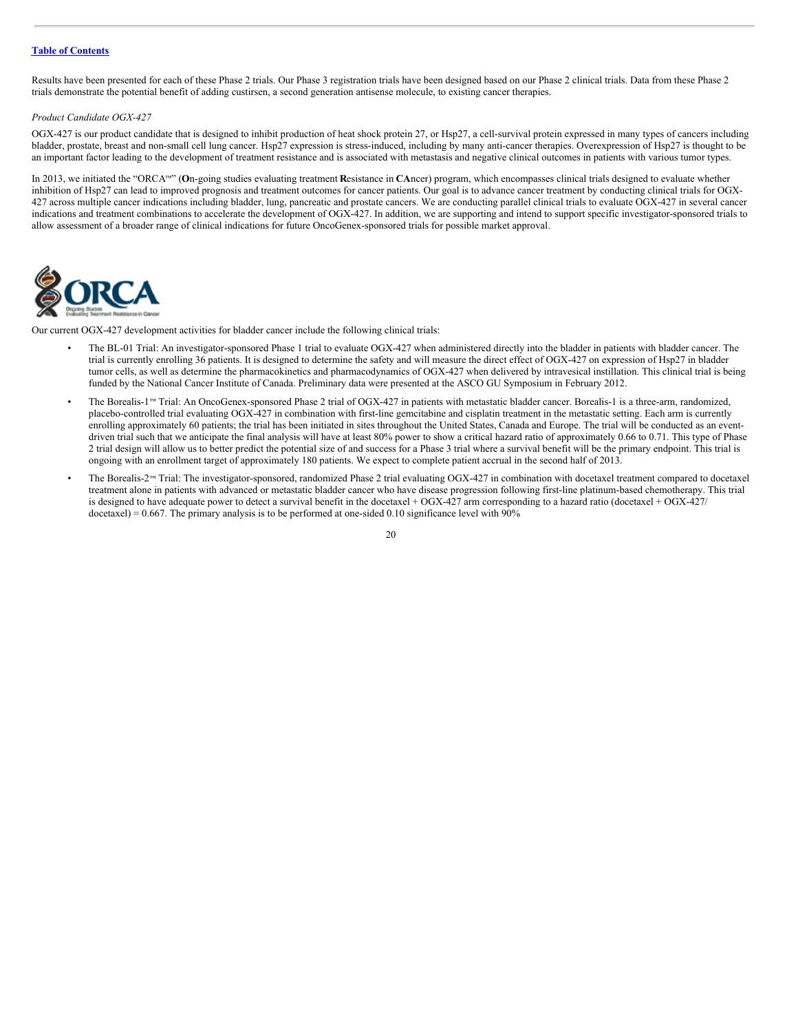Results have been presented for each of these Phase 2 trials. Our Phase 3 registration trials have been designed based on our Phase 2 clinical trials. Data from these Phase 2 trials demonstrate the potential benefit of adding custirsen, a second generation antisense molecule, to existing cancer therapies.

*Product Candidate OGX-427*

OGX-427 is our product candidate that is designed to inhibit production of heat shock protein 27, or Hsp27, a cell-survival protein expressed in many types of cancers including bladder, prostate, breast and non-small cell lung cancer. Hsp27 expression is stress-induced, including by many anti-cancer therapies. Overexpression of Hsp27 is thought to be an important factor leading to the development of treatment resistance and is associated with metastasis and negative clinical outcomes in patients with various tumor types.

In 2013, we initiated the "ORCA™" (**O**n-going studies evaluating treatment **R**esistance in **CA**ncer) program, which encompasses clinical trials designed to evaluate whether inhibition of Hsp27 can lead to improved prognosis and treatment outcomes for cancer patients. Our goal is to advance cancer treatment by conducting clinical trials for OGX-427 across multiple cancer indications including bladder, lung, pancreatic and prostate cancers. We are conducting parallel clinical trials to evaluate OGX-427 in several cancer indications and treatment combinations to accelerate the development of OGX-427. In addition, we are supporting and intend to support specific investigator-sponsored trials to allow assessment of a broader range of clinical indications for future OncoGenex-sponsored trials for possible market approval.

Our current OGX-427 development activities for bladder cancer include the following clinical trials:

- The BL-01 Trial: An investigator-sponsored Phase 1 trial to evaluate OGX-427 when administered directly into the bladder in patients with bladder cancer. The trial is currently enrolling 36 patients. It is designed to determine the safety and will measure the direct effect of OGX-427 on expression of Hsp27 in bladder tumor cells, as well as determine the pharmacokinetics and pharmacodynamics of OGX-427 when delivered by intravesical instillation. This clinical trial is being funded by the National Cancer Institute of Canada. Preliminary data were presented at the ASCO GU Symposium in February 2012.
- The Borealis-1™ Trial: An OncoGenex-sponsored Phase 2 trial of OGX-427 in patients with metastatic bladder cancer. Borealis-1 is a three-arm, randomized, placebo-controlled trial evaluating OGX-427 in combination with first-line gemcitabine and cisplatin treatment in the metastatic setting. Each arm is currently enrolling approximately 60 patients; the trial has been initiated in sites throughout the United States, Canada and Europe. The trial will be conducted as an event-driven trial such that we anticipate the final analysis will have at least 80% power to show a critical hazard ratio of approximately 0.66 to 0.71. This type of Phase 2 trial design will allow us to better predict the potential size of and success for a Phase 3 trial where a survival benefit will be the primary endpoint. This trial is ongoing with an enrollment target of approximately 180 patients. We expect to complete patient accrual in the second half of 2013.
- The Borealis-2™ Trial: The investigator-sponsored, randomized Phase 2 trial evaluating OGX-427 in combination with docetaxel treatment compared to docetaxel treatment alone in patients with advanced or metastatic bladder cancer who have disease progression following first-line platinum-based chemotherapy. This trial is designed to have adequate power to detect a survival benefit in the docetaxel + OGX-427 arm corresponding to a hazard ratio (docetaxel + OGX-427/ docetaxel) = 0.667. The primary analysis is to be performed at one-sided 0.10 significance level with 90%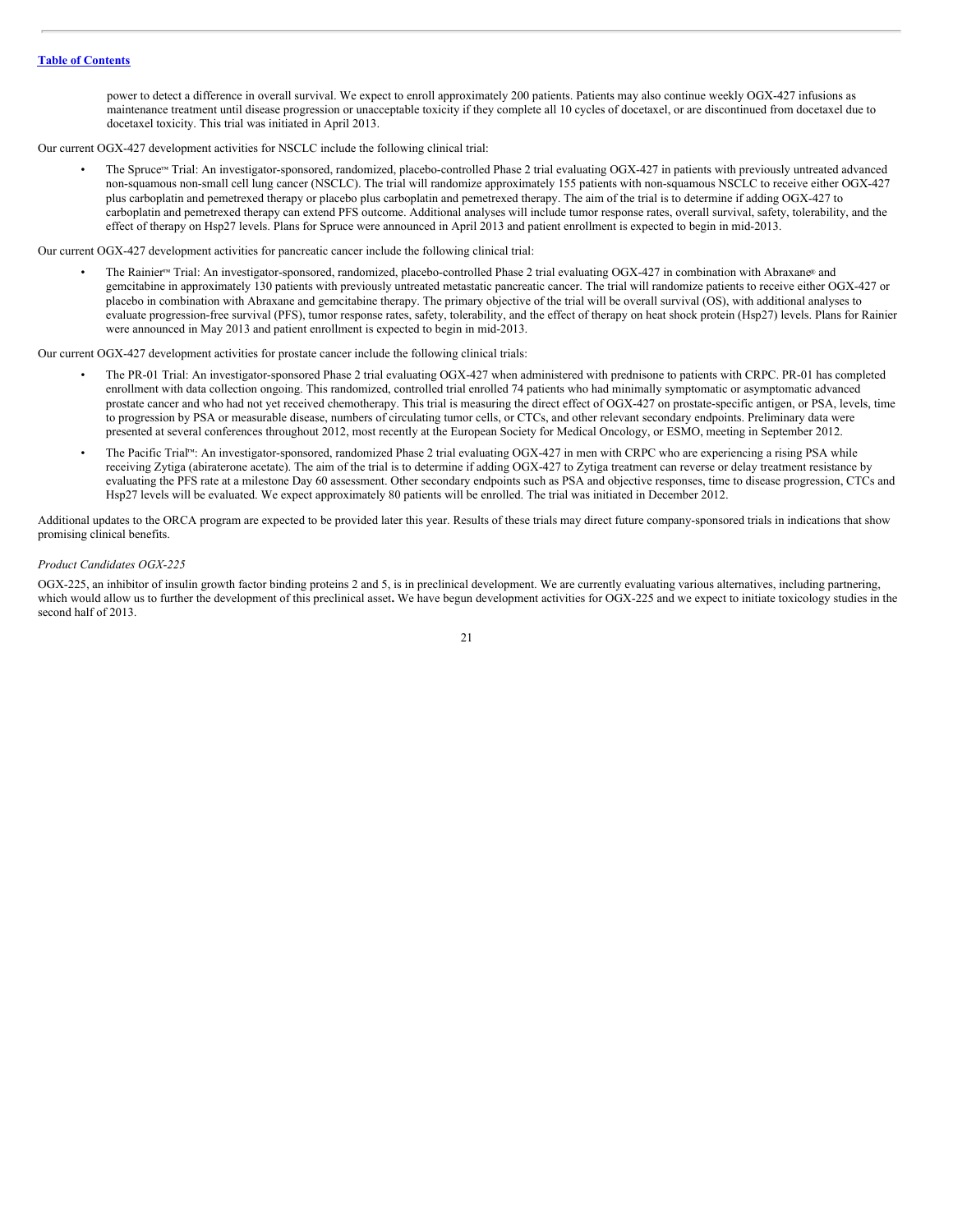[Table of Contents](#)

power to detect a difference in overall survival. We expect to enroll approximately 200 patients. Patients may also continue weekly OGX-427 infusions as maintenance treatment until disease progression or unacceptable toxicity if they complete all 10 cycles of docetaxel, or are discontinued from docetaxel due to docetaxel toxicity. This trial was initiated in April 2013.

Our current OGX-427 development activities for NSCLC include the following clinical trial:

- The Spruce™ Trial: An investigator-sponsored, randomized, placebo-controlled Phase 2 trial evaluating OGX-427 in patients with previously untreated advanced non-squamous non-small cell lung cancer (NSCLC). The trial will randomize approximately 155 patients with non-squamous NSCLC to receive either OGX-427 plus carboplatin and pemetrexed therapy or placebo plus carboplatin and pemetrexed therapy. The aim of the trial is to determine if adding OGX-427 to carboplatin and pemetrexed therapy can extend PFS outcome. Additional analyses will include tumor response rates, overall survival, safety, tolerability, and the effect of therapy on Hsp27 levels. Plans for Spruce were announced in April 2013 and patient enrollment is expected to begin in mid-2013.

Our current OGX-427 development activities for pancreatic cancer include the following clinical trial:

- The Rainier™ Trial: An investigator-sponsored, randomized, placebo-controlled Phase 2 trial evaluating OGX-427 in combination with Abraxane® and gemcitabine in approximately 130 patients with previously untreated metastatic pancreatic cancer. The trial will randomize patients to receive either OGX-427 or placebo in combination with Abraxane and gemcitabine therapy. The primary objective of the trial will be overall survival (OS), with additional analyses to evaluate progression-free survival (PFS), tumor response rates, safety, tolerability, and the effect of therapy on heat shock protein (Hsp27) levels. Plans for Rainier were announced in May 2013 and patient enrollment is expected to begin in mid-2013.

Our current OGX-427 development activities for prostate cancer include the following clinical trials:

- The PR-01 Trial: An investigator-sponsored Phase 2 trial evaluating OGX-427 when administered with prednisone to patients with CRPC. PR-01 has completed enrollment with data collection ongoing. This randomized, controlled trial enrolled 74 patients who had minimally symptomatic or asymptomatic advanced prostate cancer and who had not yet received chemotherapy. This trial is measuring the direct effect of OGX-427 on prostate-specific antigen, or PSA, levels, time to progression by PSA or measurable disease, numbers of circulating tumor cells, or CTCs, and other relevant secondary endpoints. Preliminary data were presented at several conferences throughout 2012, most recently at the European Society for Medical Oncology, or ESMO, meeting in September 2012.
- The Pacific Trial™: An investigator-sponsored, randomized Phase 2 trial evaluating OGX-427 in men with CRPC who are experiencing a rising PSA while receiving Zytiga (abiraterone acetate). The aim of the trial is to determine if adding OGX-427 to Zytiga treatment can reverse or delay treatment resistance by evaluating the PFS rate at a milestone Day 60 assessment. Other secondary endpoints such as PSA and objective responses, time to disease progression, CTCs and Hsp27 levels will be evaluated. We expect approximately 80 patients will be enrolled. The trial was initiated in December 2012.

Additional updates to the ORCA program are expected to be provided later this year. Results of these trials may direct future company-sponsored trials in indications that show promising clinical benefits.

*Product Candidates OGX-225*

OGX-225, an inhibitor of insulin growth factor binding proteins 2 and 5, is in preclinical development. We are currently evaluating various alternatives, including partnering, which would allow us to further the development of this preclinical asset**.** We have begun development activities for OGX-225 and we expect to initiate toxicology studies in the second half of 2013.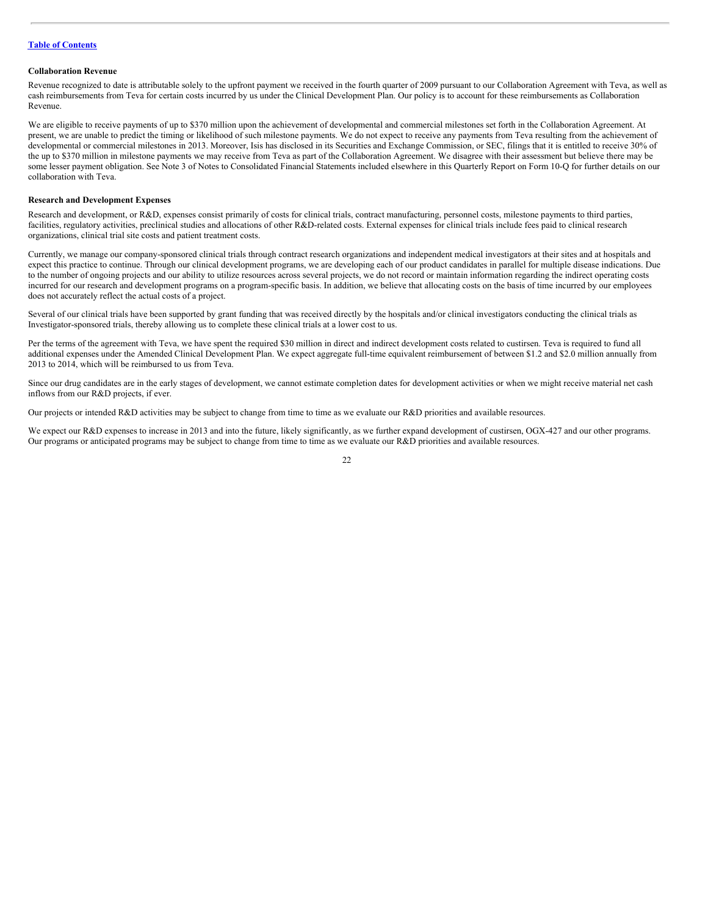### Collaboration Revenue

Revenue recognized to date is attributable solely to the upfront payment we received in the fourth quarter of 2009 pursuant to our Collaboration Agreement with Teva, as well as cash reimbursements from Teva for certain costs incurred by us under the Clinical Development Plan. Our policy is to account for these reimbursements as Collaboration Revenue.

We are eligible to receive payments of up to $370 million upon the achievement of developmental and commercial milestones set forth in the Collaboration Agreement. At present, we are unable to predict the timing or likelihood of such milestone payments. We do not expect to receive any payments from Teva resulting from the achievement of developmental or commercial milestones in 2013. Moreover, Isis has disclosed in its Securities and Exchange Commission, or SEC, filings that it is entitled to receive 30% of the up to $370 million in milestone payments we may receive from Teva as part of the Collaboration Agreement. We disagree with their assessment but believe there may be some lesser payment obligation. See Note 3 of Notes to Consolidated Financial Statements included elsewhere in this Quarterly Report on Form 10-Q for further details on our collaboration with Teva.

### Research and Development Expenses

Research and development, or R&D, expenses consist primarily of costs for clinical trials, contract manufacturing, personnel costs, milestone payments to third parties, facilities, regulatory activities, preclinical studies and allocations of other R&D-related costs. External expenses for clinical trials include fees paid to clinical research organizations, clinical trial site costs and patient treatment costs.

Currently, we manage our company-sponsored clinical trials through contract research organizations and independent medical investigators at their sites and at hospitals and expect this practice to continue. Through our clinical development programs, we are developing each of our product candidates in parallel for multiple disease indications. Due to the number of ongoing projects and our ability to utilize resources across several projects, we do not record or maintain information regarding the indirect operating costs incurred for our research and development programs on a program-specific basis. In addition, we believe that allocating costs on the basis of time incurred by our employees does not accurately reflect the actual costs of a project.

Several of our clinical trials have been supported by grant funding that was received directly by the hospitals and/or clinical investigators conducting the clinical trials as Investigator-sponsored trials, thereby allowing us to complete these clinical trials at a lower cost to us.

Per the terms of the agreement with Teva, we have spent the required $30 million in direct and indirect development costs related to custirsen. Teva is required to fund all additional expenses under the Amended Clinical Development Plan. We expect aggregate full-time equivalent reimbursement of between $1.2 and $2.0 million annually from 2013 to 2014, which will be reimbursed to us from Teva.

Since our drug candidates are in the early stages of development, we cannot estimate completion dates for development activities or when we might receive material net cash inflows from our R&D projects, if ever.

Our projects or intended R&D activities may be subject to change from time to time as we evaluate our R&D priorities and available resources.

We expect our R&D expenses to increase in 2013 and into the future, likely significantly, as we further expand development of custirsen, OGX-427 and our other programs. Our programs or anticipated programs may be subject to change from time to time as we evaluate our R&D priorities and available resources.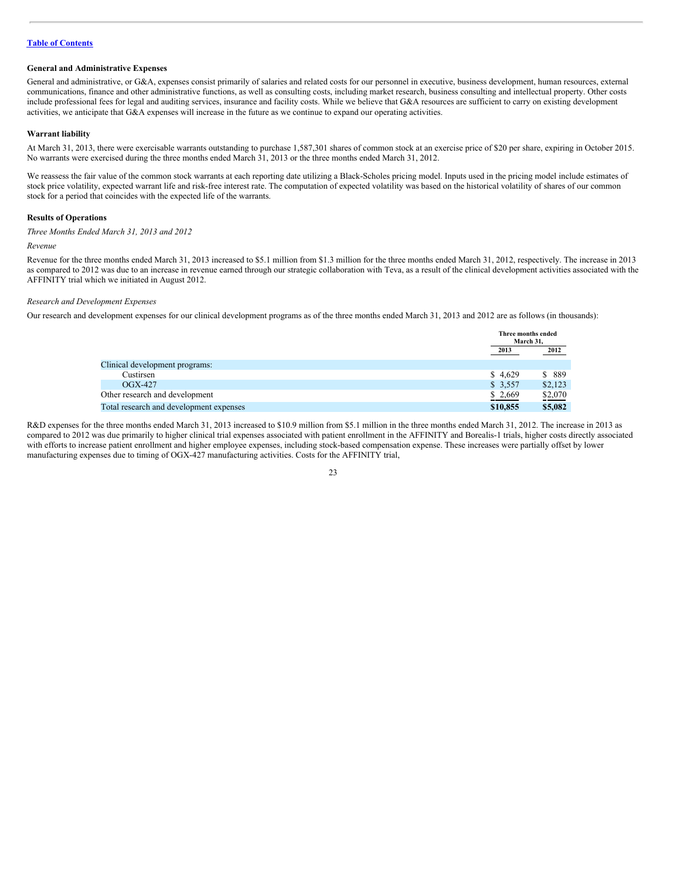[Table of Contents]

### General and Administrative Expenses

General and administrative, or G&A, expenses consist primarily of salaries and related costs for our personnel in executive, business development, human resources, external communications, finance and other administrative functions, as well as consulting costs, including market research, business consulting and intellectual property. Other costs include professional fees for legal and auditing services, insurance and facility costs. While we believe that G&A resources are sufficient to carry on existing development activities, we anticipate that G&A expenses will increase in the future as we continue to expand our operating activities.

### Warrant liability

At March 31, 2013, there were exercisable warrants outstanding to purchase 1,587,301 shares of common stock at an exercise price of $20 per share, expiring in October 2015. No warrants were exercised during the three months ended March 31, 2013 or the three months ended March 31, 2012.

We reassess the fair value of the common stock warrants at each reporting date utilizing a Black-Scholes pricing model. Inputs used in the pricing model include estimates of stock price volatility, expected warrant life and risk-free interest rate. The computation of expected volatility was based on the historical volatility of shares of our common stock for a period that coincides with the expected life of the warrants.

### Results of Operations

*Three Months Ended March 31, 2013 and 2012*

*Revenue*

Revenue for the three months ended March 31, 2013 increased to $5.1 million from $1.3 million for the three months ended March 31, 2012, respectively. The increase in 2013 as compared to 2012 was due to an increase in revenue earned through our strategic collaboration with Teva, as a result of the clinical development activities associated with the AFFINITY trial which we initiated in August 2012.

*Research and Development Expenses*

Our research and development expenses for our clinical development programs as of the three months ended March 31, 2013 and 2012 are as follows (in thousands):

| | Three months ended March 31, | |
|---|---|---|
| | 2013 | 2012 |
| Clinical development programs: | | |
| Custirsen | $ 4,629 | $ 889 |
| OGX-427 | $ 3,557 | $2,123 |
| Other research and development | $ 2,669 | $2,070 |
| **Total research and development expenses** | **$10,855** | **$5,082** |

R&D expenses for the three months ended March 31, 2013 increased to $10.9 million from $5.1 million in the three months ended March 31, 2012. The increase in 2013 as compared to 2012 was due primarily to higher clinical trial expenses associated with patient enrollment in the AFFINITY and Borealis-1 trials, higher costs directly associated with efforts to increase patient enrollment and higher employee expenses, including stock-based compensation expense. These increases were partially offset by lower manufacturing expenses due to timing of OGX-427 manufacturing activities. Costs for the AFFINITY trial,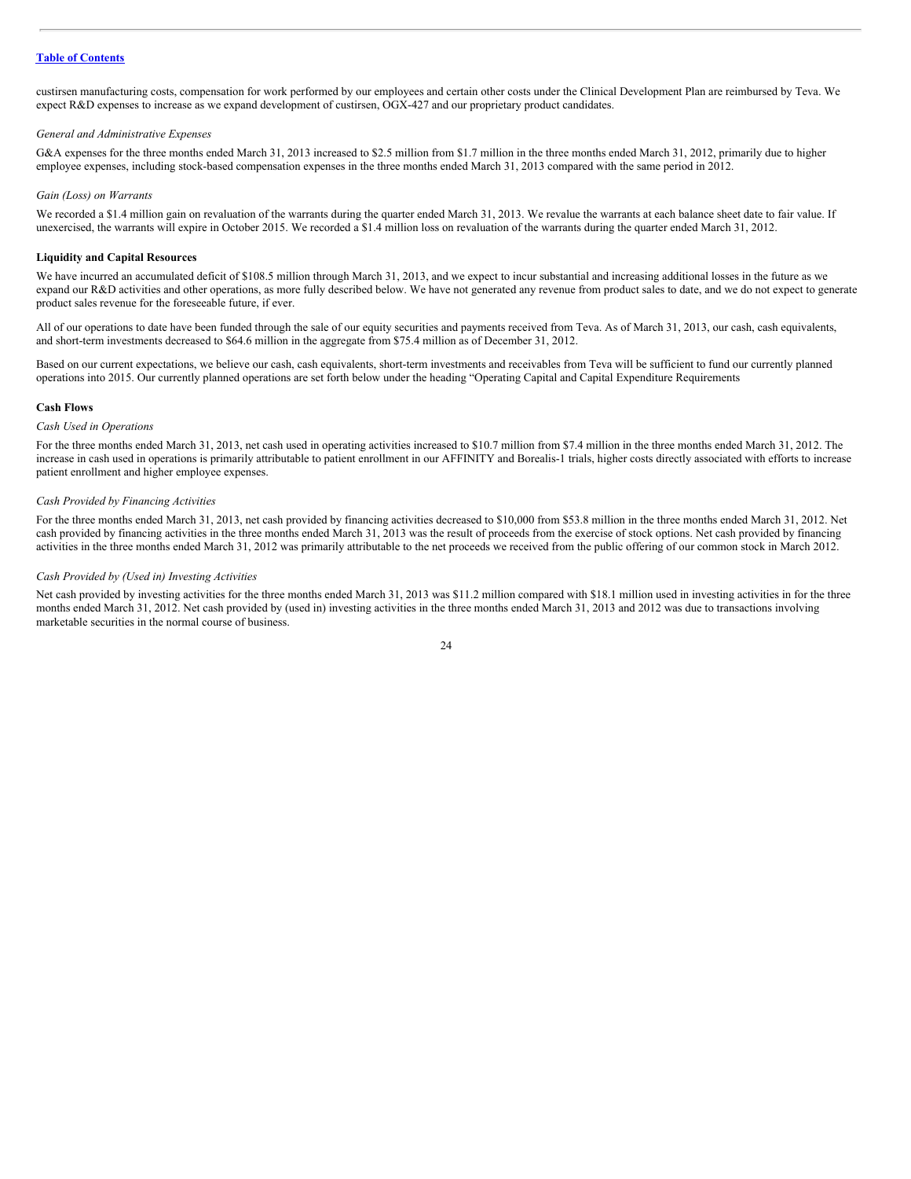custirsen manufacturing costs, compensation for work performed by our employees and certain other costs under the Clinical Development Plan are reimbursed by Teva. We expect R&D expenses to increase as we expand development of custirsen, OGX-427 and our proprietary product candidates.

*General and Administrative Expenses*

G&A expenses for the three months ended March 31, 2013 increased to $2.5 million from $1.7 million in the three months ended March 31, 2012, primarily due to higher employee expenses, including stock-based compensation expenses in the three months ended March 31, 2013 compared with the same period in 2012.

*Gain (Loss) on Warrants*

We recorded a $1.4 million gain on revaluation of the warrants during the quarter ended March 31, 2013. We revalue the warrants at each balance sheet date to fair value. If unexercised, the warrants will expire in October 2015. We recorded a $1.4 million loss on revaluation of the warrants during the quarter ended March 31, 2012.

**Liquidity and Capital Resources**

We have incurred an accumulated deficit of $108.5 million through March 31, 2013, and we expect to incur substantial and increasing additional losses in the future as we expand our R&D activities and other operations, as more fully described below. We have not generated any revenue from product sales to date, and we do not expect to generate product sales revenue for the foreseeable future, if ever.

All of our operations to date have been funded through the sale of our equity securities and payments received from Teva. As of March 31, 2013, our cash, cash equivalents, and short-term investments decreased to $64.6 million in the aggregate from $75.4 million as of December 31, 2012.

Based on our current expectations, we believe our cash, cash equivalents, short-term investments and receivables from Teva will be sufficient to fund our currently planned operations into 2015. Our currently planned operations are set forth below under the heading "Operating Capital and Capital Expenditure Requirements

**Cash Flows**

*Cash Used in Operations*

For the three months ended March 31, 2013, net cash used in operating activities increased to $10.7 million from $7.4 million in the three months ended March 31, 2012. The increase in cash used in operations is primarily attributable to patient enrollment in our AFFINITY and Borealis-1 trials, higher costs directly associated with efforts to increase patient enrollment and higher employee expenses.

*Cash Provided by Financing Activities*

For the three months ended March 31, 2013, net cash provided by financing activities decreased to $10,000 from $53.8 million in the three months ended March 31, 2012. Net cash provided by financing activities in the three months ended March 31, 2013 was the result of proceeds from the exercise of stock options. Net cash provided by financing activities in the three months ended March 31, 2012 was primarily attributable to the net proceeds we received from the public offering of our common stock in March 2012.

*Cash Provided by (Used in) Investing Activities*

Net cash provided by investing activities for the three months ended March 31, 2013 was $11.2 million compared with $18.1 million used in investing activities in for the three months ended March 31, 2012. Net cash provided by (used in) investing activities in the three months ended March 31, 2013 and 2012 was due to transactions involving marketable securities in the normal course of business.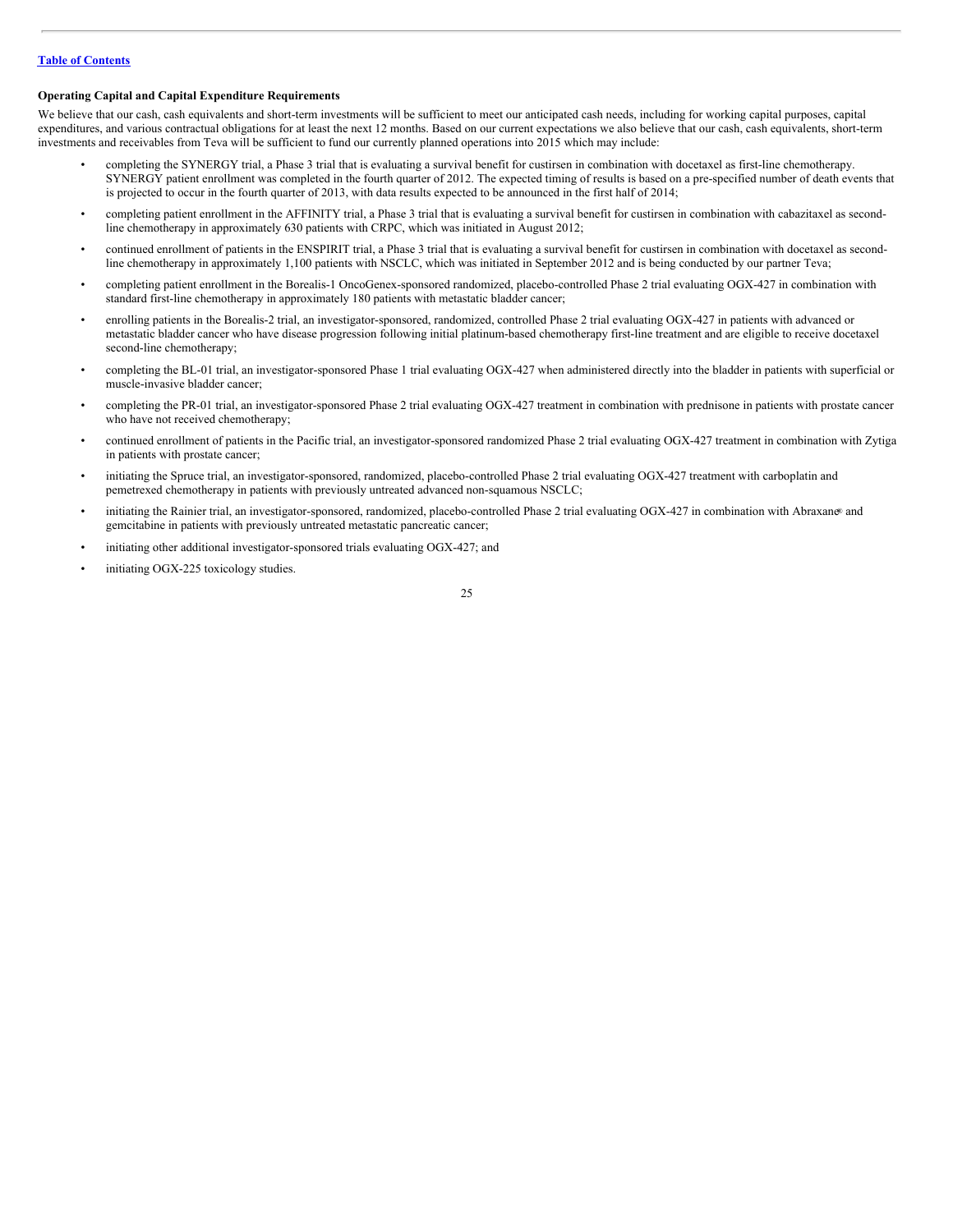**Operating Capital and Capital Expenditure Requirements**

We believe that our cash, cash equivalents and short-term investments will be sufficient to meet our anticipated cash needs, including for working capital purposes, capital expenditures, and various contractual obligations for at least the next 12 months. Based on our current expectations we also believe that our cash, cash equivalents, short-term investments and receivables from Teva will be sufficient to fund our currently planned operations into 2015 which may include:

- completing the SYNERGY trial, a Phase 3 trial that is evaluating a survival benefit for custirsen in combination with docetaxel as first-line chemotherapy. SYNERGY patient enrollment was completed in the fourth quarter of 2012. The expected timing of results is based on a pre-specified number of death events that is projected to occur in the fourth quarter of 2013, with data results expected to be announced in the first half of 2014;
- completing patient enrollment in the AFFINITY trial, a Phase 3 trial that is evaluating a survival benefit for custirsen in combination with cabazitaxel as second-line chemotherapy in approximately 630 patients with CRPC, which was initiated in August 2012;
- continued enrollment of patients in the ENSPIRIT trial, a Phase 3 trial that is evaluating a survival benefit for custirsen in combination with docetaxel as second-line chemotherapy in approximately 1,100 patients with NSCLC, which was initiated in September 2012 and is being conducted by our partner Teva;
- completing patient enrollment in the Borealis-1 OncoGenex-sponsored randomized, placebo-controlled Phase 2 trial evaluating OGX-427 in combination with standard first-line chemotherapy in approximately 180 patients with metastatic bladder cancer;
- enrolling patients in the Borealis-2 trial, an investigator-sponsored, randomized, controlled Phase 2 trial evaluating OGX-427 in patients with advanced or metastatic bladder cancer who have disease progression following initial platinum-based chemotherapy first-line treatment and are eligible to receive docetaxel second-line chemotherapy;
- completing the BL-01 trial, an investigator-sponsored Phase 1 trial evaluating OGX-427 when administered directly into the bladder in patients with superficial or muscle-invasive bladder cancer;
- completing the PR-01 trial, an investigator-sponsored Phase 2 trial evaluating OGX-427 treatment in combination with prednisone in patients with prostate cancer who have not received chemotherapy;
- continued enrollment of patients in the Pacific trial, an investigator-sponsored randomized Phase 2 trial evaluating OGX-427 treatment in combination with Zytiga in patients with prostate cancer;
- initiating the Spruce trial, an investigator-sponsored, randomized, placebo-controlled Phase 2 trial evaluating OGX-427 treatment with carboplatin and pemetrexed chemotherapy in patients with previously untreated advanced non-squamous NSCLC;
- initiating the Rainier trial, an investigator-sponsored, randomized, placebo-controlled Phase 2 trial evaluating OGX-427 in combination with Abraxane® and gemcitabine in patients with previously untreated metastatic pancreatic cancer;
- initiating other additional investigator-sponsored trials evaluating OGX-427; and
- initiating OGX-225 toxicology studies.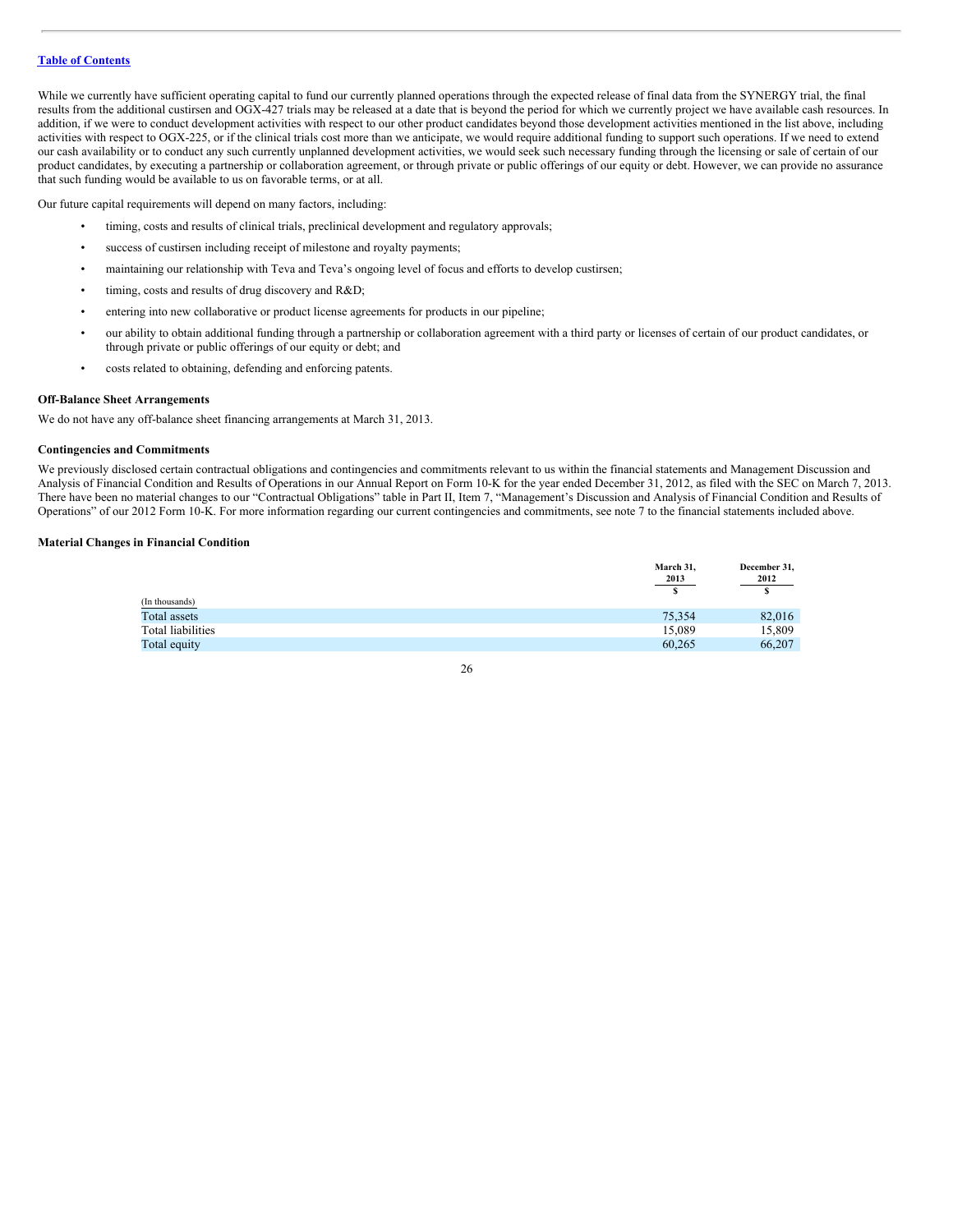While we currently have sufficient operating capital to fund our currently planned operations through the expected release of final data from the SYNERGY trial, the final results from the additional custirsen and OGX-427 trials may be released at a date that is beyond the period for which we currently project we have available cash resources. In addition, if we were to conduct development activities with respect to our other product candidates beyond those development activities mentioned in the list above, including activities with respect to OGX-225, or if the clinical trials cost more than we anticipate, we would require additional funding to support such operations. If we need to extend our cash availability or to conduct any such currently unplanned development activities, we would seek such necessary funding through the licensing or sale of certain of our product candidates, by executing a partnership or collaboration agreement, or through private or public offerings of our equity or debt. However, we can provide no assurance that such funding would be available to us on favorable terms, or at all.

Our future capital requirements will depend on many factors, including:

- timing, costs and results of clinical trials, preclinical development and regulatory approvals;
- success of custirsen including receipt of milestone and royalty payments;
- maintaining our relationship with Teva and Teva's ongoing level of focus and efforts to develop custirsen;
- timing, costs and results of drug discovery and R&D;
- entering into new collaborative or product license agreements for products in our pipeline;
- our ability to obtain additional funding through a partnership or collaboration agreement with a third party or licenses of certain of our product candidates, or through private or public offerings of our equity or debt; and
- costs related to obtaining, defending and enforcing patents.

### Off-Balance Sheet Arrangements

We do not have any off-balance sheet financing arrangements at March 31, 2013.

### Contingencies and Commitments

We previously disclosed certain contractual obligations and contingencies and commitments relevant to us within the financial statements and Management Discussion and Analysis of Financial Condition and Results of Operations in our Annual Report on Form 10-K for the year ended December 31, 2012, as filed with the SEC on March 7, 2013. There have been no material changes to our "Contractual Obligations" table in Part II, Item 7, "Management's Discussion and Analysis of Financial Condition and Results of Operations" of our 2012 Form 10-K. For more information regarding our current contingencies and commitments, see note 7 to the financial statements included above.

### Material Changes in Financial Condition

| (In thousands) | March 31, 2013 $ | December 31, 2012 $ |
|---|---|---|
| Total assets | 75,354 | 82,016 |
| Total liabilities | 15,089 | 15,809 |
| Total equity | 60,265 | 66,207 |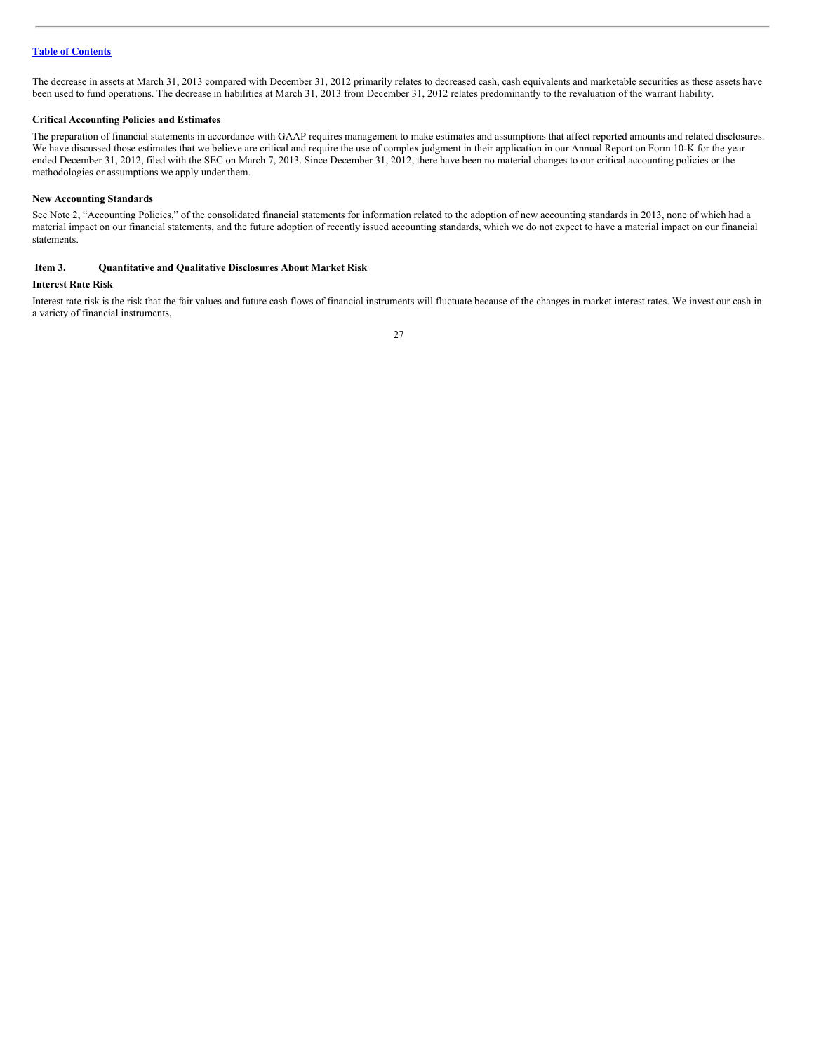The decrease in assets at March 31, 2013 compared with December 31, 2012 primarily relates to decreased cash, cash equivalents and marketable securities as these assets have been used to fund operations. The decrease in liabilities at March 31, 2013 from December 31, 2012 relates predominantly to the revaluation of the warrant liability.

### Critical Accounting Policies and Estimates

The preparation of financial statements in accordance with GAAP requires management to make estimates and assumptions that affect reported amounts and related disclosures. We have discussed those estimates that we believe are critical and require the use of complex judgment in their application in our Annual Report on Form 10-K for the year ended December 31, 2012, filed with the SEC on March 7, 2013. Since December 31, 2012, there have been no material changes to our critical accounting policies or the methodologies or assumptions we apply under them.

### New Accounting Standards

See Note 2, "Accounting Policies," of the consolidated financial statements for information related to the adoption of new accounting standards in 2013, none of which had a material impact on our financial statements, and the future adoption of recently issued accounting standards, which we do not expect to have a material impact on our financial statements.

## Item 3. Quantitative and Qualitative Disclosures About Market Risk

### Interest Rate Risk

Interest rate risk is the risk that the fair values and future cash flows of financial instruments will fluctuate because of the changes in market interest rates. We invest our cash in a variety of financial instruments,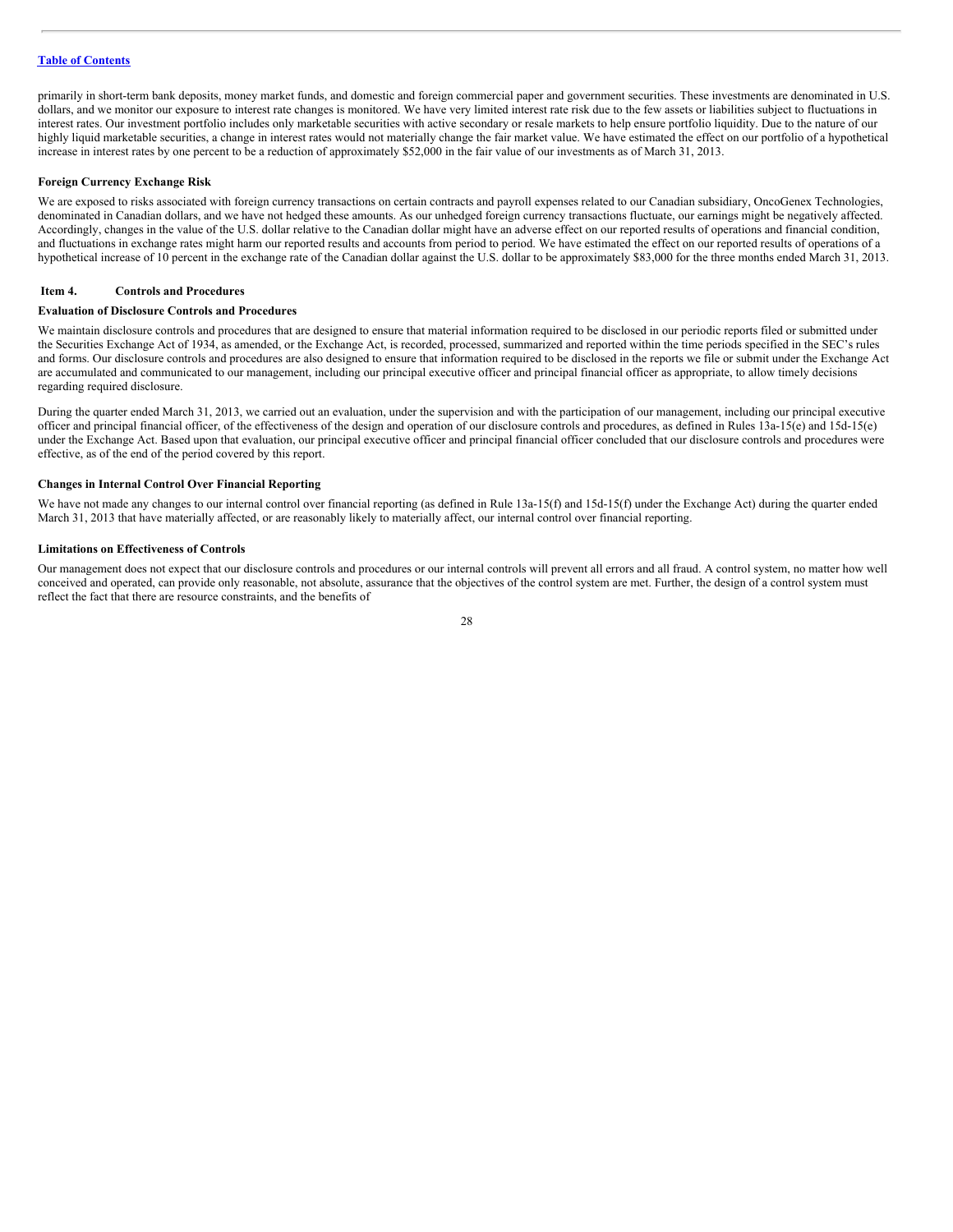primarily in short-term bank deposits, money market funds, and domestic and foreign commercial paper and government securities. These investments are denominated in U.S. dollars, and we monitor our exposure to interest rate changes is monitored. We have very limited interest rate risk due to the few assets or liabilities subject to fluctuations in interest rates. Our investment portfolio includes only marketable securities with active secondary or resale markets to help ensure portfolio liquidity. Due to the nature of our highly liquid marketable securities, a change in interest rates would not materially change the fair market value. We have estimated the effect on our portfolio of a hypothetical increase in interest rates by one percent to be a reduction of approximately $52,000 in the fair value of our investments as of March 31, 2013.

**Foreign Currency Exchange Risk**

We are exposed to risks associated with foreign currency transactions on certain contracts and payroll expenses related to our Canadian subsidiary, OncoGenex Technologies, denominated in Canadian dollars, and we have not hedged these amounts. As our unhedged foreign currency transactions fluctuate, our earnings might be negatively affected. Accordingly, changes in the value of the U.S. dollar relative to the Canadian dollar might have an adverse effect on our reported results of operations and financial condition, and fluctuations in exchange rates might harm our reported results and accounts from period to period. We have estimated the effect on our reported results of operations of a hypothetical increase of 10 percent in the exchange rate of the Canadian dollar against the U.S. dollar to be approximately $83,000 for the three months ended March 31, 2013.

## Item 4. Controls and Procedures

**Evaluation of Disclosure Controls and Procedures**

We maintain disclosure controls and procedures that are designed to ensure that material information required to be disclosed in our periodic reports filed or submitted under the Securities Exchange Act of 1934, as amended, or the Exchange Act, is recorded, processed, summarized and reported within the time periods specified in the SEC's rules and forms. Our disclosure controls and procedures are also designed to ensure that information required to be disclosed in the reports we file or submit under the Exchange Act are accumulated and communicated to our management, including our principal executive officer and principal financial officer as appropriate, to allow timely decisions regarding required disclosure.

During the quarter ended March 31, 2013, we carried out an evaluation, under the supervision and with the participation of our management, including our principal executive officer and principal financial officer, of the effectiveness of the design and operation of our disclosure controls and procedures, as defined in Rules 13a-15(e) and 15d-15(e) under the Exchange Act. Based upon that evaluation, our principal executive officer and principal financial officer concluded that our disclosure controls and procedures were effective, as of the end of the period covered by this report.

**Changes in Internal Control Over Financial Reporting**

We have not made any changes to our internal control over financial reporting (as defined in Rule 13a-15(f) and 15d-15(f) under the Exchange Act) during the quarter ended March 31, 2013 that have materially affected, or are reasonably likely to materially affect, our internal control over financial reporting.

**Limitations on Effectiveness of Controls**

Our management does not expect that our disclosure controls and procedures or our internal controls will prevent all errors and all fraud. A control system, no matter how well conceived and operated, can provide only reasonable, not absolute, assurance that the objectives of the control system are met. Further, the design of a control system must reflect the fact that there are resource constraints, and the benefits of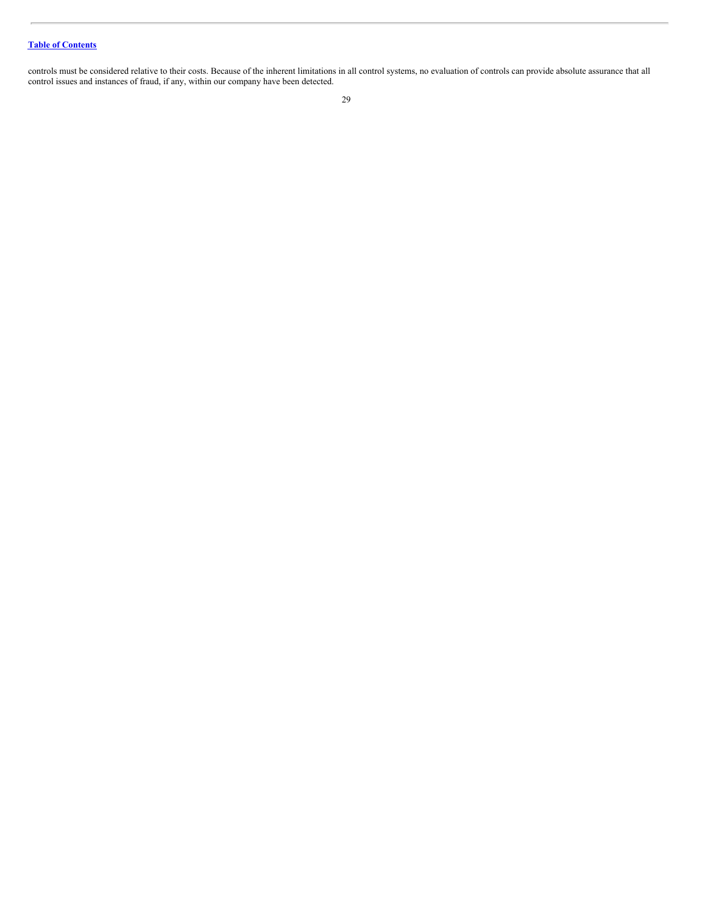controls must be considered relative to their costs. Because of the inherent limitations in all control systems, no evaluation of controls can provide absolute assurance that all control issues and instances of fraud, if any, within our company have been detected.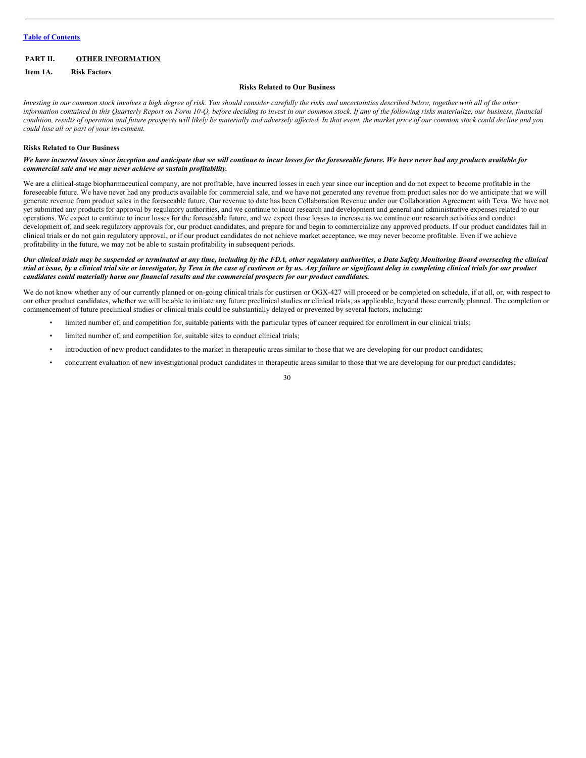[Table of Contents](#)

## PART II. OTHER INFORMATION

### Item 1A. Risk Factors

**Risks Related to Our Business**

*Investing in our common stock involves a high degree of risk. You should consider carefully the risks and uncertainties described below, together with all of the other information contained in this Quarterly Report on Form 10-Q, before deciding to invest in our common stock. If any of the following risks materialize, our business, financial condition, results of operation and future prospects will likely be materially and adversely affected. In that event, the market price of our common stock could decline and you could lose all or part of your investment.*

**Risks Related to Our Business**

***We have incurred losses since inception and anticipate that we will continue to incur losses for the foreseeable future. We have never had any products available for commercial sale and we may never achieve or sustain profitability.***

We are a clinical-stage biopharmaceutical company, are not profitable, have incurred losses in each year since our inception and do not expect to become profitable in the foreseeable future. We have never had any products available for commercial sale, and we have not generated any revenue from product sales nor do we anticipate that we will generate revenue from product sales in the foreseeable future. Our revenue to date has been Collaboration Revenue under our Collaboration Agreement with Teva. We have not yet submitted any products for approval by regulatory authorities, and we continue to incur research and development and general and administrative expenses related to our operations. We expect to continue to incur losses for the foreseeable future, and we expect these losses to increase as we continue our research activities and conduct development of, and seek regulatory approvals for, our product candidates, and prepare for and begin to commercialize any approved products. If our product candidates fail in clinical trials or do not gain regulatory approval, or if our product candidates do not achieve market acceptance, we may never become profitable. Even if we achieve profitability in the future, we may not be able to sustain profitability in subsequent periods.

***Our clinical trials may be suspended or terminated at any time, including by the FDA, other regulatory authorities, a Data Safety Monitoring Board overseeing the clinical trial at issue, by a clinical trial site or investigator, by Teva in the case of custirsen or by us. Any failure or significant delay in completing clinical trials for our product candidates could materially harm our financial results and the commercial prospects for our product candidates.***

We do not know whether any of our currently planned or on-going clinical trials for custirsen or OGX-427 will proceed or be completed on schedule, if at all, or, with respect to our other product candidates, whether we will be able to initiate any future preclinical studies or clinical trials, as applicable, beyond those currently planned. The completion or commencement of future preclinical studies or clinical trials could be substantially delayed or prevented by several factors, including:

- limited number of, and competition for, suitable patients with the particular types of cancer required for enrollment in our clinical trials;
- limited number of, and competition for, suitable sites to conduct clinical trials;
- introduction of new product candidates to the market in therapeutic areas similar to those that we are developing for our product candidates;
- concurrent evaluation of new investigational product candidates in therapeutic areas similar to those that we are developing for our product candidates;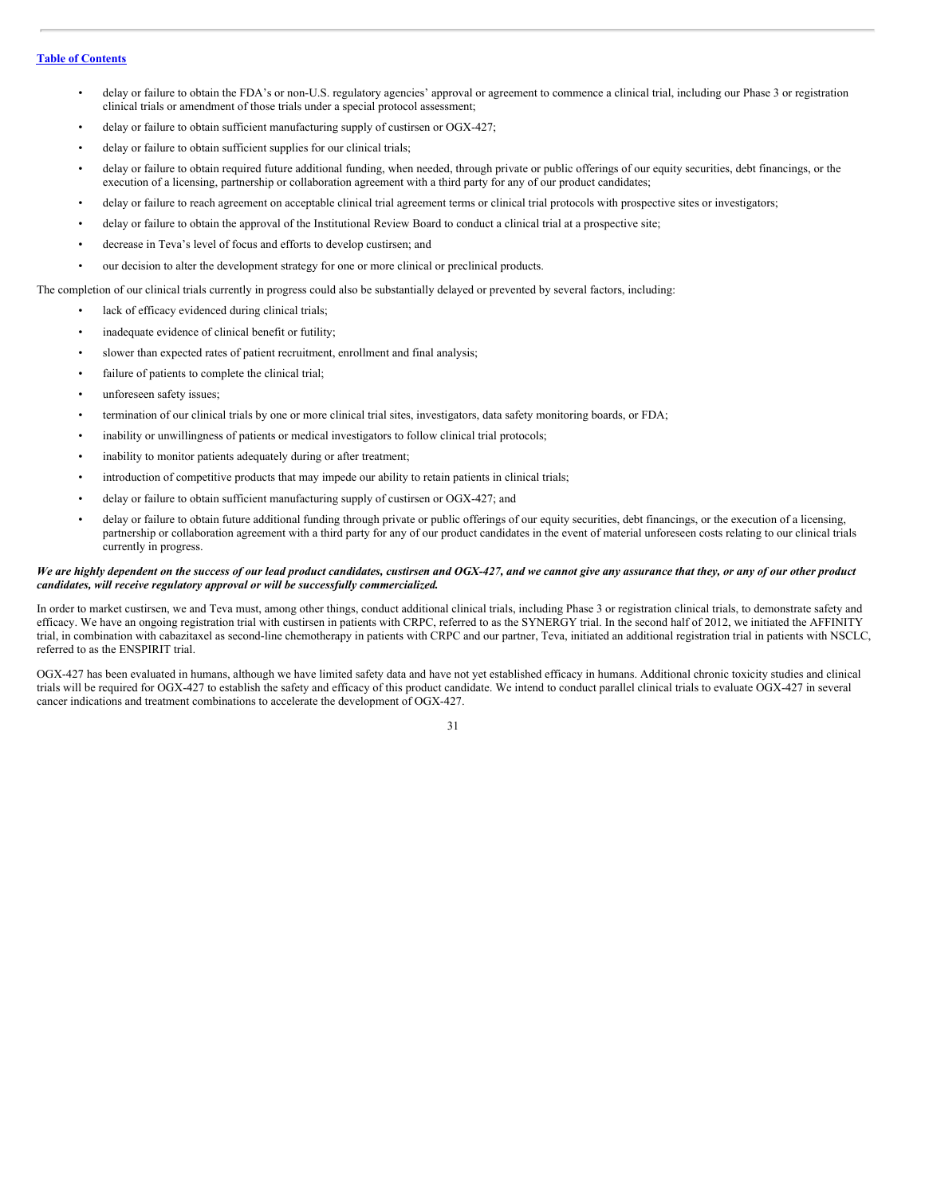- delay or failure to obtain the FDA's or non-U.S. regulatory agencies' approval or agreement to commence a clinical trial, including our Phase 3 or registration clinical trials or amendment of those trials under a special protocol assessment;
- delay or failure to obtain sufficient manufacturing supply of custirsen or OGX-427;
- delay or failure to obtain sufficient supplies for our clinical trials;
- delay or failure to obtain required future additional funding, when needed, through private or public offerings of our equity securities, debt financings, or the execution of a licensing, partnership or collaboration agreement with a third party for any of our product candidates;
- delay or failure to reach agreement on acceptable clinical trial agreement terms or clinical trial protocols with prospective sites or investigators;
- delay or failure to obtain the approval of the Institutional Review Board to conduct a clinical trial at a prospective site;
- decrease in Teva's level of focus and efforts to develop custirsen; and
- our decision to alter the development strategy for one or more clinical or preclinical products.

The completion of our clinical trials currently in progress could also be substantially delayed or prevented by several factors, including:

- lack of efficacy evidenced during clinical trials;
- inadequate evidence of clinical benefit or futility;
- slower than expected rates of patient recruitment, enrollment and final analysis;
- failure of patients to complete the clinical trial;
- unforeseen safety issues;
- termination of our clinical trials by one or more clinical trial sites, investigators, data safety monitoring boards, or FDA;
- inability or unwillingness of patients or medical investigators to follow clinical trial protocols;
- inability to monitor patients adequately during or after treatment;
- introduction of competitive products that may impede our ability to retain patients in clinical trials;
- delay or failure to obtain sufficient manufacturing supply of custirsen or OGX-427; and
- delay or failure to obtain future additional funding through private or public offerings of our equity securities, debt financings, or the execution of a licensing, partnership or collaboration agreement with a third party for any of our product candidates in the event of material unforeseen costs relating to our clinical trials currently in progress.

***We are highly dependent on the success of our lead product candidates, custirsen and OGX-427, and we cannot give any assurance that they, or any of our other product candidates, will receive regulatory approval or will be successfully commercialized.***

In order to market custirsen, we and Teva must, among other things, conduct additional clinical trials, including Phase 3 or registration clinical trials, to demonstrate safety and efficacy. We have an ongoing registration trial with custirsen in patients with CRPC, referred to as the SYNERGY trial. In the second half of 2012, we initiated the AFFINITY trial, in combination with cabazitaxel as second-line chemotherapy in patients with CRPC and our partner, Teva, initiated an additional registration trial in patients with NSCLC, referred to as the ENSPIRIT trial.

OGX-427 has been evaluated in humans, although we have limited safety data and have not yet established efficacy in humans. Additional chronic toxicity studies and clinical trials will be required for OGX-427 to establish the safety and efficacy of this product candidate. We intend to conduct parallel clinical trials to evaluate OGX-427 in several cancer indications and treatment combinations to accelerate the development of OGX-427.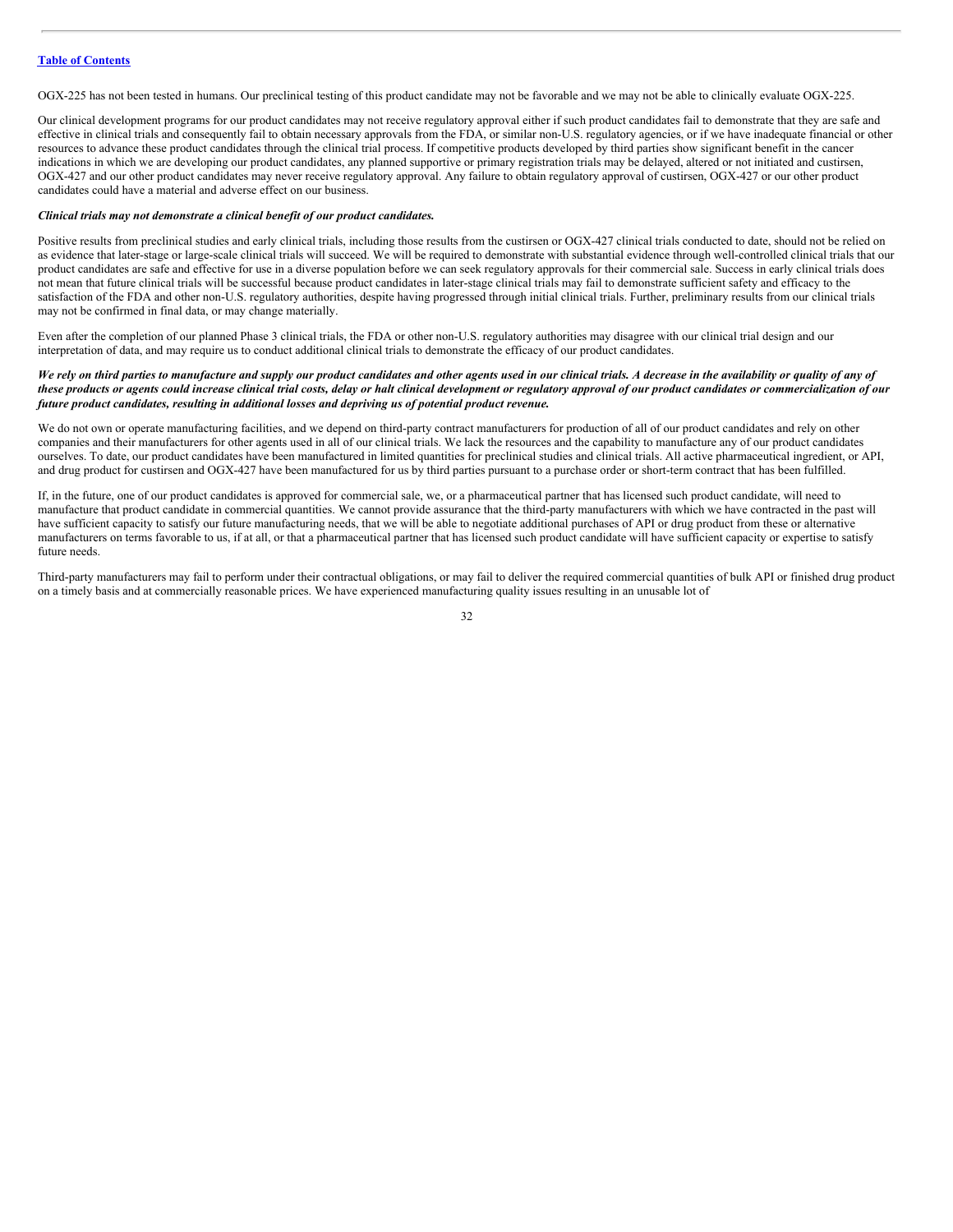OGX-225 has not been tested in humans. Our preclinical testing of this product candidate may not be favorable and we may not be able to clinically evaluate OGX-225.

Our clinical development programs for our product candidates may not receive regulatory approval either if such product candidates fail to demonstrate that they are safe and effective in clinical trials and consequently fail to obtain necessary approvals from the FDA, or similar non-U.S. regulatory agencies, or if we have inadequate financial or other resources to advance these product candidates through the clinical trial process. If competitive products developed by third parties show significant benefit in the cancer indications in which we are developing our product candidates, any planned supportive or primary registration trials may be delayed, altered or not initiated and custirsen, OGX-427 and our other product candidates may never receive regulatory approval. Any failure to obtain regulatory approval of custirsen, OGX-427 or our other product candidates could have a material and adverse effect on our business.

***Clinical trials may not demonstrate a clinical benefit of our product candidates.***

Positive results from preclinical studies and early clinical trials, including those results from the custirsen or OGX-427 clinical trials conducted to date, should not be relied on as evidence that later-stage or large-scale clinical trials will succeed. We will be required to demonstrate with substantial evidence through well-controlled clinical trials that our product candidates are safe and effective for use in a diverse population before we can seek regulatory approvals for their commercial sale. Success in early clinical trials does not mean that future clinical trials will be successful because product candidates in later-stage clinical trials may fail to demonstrate sufficient safety and efficacy to the satisfaction of the FDA and other non-U.S. regulatory authorities, despite having progressed through initial clinical trials. Further, preliminary results from our clinical trials may not be confirmed in final data, or may change materially.

Even after the completion of our planned Phase 3 clinical trials, the FDA or other non-U.S. regulatory authorities may disagree with our clinical trial design and our interpretation of data, and may require us to conduct additional clinical trials to demonstrate the efficacy of our product candidates.

***We rely on third parties to manufacture and supply our product candidates and other agents used in our clinical trials. A decrease in the availability or quality of any of these products or agents could increase clinical trial costs, delay or halt clinical development or regulatory approval of our product candidates or commercialization of our future product candidates, resulting in additional losses and depriving us of potential product revenue.***

We do not own or operate manufacturing facilities, and we depend on third-party contract manufacturers for production of all of our product candidates and rely on other companies and their manufacturers for other agents used in all of our clinical trials. We lack the resources and the capability to manufacture any of our product candidates ourselves. To date, our product candidates have been manufactured in limited quantities for preclinical studies and clinical trials. All active pharmaceutical ingredient, or API, and drug product for custirsen and OGX-427 have been manufactured for us by third parties pursuant to a purchase order or short-term contract that has been fulfilled.

If, in the future, one of our product candidates is approved for commercial sale, we, or a pharmaceutical partner that has licensed such product candidate, will need to manufacture that product candidate in commercial quantities. We cannot provide assurance that the third-party manufacturers with which we have contracted in the past will have sufficient capacity to satisfy our future manufacturing needs, that we will be able to negotiate additional purchases of API or drug product from these or alternative manufacturers on terms favorable to us, if at all, or that a pharmaceutical partner that has licensed such product candidate will have sufficient capacity or expertise to satisfy future needs.

Third-party manufacturers may fail to perform under their contractual obligations, or may fail to deliver the required commercial quantities of bulk API or finished drug product on a timely basis and at commercially reasonable prices. We have experienced manufacturing quality issues resulting in an unusable lot of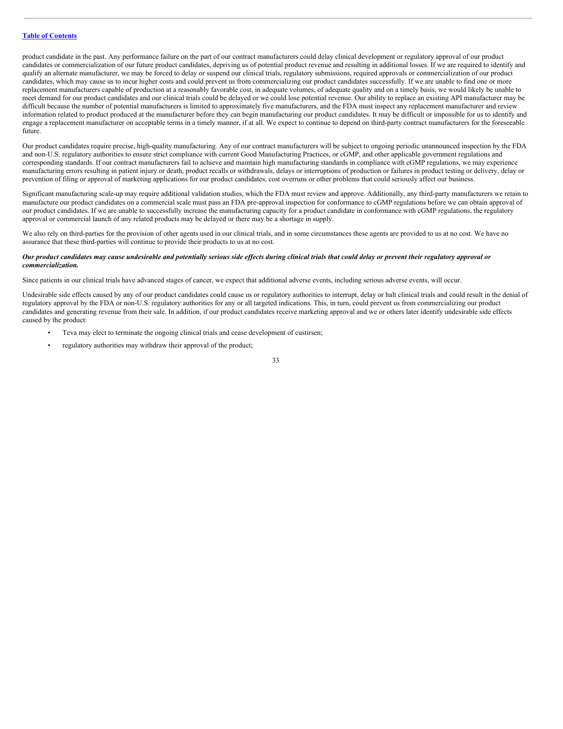product candidate in the past. Any performance failure on the part of our contract manufacturers could delay clinical development or regulatory approval of our product candidates or commercialization of our future product candidates, depriving us of potential product revenue and resulting in additional losses. If we are required to identify and qualify an alternate manufacturer, we may be forced to delay or suspend our clinical trials, regulatory submissions, required approvals or commercialization of our product candidates, which may cause us to incur higher costs and could prevent us from commercializing our product candidates successfully. If we are unable to find one or more replacement manufacturers capable of production at a reasonably favorable cost, in adequate volumes, of adequate quality and on a timely basis, we would likely be unable to meet demand for our product candidates and our clinical trials could be delayed or we could lose potential revenue. Our ability to replace an existing API manufacturer may be difficult because the number of potential manufacturers is limited to approximately five manufacturers, and the FDA must inspect any replacement manufacturer and review information related to product produced at the manufacturer before they can begin manufacturing our product candidates. It may be difficult or impossible for us to identify and engage a replacement manufacturer on acceptable terms in a timely manner, if at all. We expect to continue to depend on third-party contract manufacturers for the foreseeable future.

Our product candidates require precise, high-quality manufacturing. Any of our contract manufacturers will be subject to ongoing periodic unannounced inspection by the FDA and non-U.S. regulatory authorities to ensure strict compliance with current Good Manufacturing Practices, or cGMP, and other applicable government regulations and corresponding standards. If our contract manufacturers fail to achieve and maintain high manufacturing standards in compliance with cGMP regulations, we may experience manufacturing errors resulting in patient injury or death, product recalls or withdrawals, delays or interruptions of production or failures in product testing or delivery, delay or prevention of filing or approval of marketing applications for our product candidates, cost overruns or other problems that could seriously affect our business.

Significant manufacturing scale-up may require additional validation studies, which the FDA must review and approve. Additionally, any third-party manufacturers we retain to manufacture our product candidates on a commercial scale must pass an FDA pre-approval inspection for conformance to cGMP regulations before we can obtain approval of our product candidates. If we are unable to successfully increase the manufacturing capacity for a product candidate in conformance with cGMP regulations, the regulatory approval or commercial launch of any related products may be delayed or there may be a shortage in supply.

We also rely on third-parties for the provision of other agents used in our clinical trials, and in some circumstances these agents are provided to us at no cost. We have no assurance that these third-parties will continue to provide their products to us at no cost.

***Our product candidates may cause undesirable and potentially serious side effects during clinical trials that could delay or prevent their regulatory approval or commercialization.***

Since patients in our clinical trials have advanced stages of cancer, we expect that additional adverse events, including serious adverse events, will occur.

Undesirable side effects caused by any of our product candidates could cause us or regulatory authorities to interrupt, delay or halt clinical trials and could result in the denial of regulatory approval by the FDA or non-U.S. regulatory authorities for any or all targeted indications. This, in turn, could prevent us from commercializing our product candidates and generating revenue from their sale. In addition, if our product candidates receive marketing approval and we or others later identify undesirable side effects caused by the product:

- Teva may elect to terminate the ongoing clinical trials and cease development of custirsen;
- regulatory authorities may withdraw their approval of the product;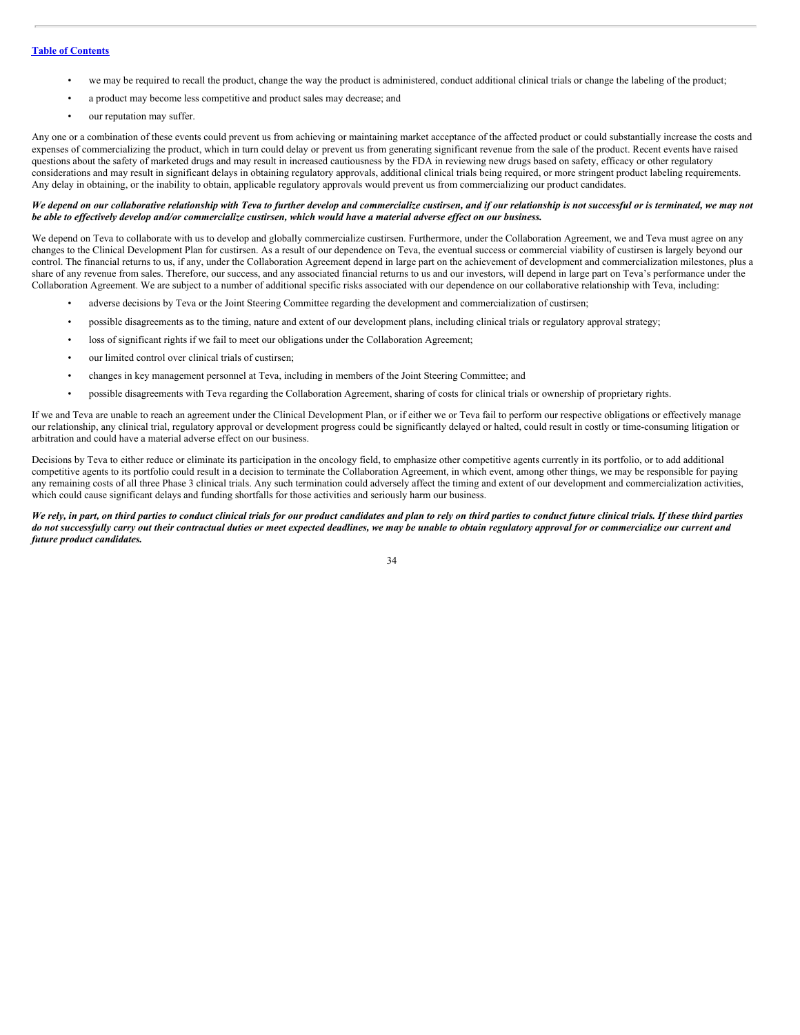- we may be required to recall the product, change the way the product is administered, conduct additional clinical trials or change the labeling of the product;
- a product may become less competitive and product sales may decrease; and
- our reputation may suffer.

Any one or a combination of these events could prevent us from achieving or maintaining market acceptance of the affected product or could substantially increase the costs and expenses of commercializing the product, which in turn could delay or prevent us from generating significant revenue from the sale of the product. Recent events have raised questions about the safety of marketed drugs and may result in increased cautiousness by the FDA in reviewing new drugs based on safety, efficacy or other regulatory considerations and may result in significant delays in obtaining regulatory approvals, additional clinical trials being required, or more stringent product labeling requirements. Any delay in obtaining, or the inability to obtain, applicable regulatory approvals would prevent us from commercializing our product candidates.

***We depend on our collaborative relationship with Teva to further develop and commercialize custirsen, and if our relationship is not successful or is terminated, we may not be able to effectively develop and/or commercialize custirsen, which would have a material adverse effect on our business.***

We depend on Teva to collaborate with us to develop and globally commercialize custirsen. Furthermore, under the Collaboration Agreement, we and Teva must agree on any changes to the Clinical Development Plan for custirsen. As a result of our dependence on Teva, the eventual success or commercial viability of custirsen is largely beyond our control. The financial returns to us, if any, under the Collaboration Agreement depend in large part on the achievement of development and commercialization milestones, plus a share of any revenue from sales. Therefore, our success, and any associated financial returns to us and our investors, will depend in large part on Teva's performance under the Collaboration Agreement. We are subject to a number of additional specific risks associated with our dependence on our collaborative relationship with Teva, including:

- adverse decisions by Teva or the Joint Steering Committee regarding the development and commercialization of custirsen;
- possible disagreements as to the timing, nature and extent of our development plans, including clinical trials or regulatory approval strategy;
- loss of significant rights if we fail to meet our obligations under the Collaboration Agreement;
- our limited control over clinical trials of custirsen;
- changes in key management personnel at Teva, including in members of the Joint Steering Committee; and
- possible disagreements with Teva regarding the Collaboration Agreement, sharing of costs for clinical trials or ownership of proprietary rights.

If we and Teva are unable to reach an agreement under the Clinical Development Plan, or if either we or Teva fail to perform our respective obligations or effectively manage our relationship, any clinical trial, regulatory approval or development progress could be significantly delayed or halted, could result in costly or time-consuming litigation or arbitration and could have a material adverse effect on our business.

Decisions by Teva to either reduce or eliminate its participation in the oncology field, to emphasize other competitive agents currently in its portfolio, or to add additional competitive agents to its portfolio could result in a decision to terminate the Collaboration Agreement, in which event, among other things, we may be responsible for paying any remaining costs of all three Phase 3 clinical trials. Any such termination could adversely affect the timing and extent of our development and commercialization activities, which could cause significant delays and funding shortfalls for those activities and seriously harm our business.

***We rely, in part, on third parties to conduct clinical trials for our product candidates and plan to rely on third parties to conduct future clinical trials. If these third parties do not successfully carry out their contractual duties or meet expected deadlines, we may be unable to obtain regulatory approval for or commercialize our current and future product candidates.***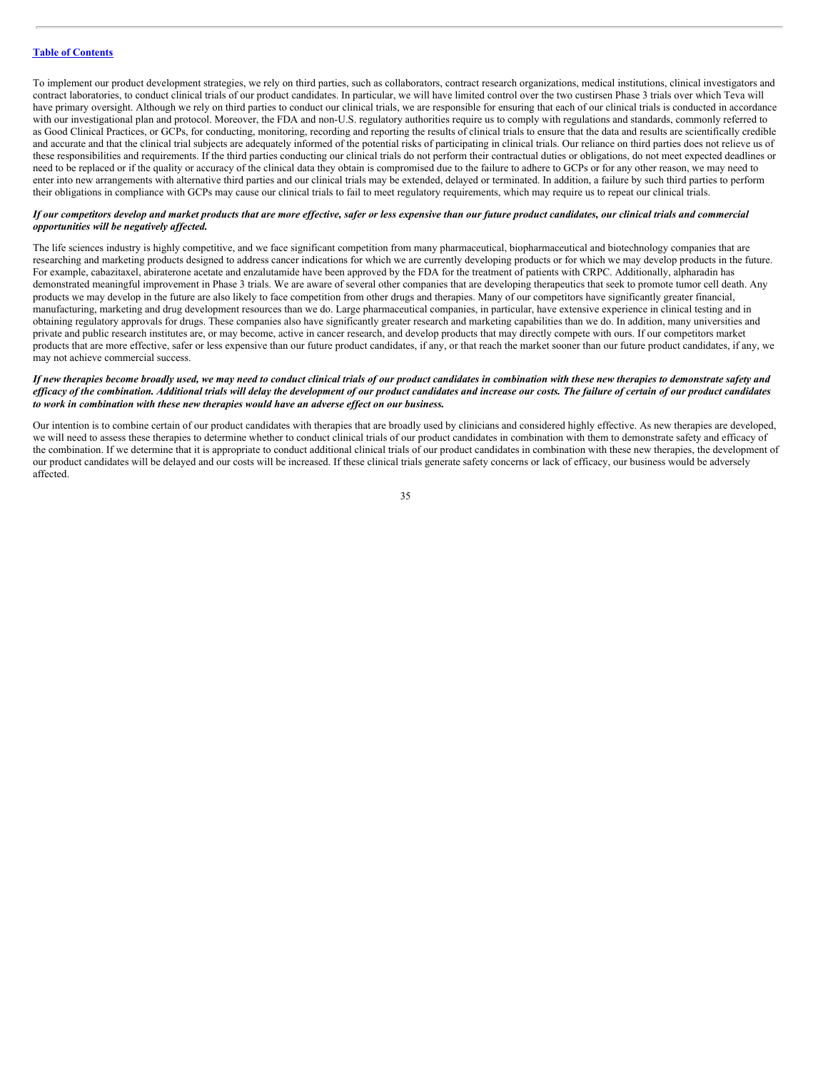To implement our product development strategies, we rely on third parties, such as collaborators, contract research organizations, medical institutions, clinical investigators and contract laboratories, to conduct clinical trials of our product candidates. In particular, we will have limited control over the two custirsen Phase 3 trials over which Teva will have primary oversight. Although we rely on third parties to conduct our clinical trials, we are responsible for ensuring that each of our clinical trials is conducted in accordance with our investigational plan and protocol. Moreover, the FDA and non-U.S. regulatory authorities require us to comply with regulations and standards, commonly referred to as Good Clinical Practices, or GCPs, for conducting, monitoring, recording and reporting the results of clinical trials to ensure that the data and results are scientifically credible and accurate and that the clinical trial subjects are adequately informed of the potential risks of participating in clinical trials. Our reliance on third parties does not relieve us of these responsibilities and requirements. If the third parties conducting our clinical trials do not perform their contractual duties or obligations, do not meet expected deadlines or need to be replaced or if the quality or accuracy of the clinical data they obtain is compromised due to the failure to adhere to GCPs or for any other reason, we may need to enter into new arrangements with alternative third parties and our clinical trials may be extended, delayed or terminated. In addition, a failure by such third parties to perform their obligations in compliance with GCPs may cause our clinical trials to fail to meet regulatory requirements, which may require us to repeat our clinical trials.

***If our competitors develop and market products that are more effective, safer or less expensive than our future product candidates, our clinical trials and commercial opportunities will be negatively affected.***

The life sciences industry is highly competitive, and we face significant competition from many pharmaceutical, biopharmaceutical and biotechnology companies that are researching and marketing products designed to address cancer indications for which we are currently developing products or for which we may develop products in the future. For example, cabazitaxel, abiraterone acetate and enzalutamide have been approved by the FDA for the treatment of patients with CRPC. Additionally, alpharadin has demonstrated meaningful improvement in Phase 3 trials. We are aware of several other companies that are developing therapeutics that seek to promote tumor cell death. Any products we may develop in the future are also likely to face competition from other drugs and therapies. Many of our competitors have significantly greater financial, manufacturing, marketing and drug development resources than we do. Large pharmaceutical companies, in particular, have extensive experience in clinical testing and in obtaining regulatory approvals for drugs. These companies also have significantly greater research and marketing capabilities than we do. In addition, many universities and private and public research institutes are, or may become, active in cancer research, and develop products that may directly compete with ours. If our competitors market products that are more effective, safer or less expensive than our future product candidates, if any, or that reach the market sooner than our future product candidates, if any, we may not achieve commercial success.

***If new therapies become broadly used, we may need to conduct clinical trials of our product candidates in combination with these new therapies to demonstrate safety and efficacy of the combination. Additional trials will delay the development of our product candidates and increase our costs. The failure of certain of our product candidates to work in combination with these new therapies would have an adverse effect on our business.***

Our intention is to combine certain of our product candidates with therapies that are broadly used by clinicians and considered highly effective. As new therapies are developed, we will need to assess these therapies to determine whether to conduct clinical trials of our product candidates in combination with them to demonstrate safety and efficacy of the combination. If we determine that it is appropriate to conduct additional clinical trials of our product candidates in combination with these new therapies, the development of our product candidates will be delayed and our costs will be increased. If these clinical trials generate safety concerns or lack of efficacy, our business would be adversely affected.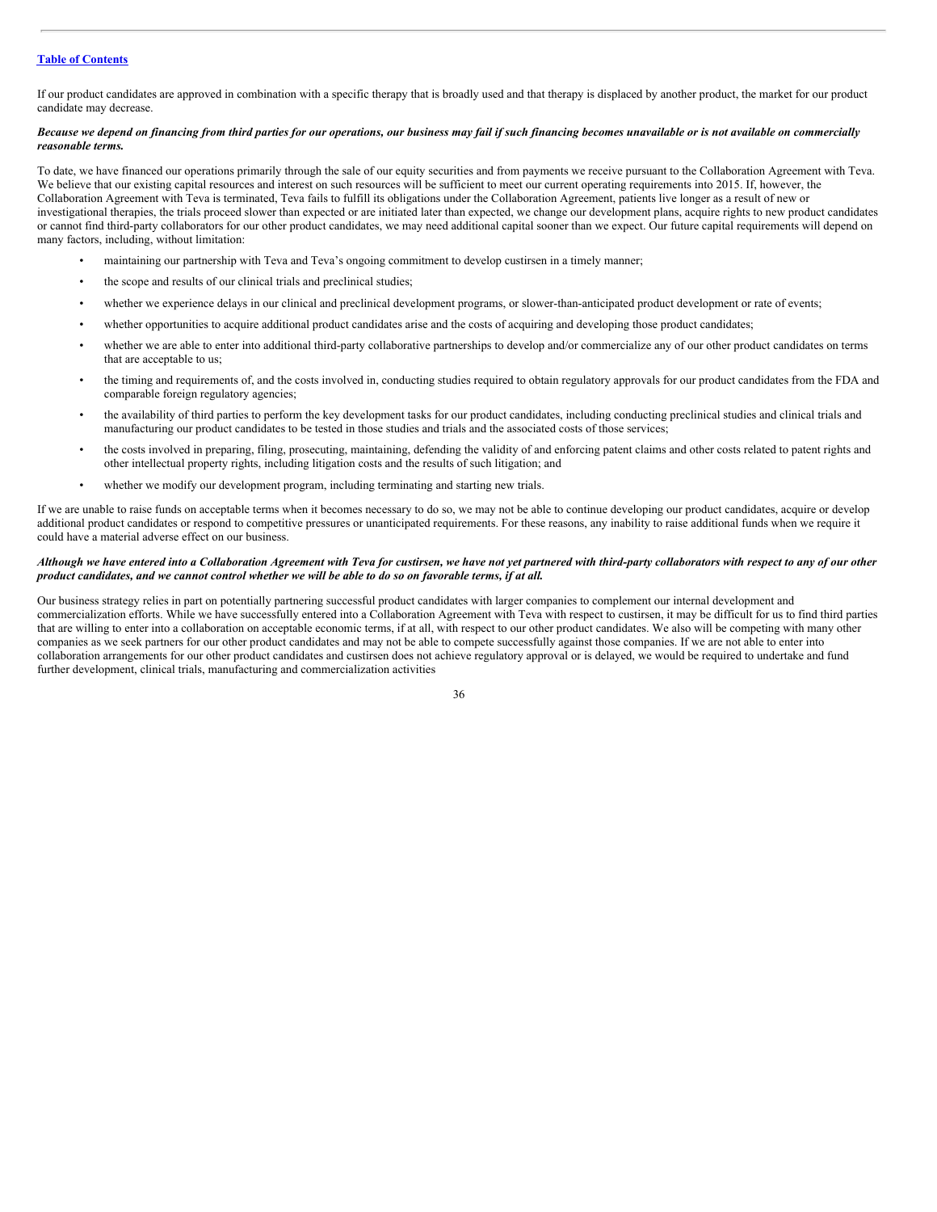If our product candidates are approved in combination with a specific therapy that is broadly used and that therapy is displaced by another product, the market for our product candidate may decrease.

***Because we depend on financing from third parties for our operations, our business may fail if such financing becomes unavailable or is not available on commercially reasonable terms.***

To date, we have financed our operations primarily through the sale of our equity securities and from payments we receive pursuant to the Collaboration Agreement with Teva. We believe that our existing capital resources and interest on such resources will be sufficient to meet our current operating requirements into 2015. If, however, the Collaboration Agreement with Teva is terminated, Teva fails to fulfill its obligations under the Collaboration Agreement, patients live longer as a result of new or investigational therapies, the trials proceed slower than expected or are initiated later than expected, we change our development plans, acquire rights to new product candidates or cannot find third-party collaborators for our other product candidates, we may need additional capital sooner than we expect. Our future capital requirements will depend on many factors, including, without limitation:

- maintaining our partnership with Teva and Teva's ongoing commitment to develop custirsen in a timely manner;
- the scope and results of our clinical trials and preclinical studies;
- whether we experience delays in our clinical and preclinical development programs, or slower-than-anticipated product development or rate of events;
- whether opportunities to acquire additional product candidates arise and the costs of acquiring and developing those product candidates;
- whether we are able to enter into additional third-party collaborative partnerships to develop and/or commercialize any of our other product candidates on terms that are acceptable to us;
- the timing and requirements of, and the costs involved in, conducting studies required to obtain regulatory approvals for our product candidates from the FDA and comparable foreign regulatory agencies;
- the availability of third parties to perform the key development tasks for our product candidates, including conducting preclinical studies and clinical trials and manufacturing our product candidates to be tested in those studies and trials and the associated costs of those services;
- the costs involved in preparing, filing, prosecuting, maintaining, defending the validity of and enforcing patent claims and other costs related to patent rights and other intellectual property rights, including litigation costs and the results of such litigation; and
- whether we modify our development program, including terminating and starting new trials.

If we are unable to raise funds on acceptable terms when it becomes necessary to do so, we may not be able to continue developing our product candidates, acquire or develop additional product candidates or respond to competitive pressures or unanticipated requirements. For these reasons, any inability to raise additional funds when we require it could have a material adverse effect on our business.

***Although we have entered into a Collaboration Agreement with Teva for custirsen, we have not yet partnered with third-party collaborators with respect to any of our other product candidates, and we cannot control whether we will be able to do so on favorable terms, if at all.***

Our business strategy relies in part on potentially partnering successful product candidates with larger companies to complement our internal development and commercialization efforts. While we have successfully entered into a Collaboration Agreement with Teva with respect to custirsen, it may be difficult for us to find third parties that are willing to enter into a collaboration on acceptable economic terms, if at all, with respect to our other product candidates. We also will be competing with many other companies as we seek partners for our other product candidates and may not be able to compete successfully against those companies. If we are not able to enter into collaboration arrangements for our other product candidates and custirsen does not achieve regulatory approval or is delayed, we would be required to undertake and fund further development, clinical trials, manufacturing and commercialization activities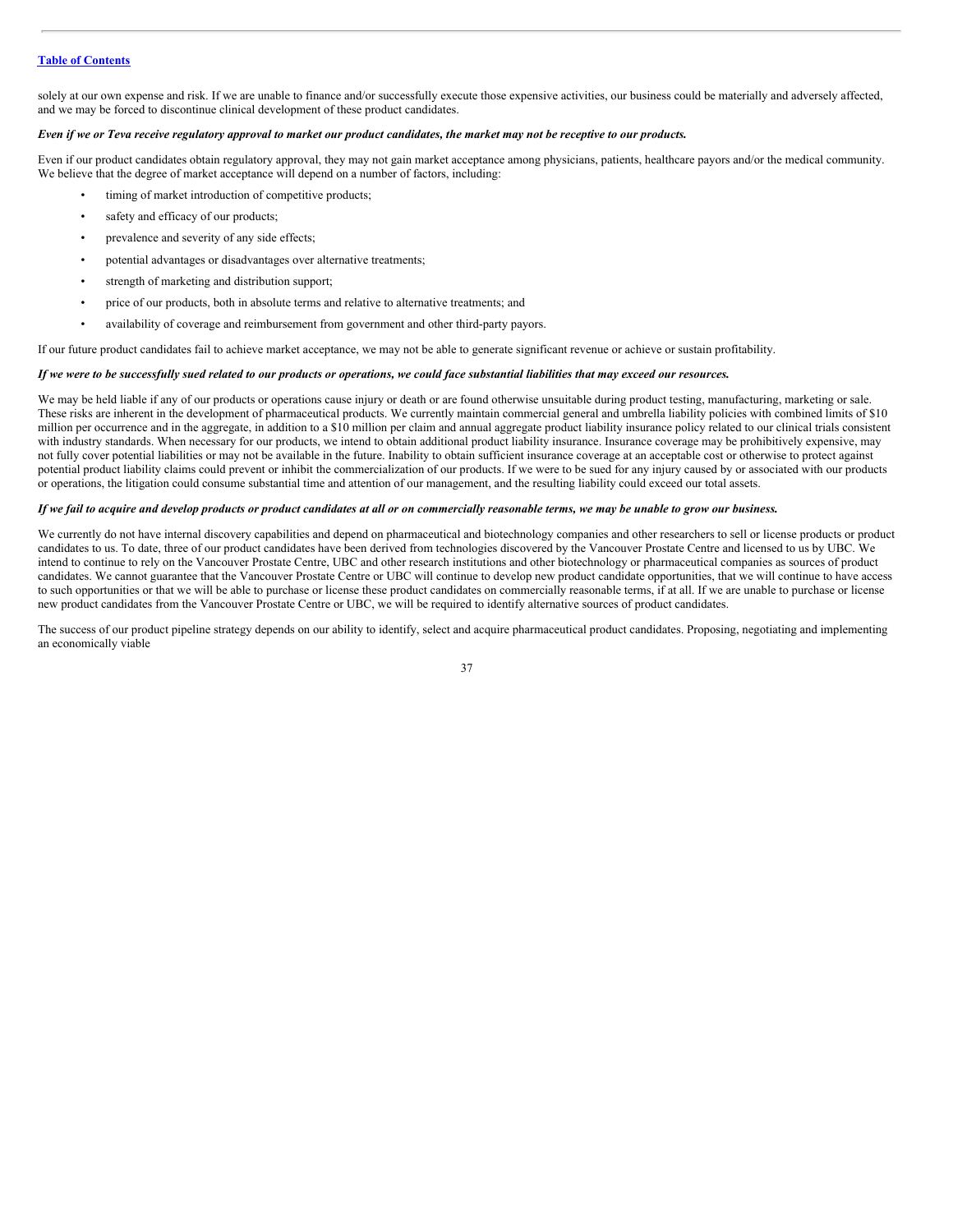solely at our own expense and risk. If we are unable to finance and/or successfully execute those expensive activities, our business could be materially and adversely affected, and we may be forced to discontinue clinical development of these product candidates.

***Even if we or Teva receive regulatory approval to market our product candidates, the market may not be receptive to our products.***

Even if our product candidates obtain regulatory approval, they may not gain market acceptance among physicians, patients, healthcare payors and/or the medical community. We believe that the degree of market acceptance will depend on a number of factors, including:

- timing of market introduction of competitive products;
- safety and efficacy of our products;
- prevalence and severity of any side effects;
- potential advantages or disadvantages over alternative treatments;
- strength of marketing and distribution support;
- price of our products, both in absolute terms and relative to alternative treatments; and
- availability of coverage and reimbursement from government and other third-party payors.

If our future product candidates fail to achieve market acceptance, we may not be able to generate significant revenue or achieve or sustain profitability.

***If we were to be successfully sued related to our products or operations, we could face substantial liabilities that may exceed our resources.***

We may be held liable if any of our products or operations cause injury or death or are found otherwise unsuitable during product testing, manufacturing, marketing or sale. These risks are inherent in the development of pharmaceutical products. We currently maintain commercial general and umbrella liability policies with combined limits of $10 million per occurrence and in the aggregate, in addition to a $10 million per claim and annual aggregate product liability insurance policy related to our clinical trials consistent with industry standards. When necessary for our products, we intend to obtain additional product liability insurance. Insurance coverage may be prohibitively expensive, may not fully cover potential liabilities or may not be available in the future. Inability to obtain sufficient insurance coverage at an acceptable cost or otherwise to protect against potential product liability claims could prevent or inhibit the commercialization of our products. If we were to be sued for any injury caused by or associated with our products or operations, the litigation could consume substantial time and attention of our management, and the resulting liability could exceed our total assets.

***If we fail to acquire and develop products or product candidates at all or on commercially reasonable terms, we may be unable to grow our business.***

We currently do not have internal discovery capabilities and depend on pharmaceutical and biotechnology companies and other researchers to sell or license products or product candidates to us. To date, three of our product candidates have been derived from technologies discovered by the Vancouver Prostate Centre and licensed to us by UBC. We intend to continue to rely on the Vancouver Prostate Centre, UBC and other research institutions and other biotechnology or pharmaceutical companies as sources of product candidates. We cannot guarantee that the Vancouver Prostate Centre or UBC will continue to develop new product candidate opportunities, that we will continue to have access to such opportunities or that we will be able to purchase or license these product candidates on commercially reasonable terms, if at all. If we are unable to purchase or license new product candidates from the Vancouver Prostate Centre or UBC, we will be required to identify alternative sources of product candidates.

The success of our product pipeline strategy depends on our ability to identify, select and acquire pharmaceutical product candidates. Proposing, negotiating and implementing an economically viable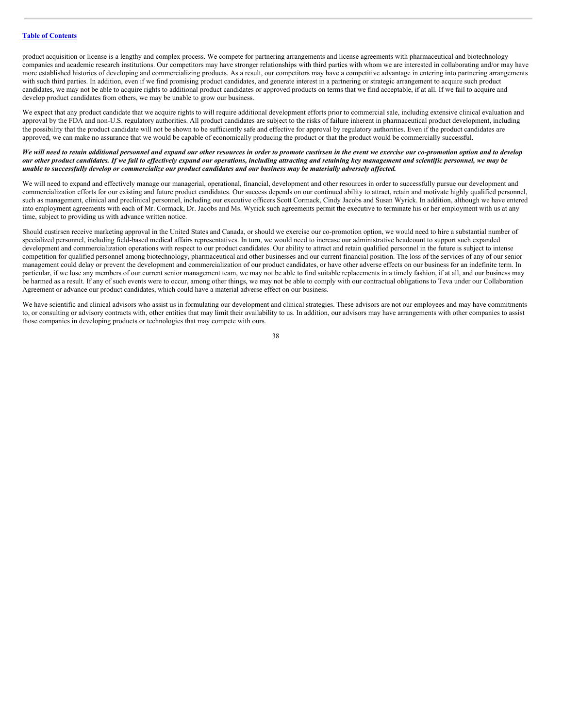product acquisition or license is a lengthy and complex process. We compete for partnering arrangements and license agreements with pharmaceutical and biotechnology companies and academic research institutions. Our competitors may have stronger relationships with third parties with whom we are interested in collaborating and/or may have more established histories of developing and commercializing products. As a result, our competitors may have a competitive advantage in entering into partnering arrangements with such third parties. In addition, even if we find promising product candidates, and generate interest in a partnering or strategic arrangement to acquire such product candidates, we may not be able to acquire rights to additional product candidates or approved products on terms that we find acceptable, if at all. If we fail to acquire and develop product candidates from others, we may be unable to grow our business.

We expect that any product candidate that we acquire rights to will require additional development efforts prior to commercial sale, including extensive clinical evaluation and approval by the FDA and non-U.S. regulatory authorities. All product candidates are subject to the risks of failure inherent in pharmaceutical product development, including the possibility that the product candidate will not be shown to be sufficiently safe and effective for approval by regulatory authorities. Even if the product candidates are approved, we can make no assurance that we would be capable of economically producing the product or that the product would be commercially successful.

***We will need to retain additional personnel and expand our other resources in order to promote custirsen in the event we exercise our co-promotion option and to develop our other product candidates. If we fail to effectively expand our operations, including attracting and retaining key management and scientific personnel, we may be unable to successfully develop or commercialize our product candidates and our business may be materially adversely affected.***

We will need to expand and effectively manage our managerial, operational, financial, development and other resources in order to successfully pursue our development and commercialization efforts for our existing and future product candidates. Our success depends on our continued ability to attract, retain and motivate highly qualified personnel, such as management, clinical and preclinical personnel, including our executive officers Scott Cormack, Cindy Jacobs and Susan Wyrick. In addition, although we have entered into employment agreements with each of Mr. Cormack, Dr. Jacobs and Ms. Wyrick such agreements permit the executive to terminate his or her employment with us at any time, subject to providing us with advance written notice.

Should custirsen receive marketing approval in the United States and Canada, or should we exercise our co-promotion option, we would need to hire a substantial number of specialized personnel, including field-based medical affairs representatives. In turn, we would need to increase our administrative headcount to support such expanded development and commercialization operations with respect to our product candidates. Our ability to attract and retain qualified personnel in the future is subject to intense competition for qualified personnel among biotechnology, pharmaceutical and other businesses and our current financial position. The loss of the services of any of our senior management could delay or prevent the development and commercialization of our product candidates, or have other adverse effects on our business for an indefinite term. In particular, if we lose any members of our current senior management team, we may not be able to find suitable replacements in a timely fashion, if at all, and our business may be harmed as a result. If any of such events were to occur, among other things, we may not be able to comply with our contractual obligations to Teva under our Collaboration Agreement or advance our product candidates, which could have a material adverse effect on our business.

We have scientific and clinical advisors who assist us in formulating our development and clinical strategies. These advisors are not our employees and may have commitments to, or consulting or advisory contracts with, other entities that may limit their availability to us. In addition, our advisors may have arrangements with other companies to assist those companies in developing products or technologies that may compete with ours.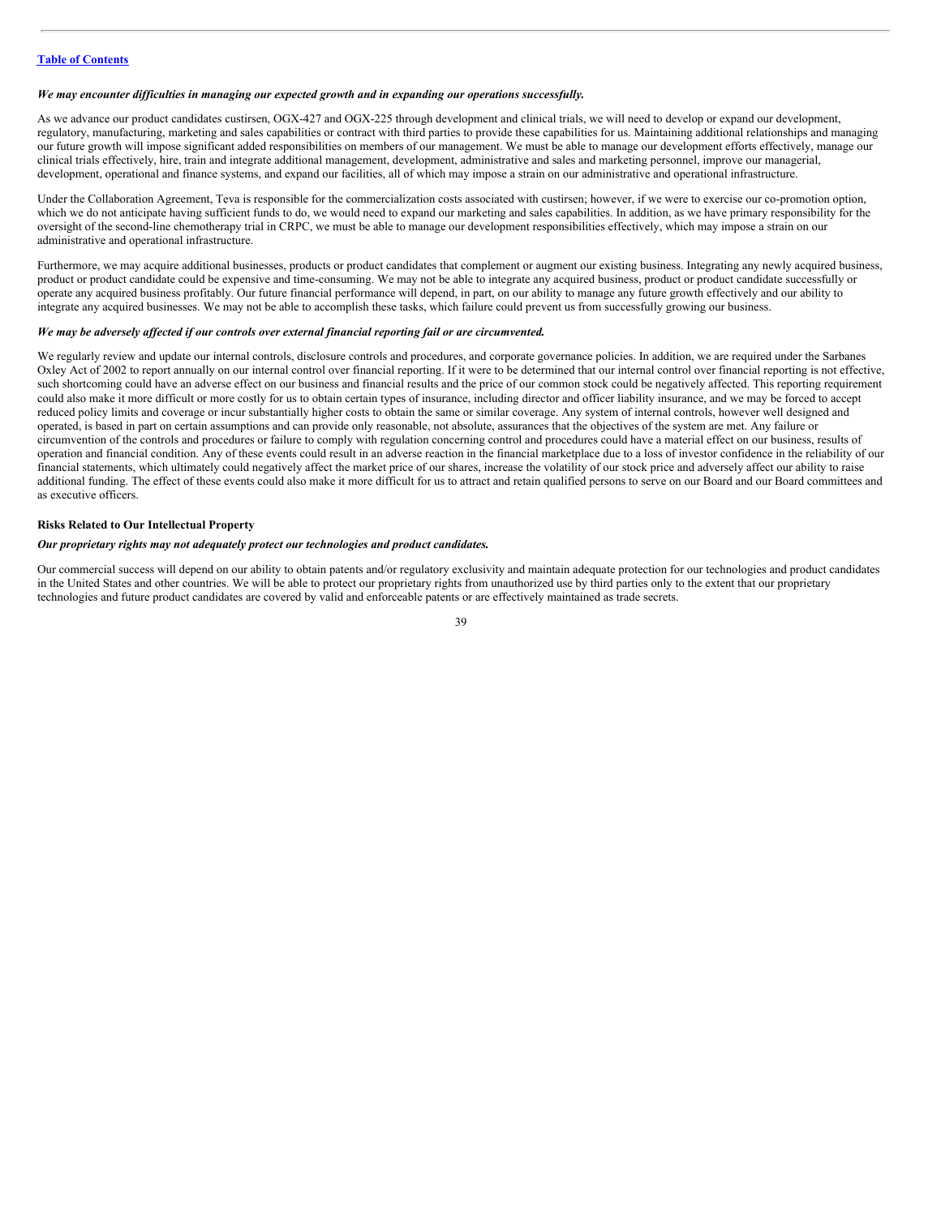*We may encounter difficulties in managing our expected growth and in expanding our operations successfully.*

As we advance our product candidates custirsen, OGX-427 and OGX-225 through development and clinical trials, we will need to develop or expand our development, regulatory, manufacturing, marketing and sales capabilities or contract with third parties to provide these capabilities for us. Maintaining additional relationships and managing our future growth will impose significant added responsibilities on members of our management. We must be able to manage our development efforts effectively, manage our clinical trials effectively, hire, train and integrate additional management, development, administrative and sales and marketing personnel, improve our managerial, development, operational and finance systems, and expand our facilities, all of which may impose a strain on our administrative and operational infrastructure.

Under the Collaboration Agreement, Teva is responsible for the commercialization costs associated with custirsen; however, if we were to exercise our co-promotion option, which we do not anticipate having sufficient funds to do, we would need to expand our marketing and sales capabilities. In addition, as we have primary responsibility for the oversight of the second-line chemotherapy trial in CRPC, we must be able to manage our development responsibilities effectively, which may impose a strain on our administrative and operational infrastructure.

Furthermore, we may acquire additional businesses, products or product candidates that complement or augment our existing business. Integrating any newly acquired business, product or product candidate could be expensive and time-consuming. We may not be able to integrate any acquired business, product or product candidate successfully or operate any acquired business profitably. Our future financial performance will depend, in part, on our ability to manage any future growth effectively and our ability to integrate any acquired businesses. We may not be able to accomplish these tasks, which failure could prevent us from successfully growing our business.

*We may be adversely affected if our controls over external financial reporting fail or are circumvented.*

We regularly review and update our internal controls, disclosure controls and procedures, and corporate governance policies. In addition, we are required under the Sarbanes Oxley Act of 2002 to report annually on our internal control over financial reporting. If it were to be determined that our internal control over financial reporting is not effective, such shortcoming could have an adverse effect on our business and financial results and the price of our common stock could be negatively affected. This reporting requirement could also make it more difficult or more costly for us to obtain certain types of insurance, including director and officer liability insurance, and we may be forced to accept reduced policy limits and coverage or incur substantially higher costs to obtain the same or similar coverage. Any system of internal controls, however well designed and operated, is based in part on certain assumptions and can provide only reasonable, not absolute, assurances that the objectives of the system are met. Any failure or circumvention of the controls and procedures or failure to comply with regulation concerning control and procedures could have a material effect on our business, results of operation and financial condition. Any of these events could result in an adverse reaction in the financial marketplace due to a loss of investor confidence in the reliability of our financial statements, which ultimately could negatively affect the market price of our shares, increase the volatility of our stock price and adversely affect our ability to raise additional funding. The effect of these events could also make it more difficult for us to attract and retain qualified persons to serve on our Board and our Board committees and as executive officers.

**Risks Related to Our Intellectual Property**

*Our proprietary rights may not adequately protect our technologies and product candidates.*

Our commercial success will depend on our ability to obtain patents and/or regulatory exclusivity and maintain adequate protection for our technologies and product candidates in the United States and other countries. We will be able to protect our proprietary rights from unauthorized use by third parties only to the extent that our proprietary technologies and future product candidates are covered by valid and enforceable patents or are effectively maintained as trade secrets.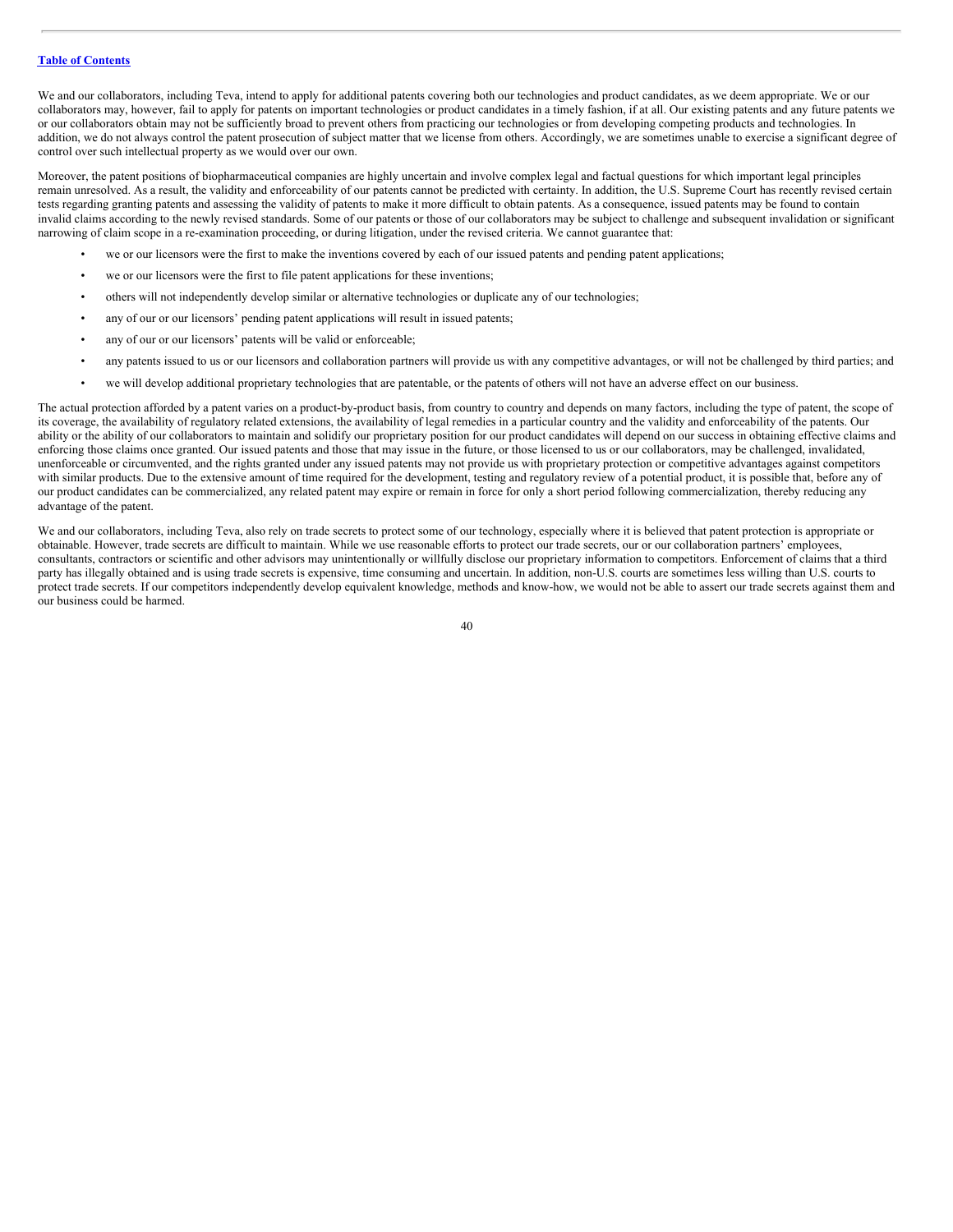We and our collaborators, including Teva, intend to apply for additional patents covering both our technologies and product candidates, as we deem appropriate. We or our collaborators may, however, fail to apply for patents on important technologies or product candidates in a timely fashion, if at all. Our existing patents and any future patents we or our collaborators obtain may not be sufficiently broad to prevent others from practicing our technologies or from developing competing products and technologies. In addition, we do not always control the patent prosecution of subject matter that we license from others. Accordingly, we are sometimes unable to exercise a significant degree of control over such intellectual property as we would over our own.

Moreover, the patent positions of biopharmaceutical companies are highly uncertain and involve complex legal and factual questions for which important legal principles remain unresolved. As a result, the validity and enforceability of our patents cannot be predicted with certainty. In addition, the U.S. Supreme Court has recently revised certain tests regarding granting patents and assessing the validity of patents to make it more difficult to obtain patents. As a consequence, issued patents may be found to contain invalid claims according to the newly revised standards. Some of our patents or those of our collaborators may be subject to challenge and subsequent invalidation or significant narrowing of claim scope in a re-examination proceeding, or during litigation, under the revised criteria. We cannot guarantee that:

- we or our licensors were the first to make the inventions covered by each of our issued patents and pending patent applications;
- we or our licensors were the first to file patent applications for these inventions;
- others will not independently develop similar or alternative technologies or duplicate any of our technologies;
- any of our or our licensors' pending patent applications will result in issued patents;
- any of our or our licensors' patents will be valid or enforceable;
- any patents issued to us or our licensors and collaboration partners will provide us with any competitive advantages, or will not be challenged by third parties; and
- we will develop additional proprietary technologies that are patentable, or the patents of others will not have an adverse effect on our business.

The actual protection afforded by a patent varies on a product-by-product basis, from country to country and depends on many factors, including the type of patent, the scope of its coverage, the availability of regulatory related extensions, the availability of legal remedies in a particular country and the validity and enforceability of the patents. Our ability or the ability of our collaborators to maintain and solidify our proprietary position for our product candidates will depend on our success in obtaining effective claims and enforcing those claims once granted. Our issued patents and those that may issue in the future, or those licensed to us or our collaborators, may be challenged, invalidated, unenforceable or circumvented, and the rights granted under any issued patents may not provide us with proprietary protection or competitive advantages against competitors with similar products. Due to the extensive amount of time required for the development, testing and regulatory review of a potential product, it is possible that, before any of our product candidates can be commercialized, any related patent may expire or remain in force for only a short period following commercialization, thereby reducing any advantage of the patent.

We and our collaborators, including Teva, also rely on trade secrets to protect some of our technology, especially where it is believed that patent protection is appropriate or obtainable. However, trade secrets are difficult to maintain. While we use reasonable efforts to protect our trade secrets, our or our collaboration partners' employees, consultants, contractors or scientific and other advisors may unintentionally or willfully disclose our proprietary information to competitors. Enforcement of claims that a third party has illegally obtained and is using trade secrets is expensive, time consuming and uncertain. In addition, non-U.S. courts are sometimes less willing than U.S. courts to protect trade secrets. If our competitors independently develop equivalent knowledge, methods and know-how, we would not be able to assert our trade secrets against them and our business could be harmed.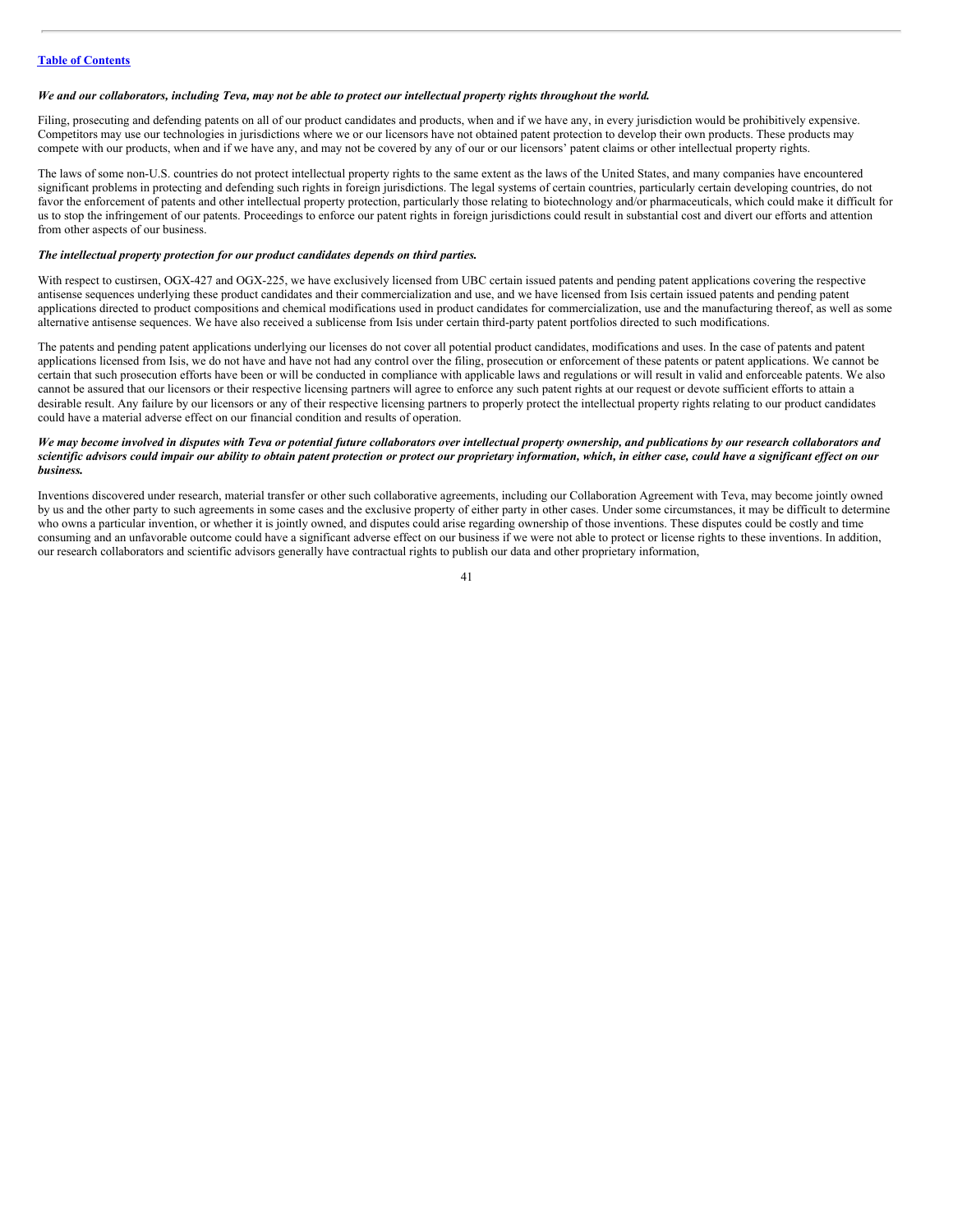***We and our collaborators, including Teva, may not be able to protect our intellectual property rights throughout the world.***

Filing, prosecuting and defending patents on all of our product candidates and products, when and if we have any, in every jurisdiction would be prohibitively expensive. Competitors may use our technologies in jurisdictions where we or our licensors have not obtained patent protection to develop their own products. These products may compete with our products, when and if we have any, and may not be covered by any of our or our licensors' patent claims or other intellectual property rights.

The laws of some non-U.S. countries do not protect intellectual property rights to the same extent as the laws of the United States, and many companies have encountered significant problems in protecting and defending such rights in foreign jurisdictions. The legal systems of certain countries, particularly certain developing countries, do not favor the enforcement of patents and other intellectual property protection, particularly those relating to biotechnology and/or pharmaceuticals, which could make it difficult for us to stop the infringement of our patents. Proceedings to enforce our patent rights in foreign jurisdictions could result in substantial cost and divert our efforts and attention from other aspects of our business.

***The intellectual property protection for our product candidates depends on third parties.***

With respect to custirsen, OGX-427 and OGX-225, we have exclusively licensed from UBC certain issued patents and pending patent applications covering the respective antisense sequences underlying these product candidates and their commercialization and use, and we have licensed from Isis certain issued patents and pending patent applications directed to product compositions and chemical modifications used in product candidates for commercialization, use and the manufacturing thereof, as well as some alternative antisense sequences. We have also received a sublicense from Isis under certain third-party patent portfolios directed to such modifications.

The patents and pending patent applications underlying our licenses do not cover all potential product candidates, modifications and uses. In the case of patents and patent applications licensed from Isis, we do not have and have not had any control over the filing, prosecution or enforcement of these patents or patent applications. We cannot be certain that such prosecution efforts have been or will be conducted in compliance with applicable laws and regulations or will result in valid and enforceable patents. We also cannot be assured that our licensors or their respective licensing partners will agree to enforce any such patent rights at our request or devote sufficient efforts to attain a desirable result. Any failure by our licensors or any of their respective licensing partners to properly protect the intellectual property rights relating to our product candidates could have a material adverse effect on our financial condition and results of operation.

***We may become involved in disputes with Teva or potential future collaborators over intellectual property ownership, and publications by our research collaborators and scientific advisors could impair our ability to obtain patent protection or protect our proprietary information, which, in either case, could have a significant effect on our business.***

Inventions discovered under research, material transfer or other such collaborative agreements, including our Collaboration Agreement with Teva, may become jointly owned by us and the other party to such agreements in some cases and the exclusive property of either party in other cases. Under some circumstances, it may be difficult to determine who owns a particular invention, or whether it is jointly owned, and disputes could arise regarding ownership of those inventions. These disputes could be costly and time consuming and an unfavorable outcome could have a significant adverse effect on our business if we were not able to protect or license rights to these inventions. In addition, our research collaborators and scientific advisors generally have contractual rights to publish our data and other proprietary information,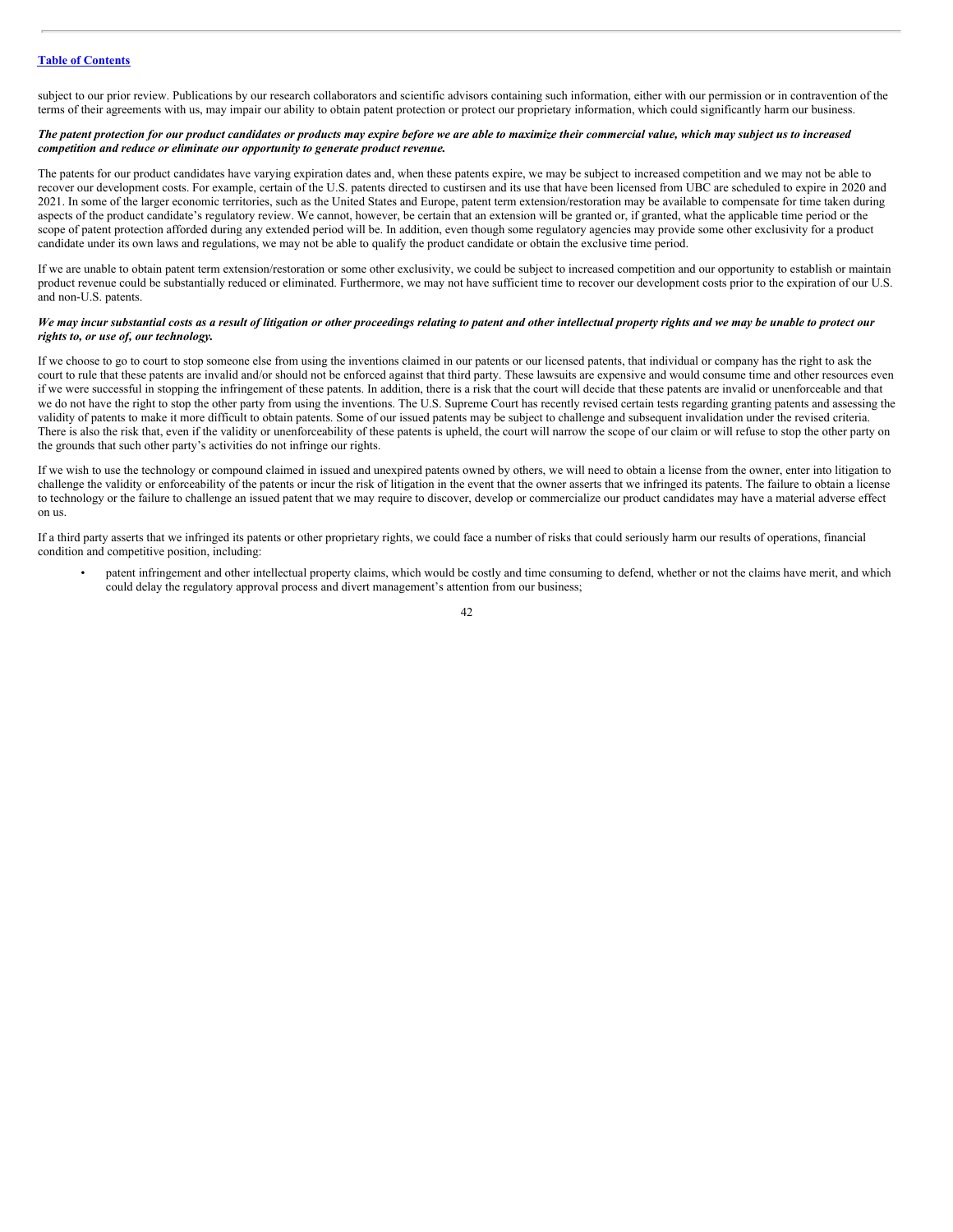subject to our prior review. Publications by our research collaborators and scientific advisors containing such information, either with our permission or in contravention of the terms of their agreements with us, may impair our ability to obtain patent protection or protect our proprietary information, which could significantly harm our business.

***The patent protection for our product candidates or products may expire before we are able to maximize their commercial value, which may subject us to increased competition and reduce or eliminate our opportunity to generate product revenue.***

The patents for our product candidates have varying expiration dates and, when these patents expire, we may be subject to increased competition and we may not be able to recover our development costs. For example, certain of the U.S. patents directed to custirsen and its use that have been licensed from UBC are scheduled to expire in 2020 and 2021. In some of the larger economic territories, such as the United States and Europe, patent term extension/restoration may be available to compensate for time taken during aspects of the product candidate's regulatory review. We cannot, however, be certain that an extension will be granted or, if granted, what the applicable time period or the scope of patent protection afforded during any extended period will be. In addition, even though some regulatory agencies may provide some other exclusivity for a product candidate under its own laws and regulations, we may not be able to qualify the product candidate or obtain the exclusive time period.

If we are unable to obtain patent term extension/restoration or some other exclusivity, we could be subject to increased competition and our opportunity to establish or maintain product revenue could be substantially reduced or eliminated. Furthermore, we may not have sufficient time to recover our development costs prior to the expiration of our U.S. and non-U.S. patents.

***We may incur substantial costs as a result of litigation or other proceedings relating to patent and other intellectual property rights and we may be unable to protect our rights to, or use of, our technology.***

If we choose to go to court to stop someone else from using the inventions claimed in our patents or our licensed patents, that individual or company has the right to ask the court to rule that these patents are invalid and/or should not be enforced against that third party. These lawsuits are expensive and would consume time and other resources even if we were successful in stopping the infringement of these patents. In addition, there is a risk that the court will decide that these patents are invalid or unenforceable and that we do not have the right to stop the other party from using the inventions. The U.S. Supreme Court has recently revised certain tests regarding granting patents and assessing the validity of patents to make it more difficult to obtain patents. Some of our issued patents may be subject to challenge and subsequent invalidation under the revised criteria. There is also the risk that, even if the validity or unenforceability of these patents is upheld, the court will narrow the scope of our claim or will refuse to stop the other party on the grounds that such other party's activities do not infringe our rights.

If we wish to use the technology or compound claimed in issued and unexpired patents owned by others, we will need to obtain a license from the owner, enter into litigation to challenge the validity or enforceability of the patents or incur the risk of litigation in the event that the owner asserts that we infringed its patents. The failure to obtain a license to technology or the failure to challenge an issued patent that we may require to discover, develop or commercialize our product candidates may have a material adverse effect on us.

If a third party asserts that we infringed its patents or other proprietary rights, we could face a number of risks that could seriously harm our results of operations, financial condition and competitive position, including:

- patent infringement and other intellectual property claims, which would be costly and time consuming to defend, whether or not the claims have merit, and which could delay the regulatory approval process and divert management's attention from our business;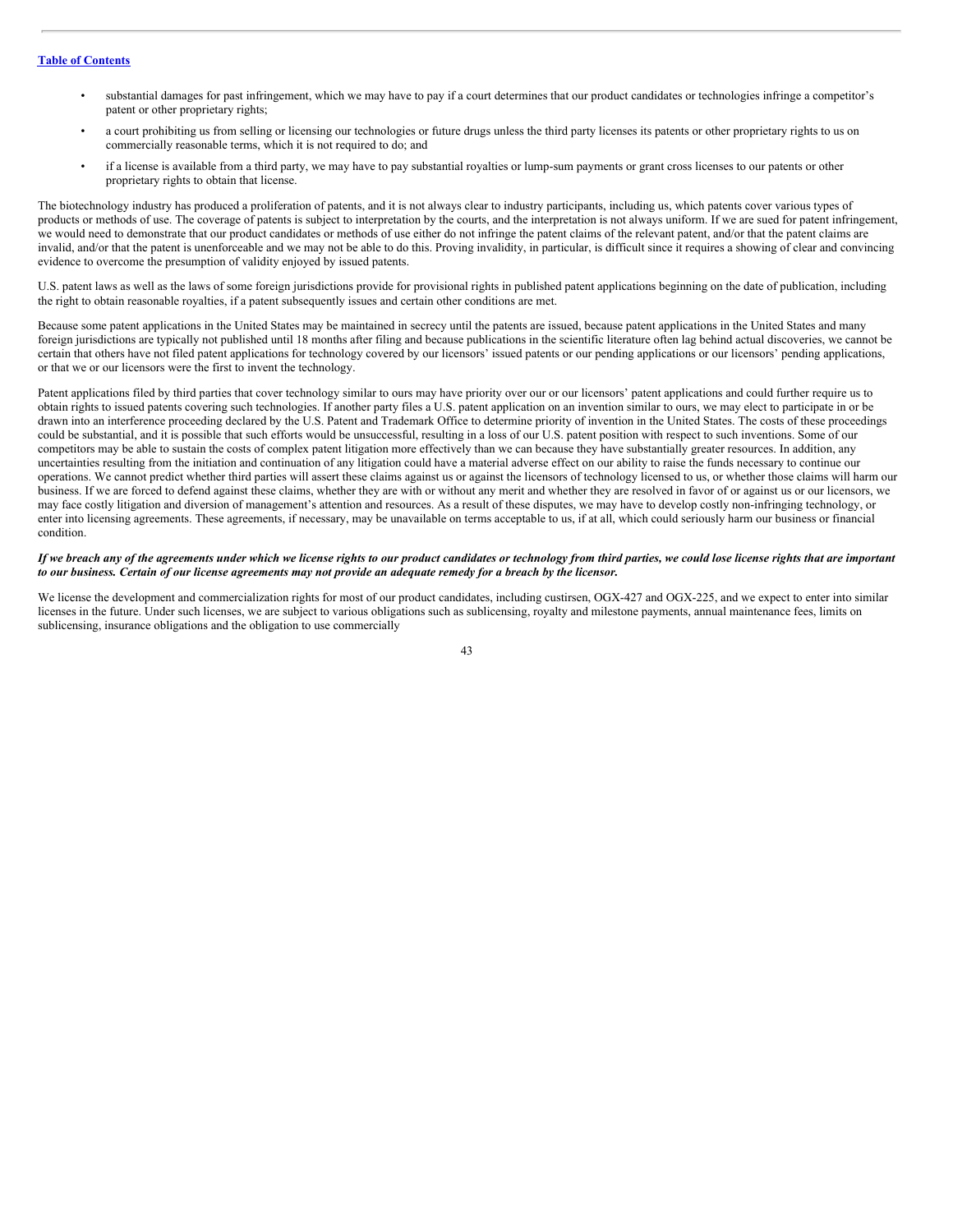- substantial damages for past infringement, which we may have to pay if a court determines that our product candidates or technologies infringe a competitor's patent or other proprietary rights;
- a court prohibiting us from selling or licensing our technologies or future drugs unless the third party licenses its patents or other proprietary rights to us on commercially reasonable terms, which it is not required to do; and
- if a license is available from a third party, we may have to pay substantial royalties or lump-sum payments or grant cross licenses to our patents or other proprietary rights to obtain that license.

The biotechnology industry has produced a proliferation of patents, and it is not always clear to industry participants, including us, which patents cover various types of products or methods of use. The coverage of patents is subject to interpretation by the courts, and the interpretation is not always uniform. If we are sued for patent infringement, we would need to demonstrate that our product candidates or methods of use either do not infringe the patent claims of the relevant patent, and/or that the patent claims are invalid, and/or that the patent is unenforceable and we may not be able to do this. Proving invalidity, in particular, is difficult since it requires a showing of clear and convincing evidence to overcome the presumption of validity enjoyed by issued patents.

U.S. patent laws as well as the laws of some foreign jurisdictions provide for provisional rights in published patent applications beginning on the date of publication, including the right to obtain reasonable royalties, if a patent subsequently issues and certain other conditions are met.

Because some patent applications in the United States may be maintained in secrecy until the patents are issued, because patent applications in the United States and many foreign jurisdictions are typically not published until 18 months after filing and because publications in the scientific literature often lag behind actual discoveries, we cannot be certain that others have not filed patent applications for technology covered by our licensors' issued patents or our pending applications or our licensors' pending applications, or that we or our licensors were the first to invent the technology.

Patent applications filed by third parties that cover technology similar to ours may have priority over our or our licensors' patent applications and could further require us to obtain rights to issued patents covering such technologies. If another party files a U.S. patent application on an invention similar to ours, we may elect to participate in or be drawn into an interference proceeding declared by the U.S. Patent and Trademark Office to determine priority of invention in the United States. The costs of these proceedings could be substantial, and it is possible that such efforts would be unsuccessful, resulting in a loss of our U.S. patent position with respect to such inventions. Some of our competitors may be able to sustain the costs of complex patent litigation more effectively than we can because they have substantially greater resources. In addition, any uncertainties resulting from the initiation and continuation of any litigation could have a material adverse effect on our ability to raise the funds necessary to continue our operations. We cannot predict whether third parties will assert these claims against us or against the licensors of technology licensed to us, or whether those claims will harm our business. If we are forced to defend against these claims, whether they are with or without any merit and whether they are resolved in favor of or against us or our licensors, we may face costly litigation and diversion of management's attention and resources. As a result of these disputes, we may have to develop costly non-infringing technology, or enter into licensing agreements. These agreements, if necessary, may be unavailable on terms acceptable to us, if at all, which could seriously harm our business or financial condition.

***If we breach any of the agreements under which we license rights to our product candidates or technology from third parties, we could lose license rights that are important to our business. Certain of our license agreements may not provide an adequate remedy for a breach by the licensor.***

We license the development and commercialization rights for most of our product candidates, including custirsen, OGX-427 and OGX-225, and we expect to enter into similar licenses in the future. Under such licenses, we are subject to various obligations such as sublicensing, royalty and milestone payments, annual maintenance fees, limits on sublicensing, insurance obligations and the obligation to use commercially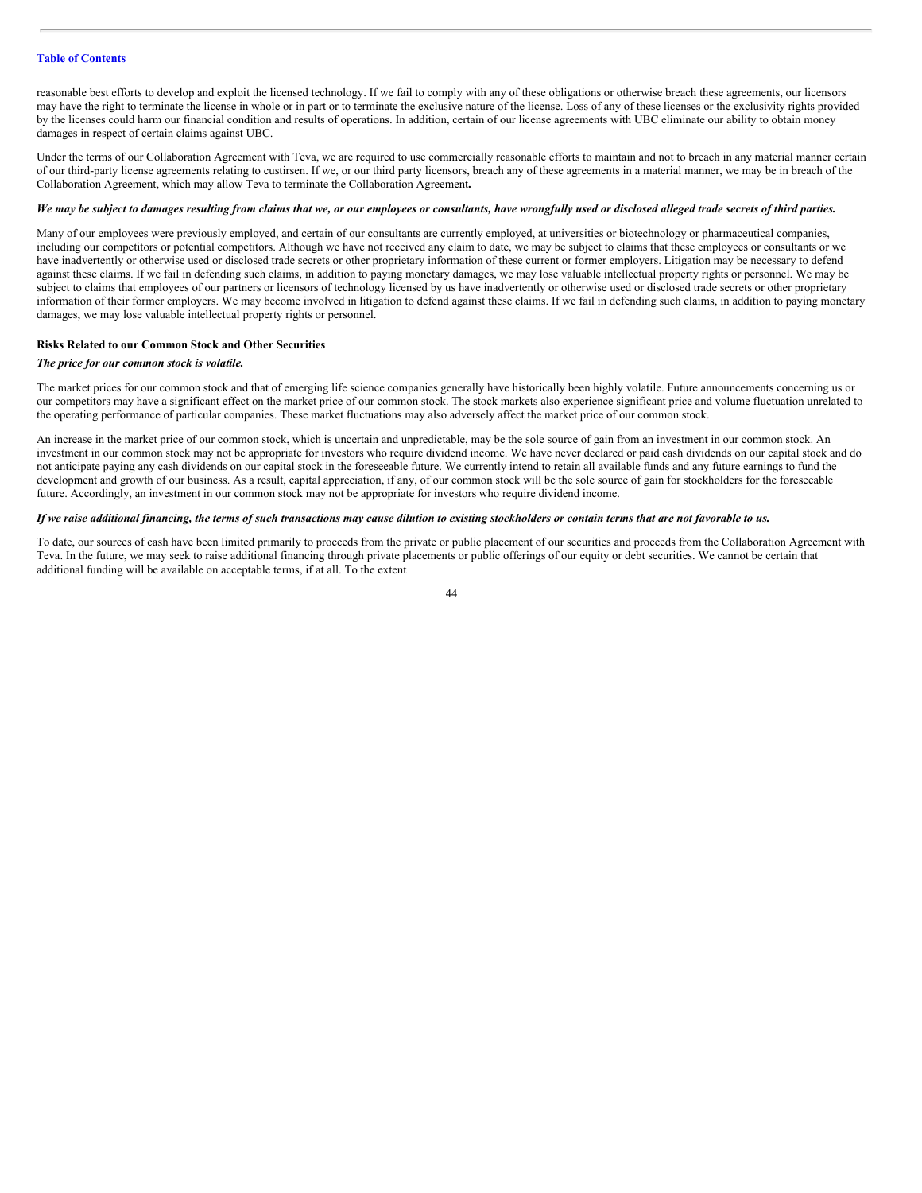reasonable best efforts to develop and exploit the licensed technology. If we fail to comply with any of these obligations or otherwise breach these agreements, our licensors may have the right to terminate the license in whole or in part or to terminate the exclusive nature of the license. Loss of any of these licenses or the exclusivity rights provided by the licenses could harm our financial condition and results of operations. In addition, certain of our license agreements with UBC eliminate our ability to obtain money damages in respect of certain claims against UBC.

Under the terms of our Collaboration Agreement with Teva, we are required to use commercially reasonable efforts to maintain and not to breach in any material manner certain of our third-party license agreements relating to custirsen. If we, or our third party licensors, breach any of these agreements in a material manner, we may be in breach of the Collaboration Agreement, which may allow Teva to terminate the Collaboration Agreement**.**

***We may be subject to damages resulting from claims that we, or our employees or consultants, have wrongfully used or disclosed alleged trade secrets of third parties.***

Many of our employees were previously employed, and certain of our consultants are currently employed, at universities or biotechnology or pharmaceutical companies, including our competitors or potential competitors. Although we have not received any claim to date, we may be subject to claims that these employees or consultants or we have inadvertently or otherwise used or disclosed trade secrets or other proprietary information of these current or former employers. Litigation may be necessary to defend against these claims. If we fail in defending such claims, in addition to paying monetary damages, we may lose valuable intellectual property rights or personnel. We may be subject to claims that employees of our partners or licensors of technology licensed by us have inadvertently or otherwise used or disclosed trade secrets or other proprietary information of their former employers. We may become involved in litigation to defend against these claims. If we fail in defending such claims, in addition to paying monetary damages, we may lose valuable intellectual property rights or personnel.

**Risks Related to our Common Stock and Other Securities**

***The price for our common stock is volatile.***

The market prices for our common stock and that of emerging life science companies generally have historically been highly volatile. Future announcements concerning us or our competitors may have a significant effect on the market price of our common stock. The stock markets also experience significant price and volume fluctuation unrelated to the operating performance of particular companies. These market fluctuations may also adversely affect the market price of our common stock.

An increase in the market price of our common stock, which is uncertain and unpredictable, may be the sole source of gain from an investment in our common stock. An investment in our common stock may not be appropriate for investors who require dividend income. We have never declared or paid cash dividends on our capital stock and do not anticipate paying any cash dividends on our capital stock in the foreseeable future. We currently intend to retain all available funds and any future earnings to fund the development and growth of our business. As a result, capital appreciation, if any, of our common stock will be the sole source of gain for stockholders for the foreseeable future. Accordingly, an investment in our common stock may not be appropriate for investors who require dividend income.

***If we raise additional financing, the terms of such transactions may cause dilution to existing stockholders or contain terms that are not favorable to us.***

To date, our sources of cash have been limited primarily to proceeds from the private or public placement of our securities and proceeds from the Collaboration Agreement with Teva. In the future, we may seek to raise additional financing through private placements or public offerings of our equity or debt securities. We cannot be certain that additional funding will be available on acceptable terms, if at all. To the extent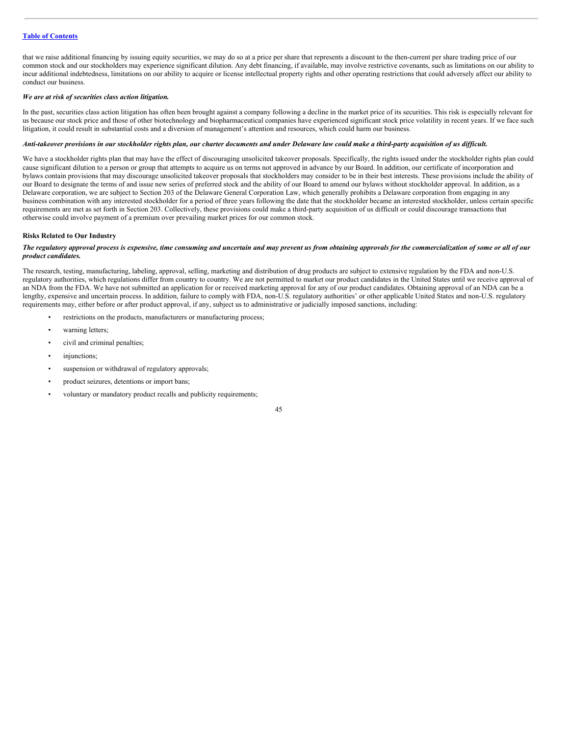that we raise additional financing by issuing equity securities, we may do so at a price per share that represents a discount to the then-current per share trading price of our common stock and our stockholders may experience significant dilution. Any debt financing, if available, may involve restrictive covenants, such as limitations on our ability to incur additional indebtedness, limitations on our ability to acquire or license intellectual property rights and other operating restrictions that could adversely affect our ability to conduct our business.

***We are at risk of securities class action litigation.***

In the past, securities class action litigation has often been brought against a company following a decline in the market price of its securities. This risk is especially relevant for us because our stock price and those of other biotechnology and biopharmaceutical companies have experienced significant stock price volatility in recent years. If we face such litigation, it could result in substantial costs and a diversion of management's attention and resources, which could harm our business.

***Anti-takeover provisions in our stockholder rights plan, our charter documents and under Delaware law could make a third-party acquisition of us difficult.***

We have a stockholder rights plan that may have the effect of discouraging unsolicited takeover proposals. Specifically, the rights issued under the stockholder rights plan could cause significant dilution to a person or group that attempts to acquire us on terms not approved in advance by our Board. In addition, our certificate of incorporation and bylaws contain provisions that may discourage unsolicited takeover proposals that stockholders may consider to be in their best interests. These provisions include the ability of our Board to designate the terms of and issue new series of preferred stock and the ability of our Board to amend our bylaws without stockholder approval. In addition, as a Delaware corporation, we are subject to Section 203 of the Delaware General Corporation Law, which generally prohibits a Delaware corporation from engaging in any business combination with any interested stockholder for a period of three years following the date that the stockholder became an interested stockholder, unless certain specific requirements are met as set forth in Section 203. Collectively, these provisions could make a third-party acquisition of us difficult or could discourage transactions that otherwise could involve payment of a premium over prevailing market prices for our common stock.

**Risks Related to Our Industry**

***The regulatory approval process is expensive, time consuming and uncertain and may prevent us from obtaining approvals for the commercialization of some or all of our product candidates.***

The research, testing, manufacturing, labeling, approval, selling, marketing and distribution of drug products are subject to extensive regulation by the FDA and non-U.S. regulatory authorities, which regulations differ from country to country. We are not permitted to market our product candidates in the United States until we receive approval of an NDA from the FDA. We have not submitted an application for or received marketing approval for any of our product candidates. Obtaining approval of an NDA can be a lengthy, expensive and uncertain process. In addition, failure to comply with FDA, non-U.S. regulatory authorities' or other applicable United States and non-U.S. regulatory requirements may, either before or after product approval, if any, subject us to administrative or judicially imposed sanctions, including:

- restrictions on the products, manufacturers or manufacturing process;
- warning letters;
- civil and criminal penalties;
- injunctions;
- suspension or withdrawal of regulatory approvals;
- product seizures, detentions or import bans;
- voluntary or mandatory product recalls and publicity requirements;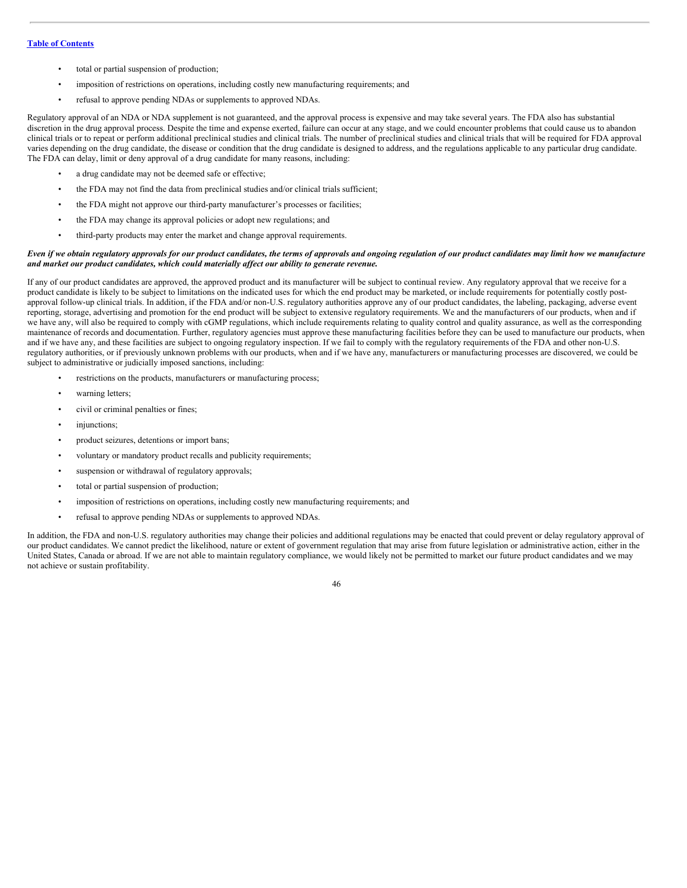- total or partial suspension of production;
- imposition of restrictions on operations, including costly new manufacturing requirements; and
- refusal to approve pending NDAs or supplements to approved NDAs.

Regulatory approval of an NDA or NDA supplement is not guaranteed, and the approval process is expensive and may take several years. The FDA also has substantial discretion in the drug approval process. Despite the time and expense exerted, failure can occur at any stage, and we could encounter problems that could cause us to abandon clinical trials or to repeat or perform additional preclinical studies and clinical trials. The number of preclinical studies and clinical trials that will be required for FDA approval varies depending on the drug candidate, the disease or condition that the drug candidate is designed to address, and the regulations applicable to any particular drug candidate. The FDA can delay, limit or deny approval of a drug candidate for many reasons, including:

- a drug candidate may not be deemed safe or effective;
- the FDA may not find the data from preclinical studies and/or clinical trials sufficient;
- the FDA might not approve our third-party manufacturer's processes or facilities;
- the FDA may change its approval policies or adopt new regulations; and
- third-party products may enter the market and change approval requirements.

***Even if we obtain regulatory approvals for our product candidates, the terms of approvals and ongoing regulation of our product candidates may limit how we manufacture and market our product candidates, which could materially affect our ability to generate revenue.***

If any of our product candidates are approved, the approved product and its manufacturer will be subject to continual review. Any regulatory approval that we receive for a product candidate is likely to be subject to limitations on the indicated uses for which the end product may be marketed, or include requirements for potentially costly post-approval follow-up clinical trials. In addition, if the FDA and/or non-U.S. regulatory authorities approve any of our product candidates, the labeling, packaging, adverse event reporting, storage, advertising and promotion for the end product will be subject to extensive regulatory requirements. We and the manufacturers of our products, when and if we have any, will also be required to comply with cGMP regulations, which include requirements relating to quality control and quality assurance, as well as the corresponding maintenance of records and documentation. Further, regulatory agencies must approve these manufacturing facilities before they can be used to manufacture our products, when and if we have any, and these facilities are subject to ongoing regulatory inspection. If we fail to comply with the regulatory requirements of the FDA and other non-U.S. regulatory authorities, or if previously unknown problems with our products, when and if we have any, manufacturers or manufacturing processes are discovered, we could be subject to administrative or judicially imposed sanctions, including:

- restrictions on the products, manufacturers or manufacturing process;
- warning letters;
- civil or criminal penalties or fines;
- injunctions;
- product seizures, detentions or import bans;
- voluntary or mandatory product recalls and publicity requirements;
- suspension or withdrawal of regulatory approvals;
- total or partial suspension of production;
- imposition of restrictions on operations, including costly new manufacturing requirements; and
- refusal to approve pending NDAs or supplements to approved NDAs.

In addition, the FDA and non-U.S. regulatory authorities may change their policies and additional regulations may be enacted that could prevent or delay regulatory approval of our product candidates. We cannot predict the likelihood, nature or extent of government regulation that may arise from future legislation or administrative action, either in the United States, Canada or abroad. If we are not able to maintain regulatory compliance, we would likely not be permitted to market our future product candidates and we may not achieve or sustain profitability.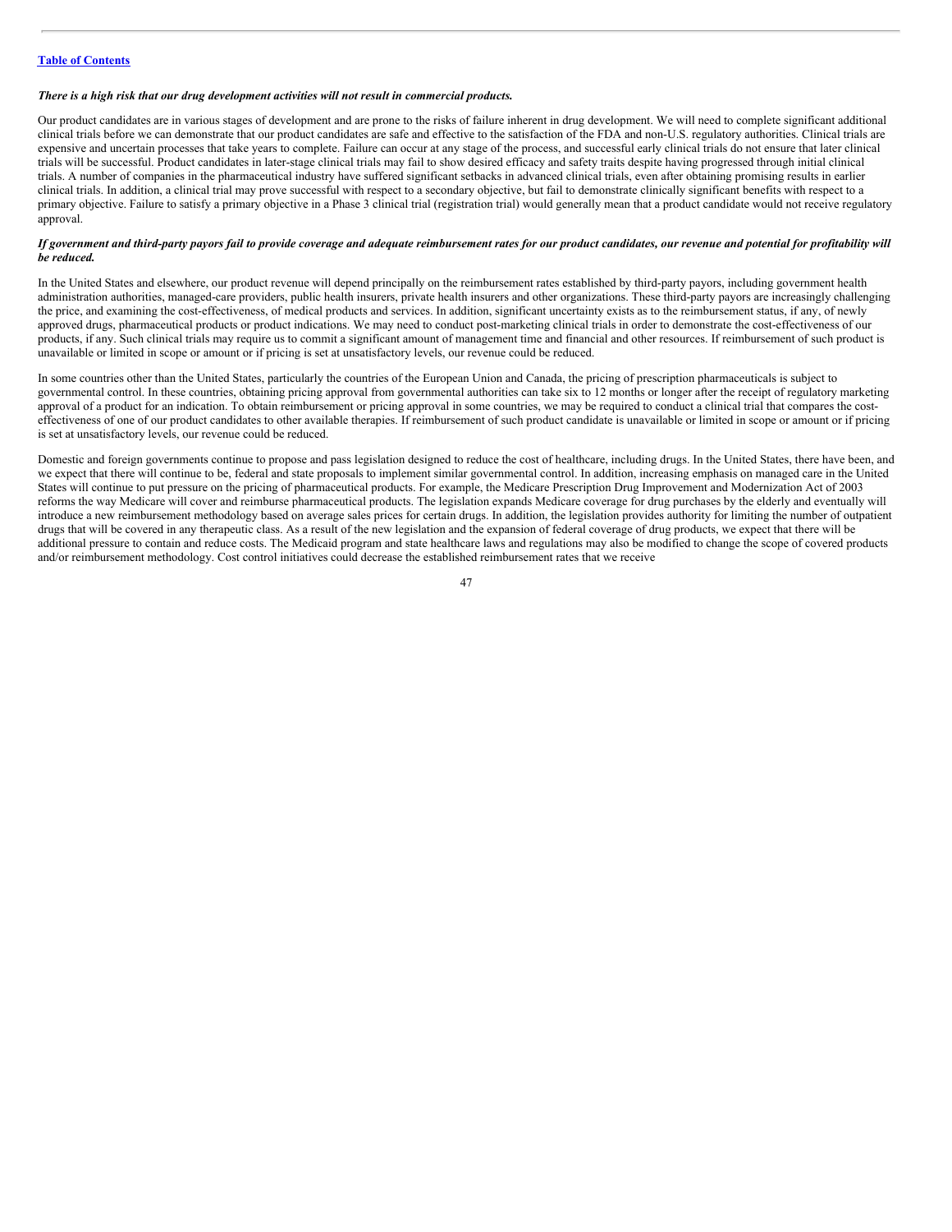*There is a high risk that our drug development activities will not result in commercial products.*

Our product candidates are in various stages of development and are prone to the risks of failure inherent in drug development. We will need to complete significant additional clinical trials before we can demonstrate that our product candidates are safe and effective to the satisfaction of the FDA and non-U.S. regulatory authorities. Clinical trials are expensive and uncertain processes that take years to complete. Failure can occur at any stage of the process, and successful early clinical trials do not ensure that later clinical trials will be successful. Product candidates in later-stage clinical trials may fail to show desired efficacy and safety traits despite having progressed through initial clinical trials. A number of companies in the pharmaceutical industry have suffered significant setbacks in advanced clinical trials, even after obtaining promising results in earlier clinical trials. In addition, a clinical trial may prove successful with respect to a secondary objective, but fail to demonstrate clinically significant benefits with respect to a primary objective. Failure to satisfy a primary objective in a Phase 3 clinical trial (registration trial) would generally mean that a product candidate would not receive regulatory approval.

***If government and third-party payors fail to provide coverage and adequate reimbursement rates for our product candidates, our revenue and potential for profitability will be reduced.***

In the United States and elsewhere, our product revenue will depend principally on the reimbursement rates established by third-party payors, including government health administration authorities, managed-care providers, public health insurers, private health insurers and other organizations. These third-party payors are increasingly challenging the price, and examining the cost-effectiveness, of medical products and services. In addition, significant uncertainty exists as to the reimbursement status, if any, of newly approved drugs, pharmaceutical products or product indications. We may need to conduct post-marketing clinical trials in order to demonstrate the cost-effectiveness of our products, if any. Such clinical trials may require us to commit a significant amount of management time and financial and other resources. If reimbursement of such product is unavailable or limited in scope or amount or if pricing is set at unsatisfactory levels, our revenue could be reduced.

In some countries other than the United States, particularly the countries of the European Union and Canada, the pricing of prescription pharmaceuticals is subject to governmental control. In these countries, obtaining pricing approval from governmental authorities can take six to 12 months or longer after the receipt of regulatory marketing approval of a product for an indication. To obtain reimbursement or pricing approval in some countries, we may be required to conduct a clinical trial that compares the cost-effectiveness of one of our product candidates to other available therapies. If reimbursement of such product candidate is unavailable or limited in scope or amount or if pricing is set at unsatisfactory levels, our revenue could be reduced.

Domestic and foreign governments continue to propose and pass legislation designed to reduce the cost of healthcare, including drugs. In the United States, there have been, and we expect that there will continue to be, federal and state proposals to implement similar governmental control. In addition, increasing emphasis on managed care in the United States will continue to put pressure on the pricing of pharmaceutical products. For example, the Medicare Prescription Drug Improvement and Modernization Act of 2003 reforms the way Medicare will cover and reimburse pharmaceutical products. The legislation expands Medicare coverage for drug purchases by the elderly and eventually will introduce a new reimbursement methodology based on average sales prices for certain drugs. In addition, the legislation provides authority for limiting the number of outpatient drugs that will be covered in any therapeutic class. As a result of the new legislation and the expansion of federal coverage of drug products, we expect that there will be additional pressure to contain and reduce costs. The Medicaid program and state healthcare laws and regulations may also be modified to change the scope of covered products and/or reimbursement methodology. Cost control initiatives could decrease the established reimbursement rates that we receive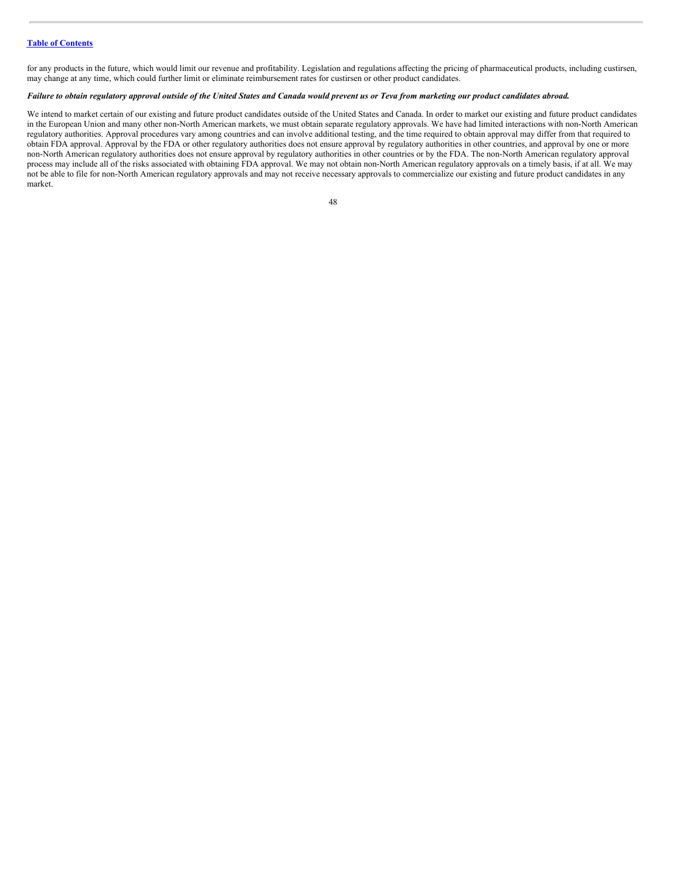for any products in the future, which would limit our revenue and profitability. Legislation and regulations affecting the pricing of pharmaceutical products, including custirsen, may change at any time, which could further limit or eliminate reimbursement rates for custirsen or other product candidates.

***Failure to obtain regulatory approval outside of the United States and Canada would prevent us or Teva from marketing our product candidates abroad.***

We intend to market certain of our existing and future product candidates outside of the United States and Canada. In order to market our existing and future product candidates in the European Union and many other non-North American markets, we must obtain separate regulatory approvals. We have had limited interactions with non-North American regulatory authorities. Approval procedures vary among countries and can involve additional testing, and the time required to obtain approval may differ from that required to obtain FDA approval. Approval by the FDA or other regulatory authorities does not ensure approval by regulatory authorities in other countries, and approval by one or more non-North American regulatory authorities does not ensure approval by regulatory authorities in other countries or by the FDA. The non-North American regulatory approval process may include all of the risks associated with obtaining FDA approval. We may not obtain non-North American regulatory approvals on a timely basis, if at all. We may not be able to file for non-North American regulatory approvals and may not receive necessary approvals to commercialize our existing and future product candidates in any market.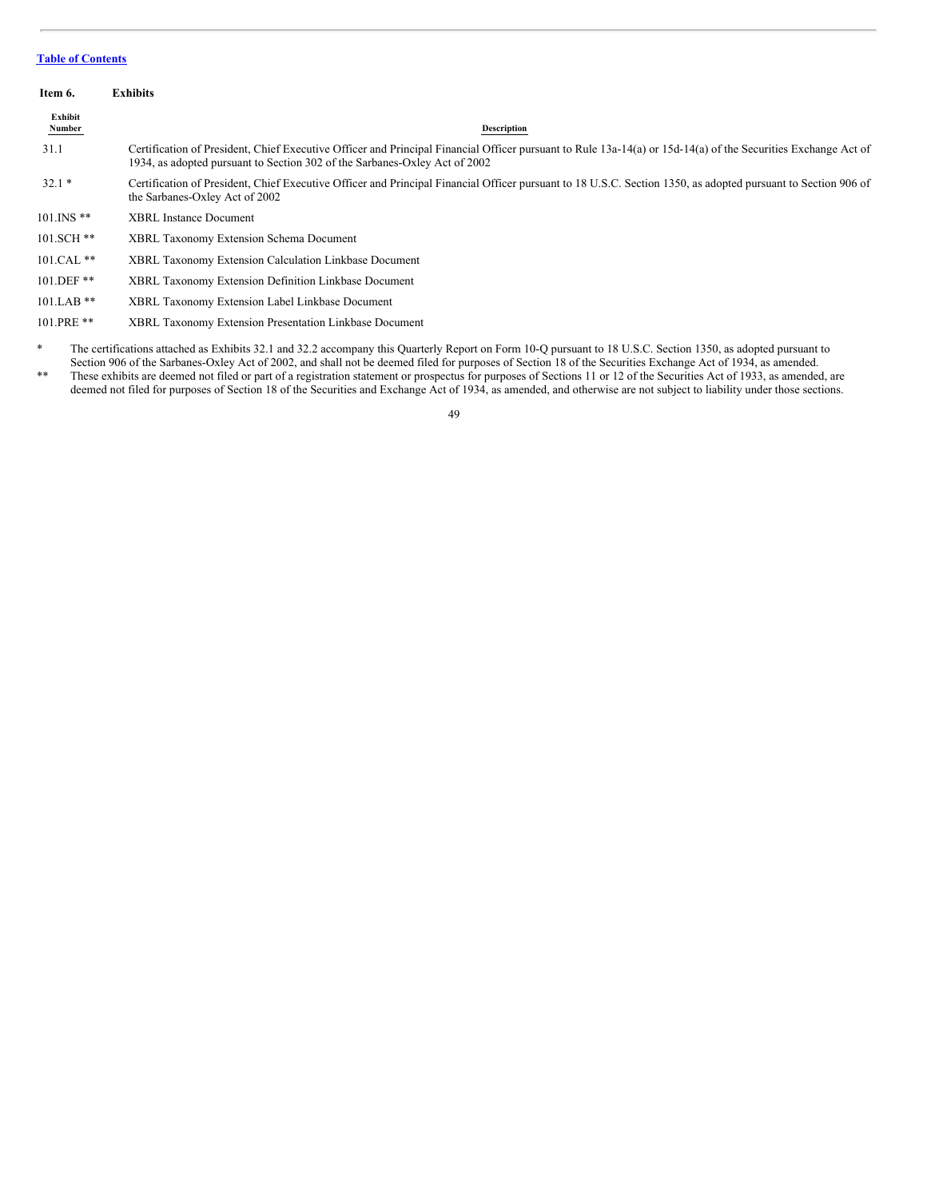[Table of Contents](#)

**Item 6. Exhibits**

| Exhibit Number | Description |
|---|---|
| 31.1 | Certification of President, Chief Executive Officer and Principal Financial Officer pursuant to Rule 13a-14(a) or 15d-14(a) of the Securities Exchange Act of 1934, as adopted pursuant to Section 302 of the Sarbanes-Oxley Act of 2002 |
| 32.1 * | Certification of President, Chief Executive Officer and Principal Financial Officer pursuant to 18 U.S.C. Section 1350, as adopted pursuant to Section 906 of the Sarbanes-Oxley Act of 2002 |
| 101.INS ** | XBRL Instance Document |
| 101.SCH ** | XBRL Taxonomy Extension Schema Document |
| 101.CAL ** | XBRL Taxonomy Extension Calculation Linkbase Document |
| 101.DEF ** | XBRL Taxonomy Extension Definition Linkbase Document |
| 101.LAB ** | XBRL Taxonomy Extension Label Linkbase Document |
| 101.PRE ** | XBRL Taxonomy Extension Presentation Linkbase Document |

\* The certifications attached as Exhibits 32.1 and 32.2 accompany this Quarterly Report on Form 10-Q pursuant to 18 U.S.C. Section 1350, as adopted pursuant to Section 906 of the Sarbanes-Oxley Act of 2002, and shall not be deemed filed for purposes of Section 18 of the Securities Exchange Act of 1934, as amended.

\*\* These exhibits are deemed not filed or part of a registration statement or prospectus for purposes of Sections 11 or 12 of the Securities Act of 1933, as amended, are deemed not filed for purposes of Section 18 of the Securities and Exchange Act of 1934, as amended, and otherwise are not subject to liability under those sections.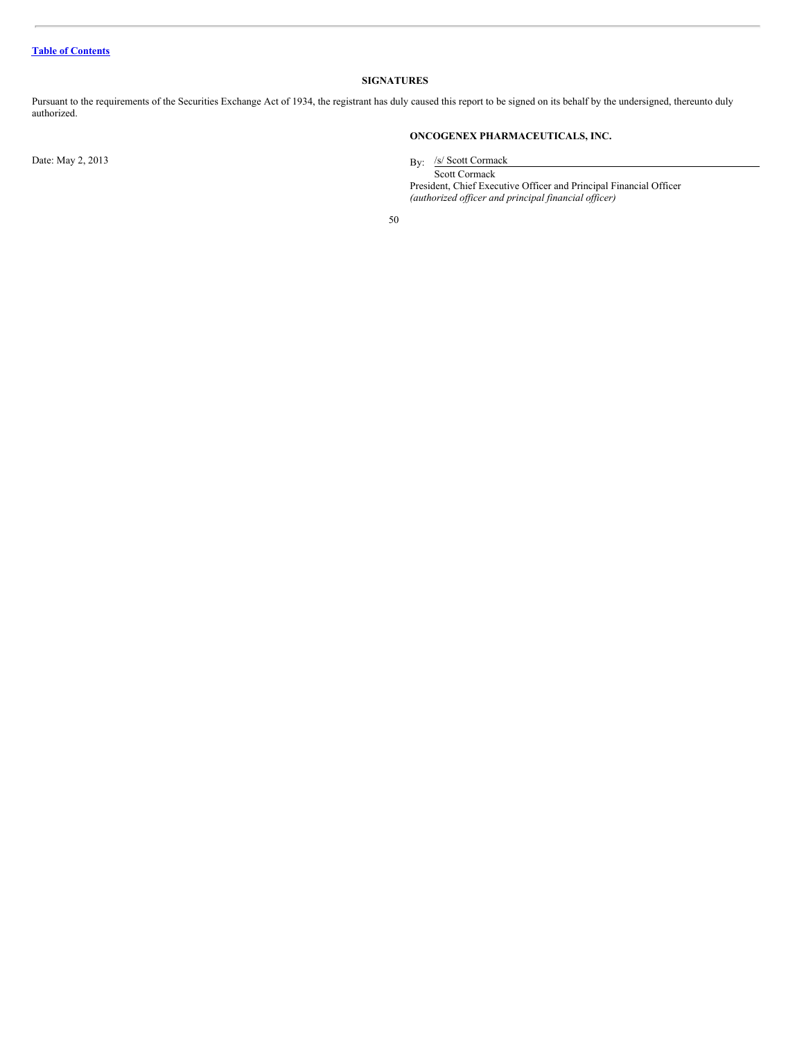[Table of Contents](#)

## SIGNATURES

Pursuant to the requirements of the Securities Exchange Act of 1934, the registrant has duly caused this report to be signed on its behalf by the undersigned, thereunto duly authorized.

**ONCOGENEX PHARMACEUTICALS, INC.**

Date: May 2, 2013

By: /s/ Scott Cormack

Scott Cormack

President, Chief Executive Officer and Principal Financial Officer

*(authorized officer and principal financial officer)*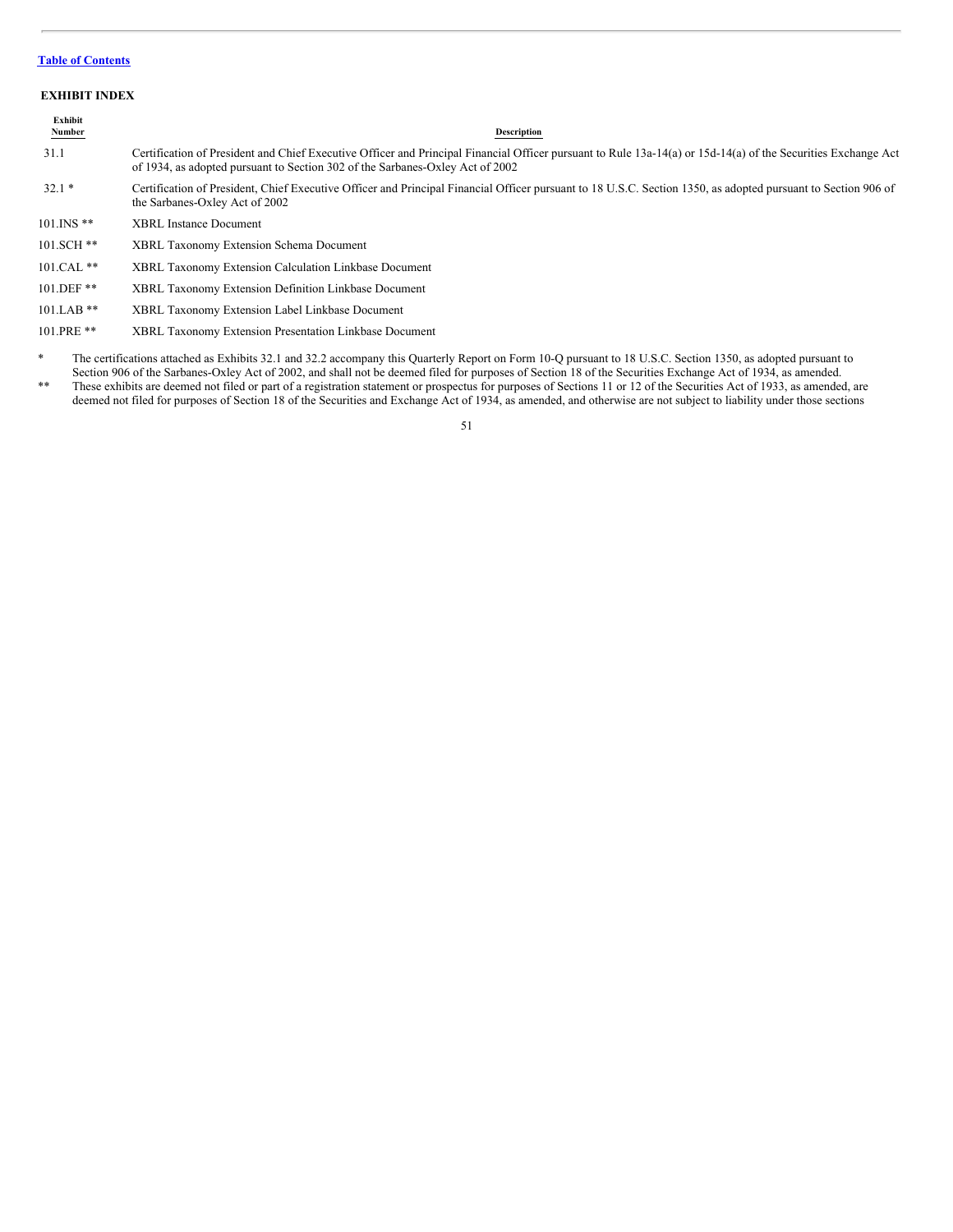[Table of Contents](#)

## EXHIBIT INDEX

| Exhibit Number | Description |
|---|---|
| 31.1 | Certification of President and Chief Executive Officer and Principal Financial Officer pursuant to Rule 13a-14(a) or 15d-14(a) of the Securities Exchange Act of 1934, as adopted pursuant to Section 302 of the Sarbanes-Oxley Act of 2002 |
| 32.1 * | Certification of President, Chief Executive Officer and Principal Financial Officer pursuant to 18 U.S.C. Section 1350, as adopted pursuant to Section 906 of the Sarbanes-Oxley Act of 2002 |
| 101.INS ** | XBRL Instance Document |
| 101.SCH ** | XBRL Taxonomy Extension Schema Document |
| 101.CAL ** | XBRL Taxonomy Extension Calculation Linkbase Document |
| 101.DEF ** | XBRL Taxonomy Extension Definition Linkbase Document |
| 101.LAB ** | XBRL Taxonomy Extension Label Linkbase Document |
| 101.PRE ** | XBRL Taxonomy Extension Presentation Linkbase Document |

\* The certifications attached as Exhibits 32.1 and 32.2 accompany this Quarterly Report on Form 10-Q pursuant to 18 U.S.C. Section 1350, as adopted pursuant to Section 906 of the Sarbanes-Oxley Act of 2002, and shall not be deemed filed for purposes of Section 18 of the Securities Exchange Act of 1934, as amended.

** These exhibits are deemed not filed or part of a registration statement or prospectus for purposes of Sections 11 or 12 of the Securities Act of 1933, as amended, are deemed not filed for purposes of Section 18 of the Securities and Exchange Act of 1934, as amended, and otherwise are not subject to liability under those sections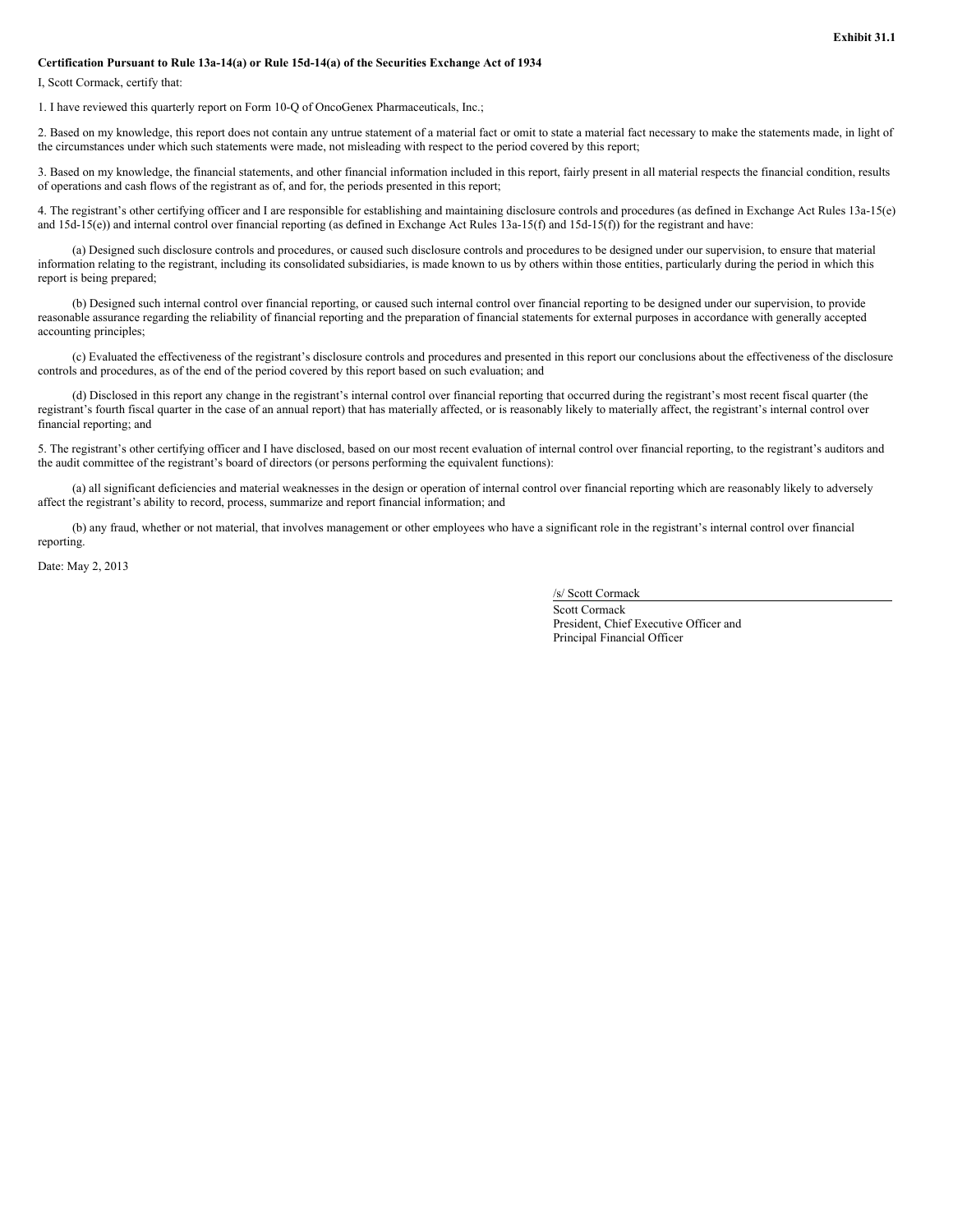**Exhibit 31.1**

**Certification Pursuant to Rule 13a-14(a) or Rule 15d-14(a) of the Securities Exchange Act of 1934**

I, Scott Cormack, certify that:

1. I have reviewed this quarterly report on Form 10-Q of OncoGenex Pharmaceuticals, Inc.;

2. Based on my knowledge, this report does not contain any untrue statement of a material fact or omit to state a material fact necessary to make the statements made, in light of the circumstances under which such statements were made, not misleading with respect to the period covered by this report;

3. Based on my knowledge, the financial statements, and other financial information included in this report, fairly present in all material respects the financial condition, results of operations and cash flows of the registrant as of, and for, the periods presented in this report;

4. The registrant's other certifying officer and I are responsible for establishing and maintaining disclosure controls and procedures (as defined in Exchange Act Rules 13a-15(e) and 15d-15(e)) and internal control over financial reporting (as defined in Exchange Act Rules 13a-15(f) and 15d-15(f)) for the registrant and have:

(a) Designed such disclosure controls and procedures, or caused such disclosure controls and procedures to be designed under our supervision, to ensure that material information relating to the registrant, including its consolidated subsidiaries, is made known to us by others within those entities, particularly during the period in which this report is being prepared;

(b) Designed such internal control over financial reporting, or caused such internal control over financial reporting to be designed under our supervision, to provide reasonable assurance regarding the reliability of financial reporting and the preparation of financial statements for external purposes in accordance with generally accepted accounting principles;

(c) Evaluated the effectiveness of the registrant's disclosure controls and procedures and presented in this report our conclusions about the effectiveness of the disclosure controls and procedures, as of the end of the period covered by this report based on such evaluation; and

(d) Disclosed in this report any change in the registrant's internal control over financial reporting that occurred during the registrant's most recent fiscal quarter (the registrant's fourth fiscal quarter in the case of an annual report) that has materially affected, or is reasonably likely to materially affect, the registrant's internal control over financial reporting; and

5. The registrant's other certifying officer and I have disclosed, based on our most recent evaluation of internal control over financial reporting, to the registrant's auditors and the audit committee of the registrant's board of directors (or persons performing the equivalent functions):

(a) all significant deficiencies and material weaknesses in the design or operation of internal control over financial reporting which are reasonably likely to adversely affect the registrant's ability to record, process, summarize and report financial information; and

(b) any fraud, whether or not material, that involves management or other employees who have a significant role in the registrant's internal control over financial reporting.

Date: May 2, 2013

/s/ Scott Cormack
Scott Cormack
President, Chief Executive Officer and
Principal Financial Officer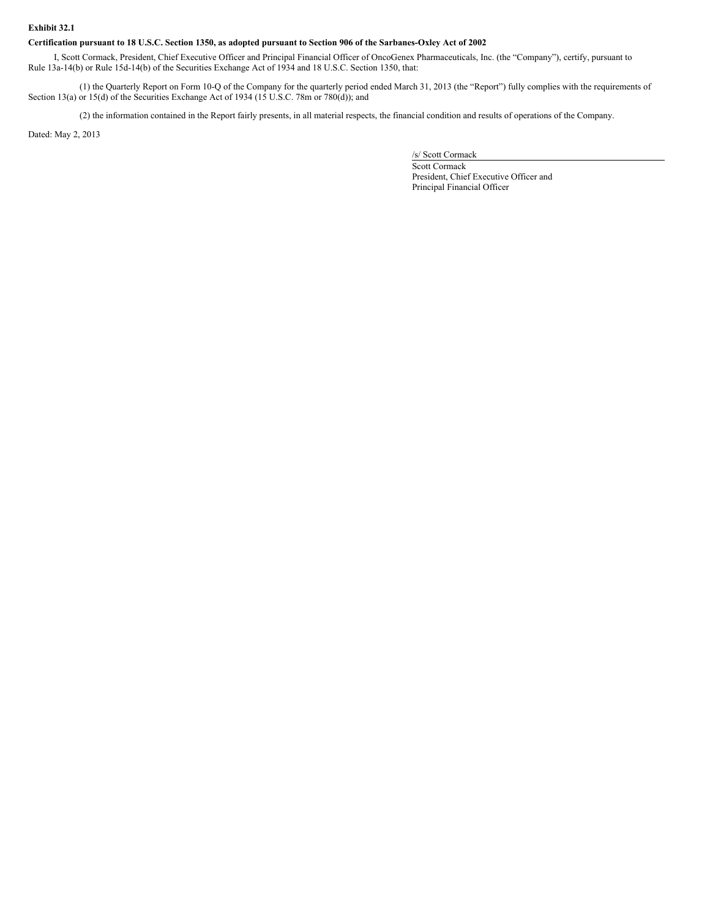**Exhibit 32.1**

**Certification pursuant to 18 U.S.C. Section 1350, as adopted pursuant to Section 906 of the Sarbanes-Oxley Act of 2002**

I, Scott Cormack, President, Chief Executive Officer and Principal Financial Officer of OncoGenex Pharmaceuticals, Inc. (the "Company"), certify, pursuant to Rule 13a-14(b) or Rule 15d-14(b) of the Securities Exchange Act of 1934 and 18 U.S.C. Section 1350, that:

(1) the Quarterly Report on Form 10-Q of the Company for the quarterly period ended March 31, 2013 (the "Report") fully complies with the requirements of Section 13(a) or 15(d) of the Securities Exchange Act of 1934 (15 U.S.C. 78m or 780(d)); and

(2) the information contained in the Report fairly presents, in all material respects, the financial condition and results of operations of the Company.

Dated: May 2, 2013

/s/ Scott Cormack
Scott Cormack
President, Chief Executive Officer and
Principal Financial Officer